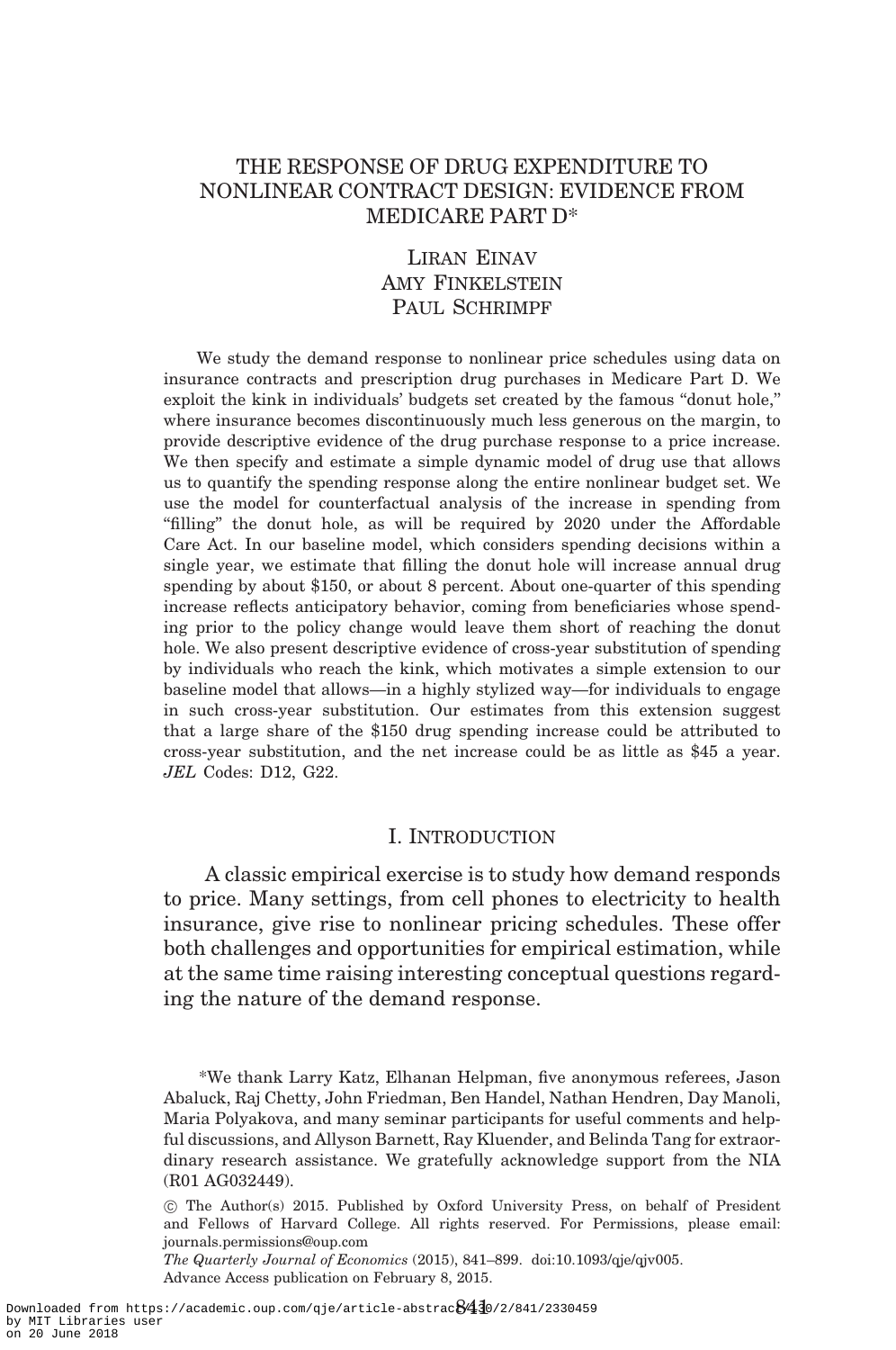# THE RESPONSE OF DRUG EXPENDITURE TO NONLINEAR CONTRACT DESIGN: EVIDENCE FROM MEDICARE PART D*

Liran Einav
Amy Finkelstein
Paul Schrimpf

We study the demand response to nonlinear price schedules using data on insurance contracts and prescription drug purchases in Medicare Part D. We exploit the kink in individuals' budgets set created by the famous "donut hole," where insurance becomes discontinuously much less generous on the margin, to provide descriptive evidence of the drug purchase response to a price increase. We then specify and estimate a simple dynamic model of drug use that allows us to quantify the spending response along the entire nonlinear budget set. We use the model for counterfactual analysis of the increase in spending from "filling" the donut hole, as will be required by 2020 under the Affordable Care Act. In our baseline model, which considers spending decisions within a single year, we estimate that filling the donut hole will increase annual drug spending by about \$150, or about 8 percent. About one-quarter of this spending increase reflects anticipatory behavior, coming from beneficiaries whose spending prior to the policy change would leave them short of reaching the donut hole. We also present descriptive evidence of cross-year substitution of spending by individuals who reach the kink, which motivates a simple extension to our baseline model that allows—in a highly stylized way—for individuals to engage in such cross-year substitution. Our estimates from this extension suggest that a large share of the \$150 drug spending increase could be attributed to cross-year substitution, and the net increase could be as little as \$45 a year. *JEL* Codes: D12, G22.

## I. Introduction

A classic empirical exercise is to study how demand responds to price. Many settings, from cell phones to electricity to health insurance, give rise to nonlinear pricing schedules. These offer both challenges and opportunities for empirical estimation, while at the same time raising interesting conceptual questions regarding the nature of the demand response.

*We thank Larry Katz, Elhanan Helpman, five anonymous referees, Jason Abaluck, Raj Chetty, John Friedman, Ben Handel, Nathan Hendren, Day Manoli, Maria Polyakova, and many seminar participants for useful comments and helpful discussions, and Allyson Barnett, Ray Kluender, and Belinda Tang for extraordinary research assistance. We gratefully acknowledge support from the NIA (R01 AG032449).

© The Author(s) 2015. Published by Oxford University Press, on behalf of President and Fellows of Harvard College. All rights reserved. For Permissions, please email: journals.permissions@oup.com

*The Quarterly Journal of Economics* (2015), 841–899. doi:10.1093/qje/qjv005.
Advance Access publication on February 8, 2015.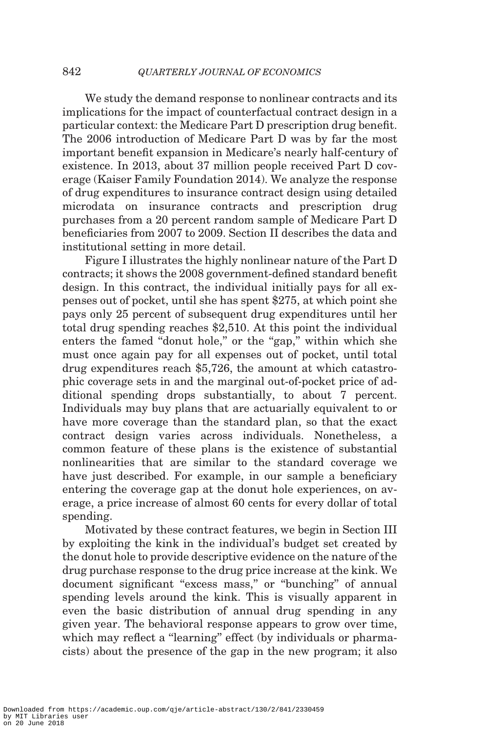We study the demand response to nonlinear contracts and its implications for the impact of counterfactual contract design in a particular context: the Medicare Part D prescription drug benefit. The 2006 introduction of Medicare Part D was by far the most important benefit expansion in Medicare's nearly half-century of existence. In 2013, about 37 million people received Part D coverage (Kaiser Family Foundation 2014). We analyze the response of drug expenditures to insurance contract design using detailed microdata on insurance contracts and prescription drug purchases from a 20 percent random sample of Medicare Part D beneficiaries from 2007 to 2009. Section II describes the data and institutional setting in more detail.

Figure I illustrates the highly nonlinear nature of the Part D contracts; it shows the 2008 government-defined standard benefit design. In this contract, the individual initially pays for all expenses out of pocket, until she has spent \$275, at which point she pays only 25 percent of subsequent drug expenditures until her total drug spending reaches \$2,510. At this point the individual enters the famed "donut hole," or the "gap," within which she must once again pay for all expenses out of pocket, until total drug expenditures reach \$5,726, the amount at which catastrophic coverage sets in and the marginal out-of-pocket price of additional spending drops substantially, to about 7 percent. Individuals may buy plans that are actuarially equivalent to or have more coverage than the standard plan, so that the exact contract design varies across individuals. Nonetheless, a common feature of these plans is the existence of substantial nonlinearities that are similar to the standard coverage we have just described. For example, in our sample a beneficiary entering the coverage gap at the donut hole experiences, on average, a price increase of almost 60 cents for every dollar of total spending.

Motivated by these contract features, we begin in Section III by exploiting the kink in the individual's budget set created by the donut hole to provide descriptive evidence on the nature of the drug purchase response to the drug price increase at the kink. We document significant "excess mass," or "bunching" of annual spending levels around the kink. This is visually apparent in even the basic distribution of annual drug spending in any given year. The behavioral response appears to grow over time, which may reflect a "learning" effect (by individuals or pharmacists) about the presence of the gap in the new program; it also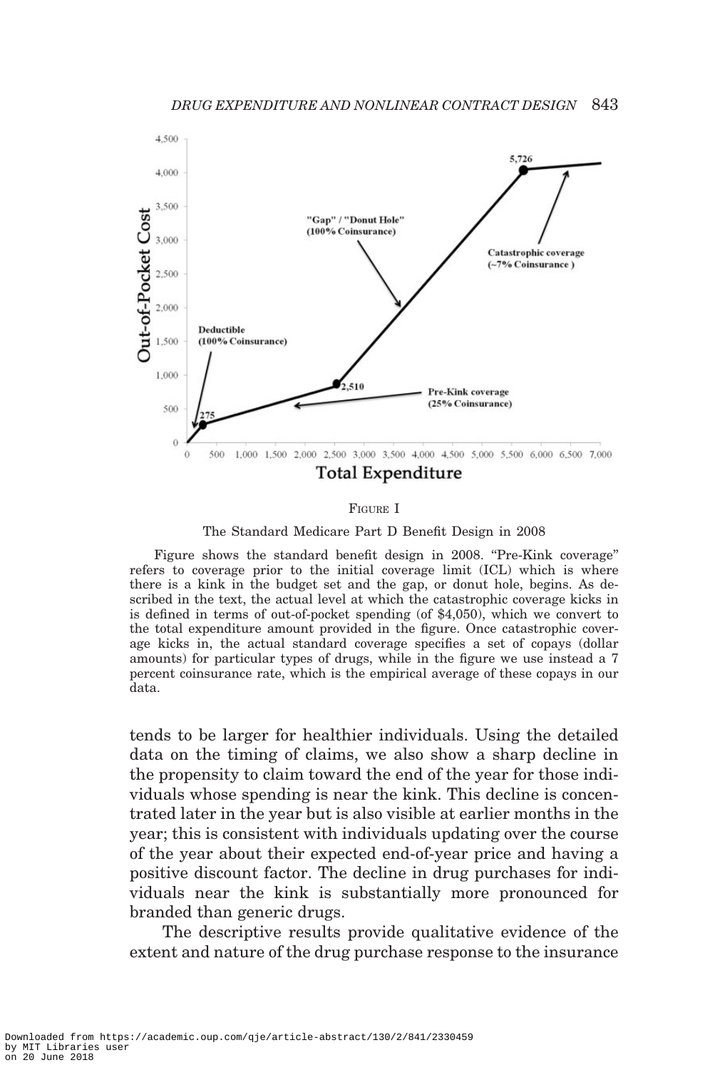FIGURE I

The Standard Medicare Part D Benefit Design in 2008

Figure shows the standard benefit design in 2008. "Pre-Kink coverage" refers to coverage prior to the initial coverage limit (ICL) which is where there is a kink in the budget set and the gap, or donut hole, begins. As described in the text, the actual level at which the catastrophic coverage kicks in is defined in terms of out-of-pocket spending (of $4,050), which we convert to the total expenditure amount provided in the figure. Once catastrophic coverage kicks in, the actual standard coverage specifies a set of copays (dollar amounts) for particular types of drugs, while in the figure we use instead a 7 percent coinsurance rate, which is the empirical average of these copays in our data.

tends to be larger for healthier individuals. Using the detailed data on the timing of claims, we also show a sharp decline in the propensity to claim toward the end of the year for those individuals whose spending is near the kink. This decline is concentrated later in the year but is also visible at earlier months in the year; this is consistent with individuals updating over the course of the year about their expected end-of-year price and having a positive discount factor. The decline in drug purchases for individuals near the kink is substantially more pronounced for branded than generic drugs.

The descriptive results provide qualitative evidence of the extent and nature of the drug purchase response to the insurance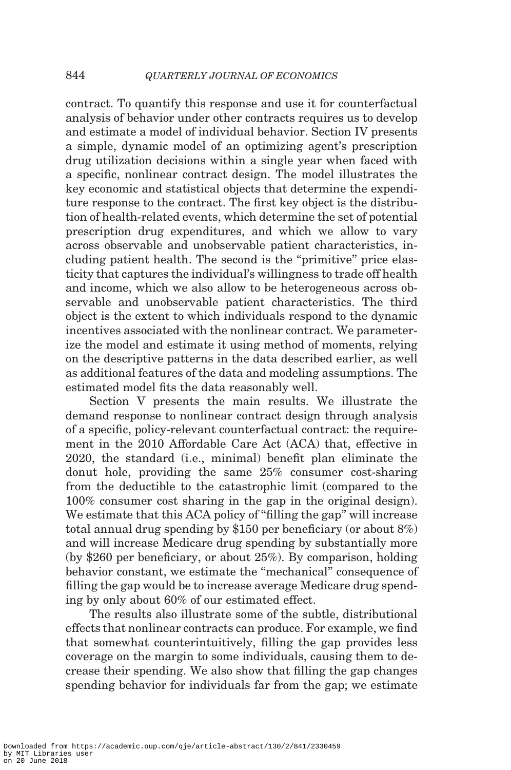contract. To quantify this response and use it for counterfactual analysis of behavior under other contracts requires us to develop and estimate a model of individual behavior. Section IV presents a simple, dynamic model of an optimizing agent's prescription drug utilization decisions within a single year when faced with a specific, nonlinear contract design. The model illustrates the key economic and statistical objects that determine the expenditure response to the contract. The first key object is the distribution of health-related events, which determine the set of potential prescription drug expenditures, and which we allow to vary across observable and unobservable patient characteristics, including patient health. The second is the "primitive" price elasticity that captures the individual's willingness to trade off health and income, which we also allow to be heterogeneous across observable and unobservable patient characteristics. The third object is the extent to which individuals respond to the dynamic incentives associated with the nonlinear contract. We parameterize the model and estimate it using method of moments, relying on the descriptive patterns in the data described earlier, as well as additional features of the data and modeling assumptions. The estimated model fits the data reasonably well.

Section V presents the main results. We illustrate the demand response to nonlinear contract design through analysis of a specific, policy-relevant counterfactual contract: the requirement in the 2010 Affordable Care Act (ACA) that, effective in 2020, the standard (i.e., minimal) benefit plan eliminate the donut hole, providing the same 25% consumer cost-sharing from the deductible to the catastrophic limit (compared to the 100% consumer cost sharing in the gap in the original design). We estimate that this ACA policy of "filling the gap" will increase total annual drug spending by \$150 per beneficiary (or about 8%) and will increase Medicare drug spending by substantially more (by \$260 per beneficiary, or about 25%). By comparison, holding behavior constant, we estimate the "mechanical" consequence of filling the gap would be to increase average Medicare drug spending by only about 60% of our estimated effect.

The results also illustrate some of the subtle, distributional effects that nonlinear contracts can produce. For example, we find that somewhat counterintuitively, filling the gap provides less coverage on the margin to some individuals, causing them to decrease their spending. We also show that filling the gap changes spending behavior for individuals far from the gap; we estimate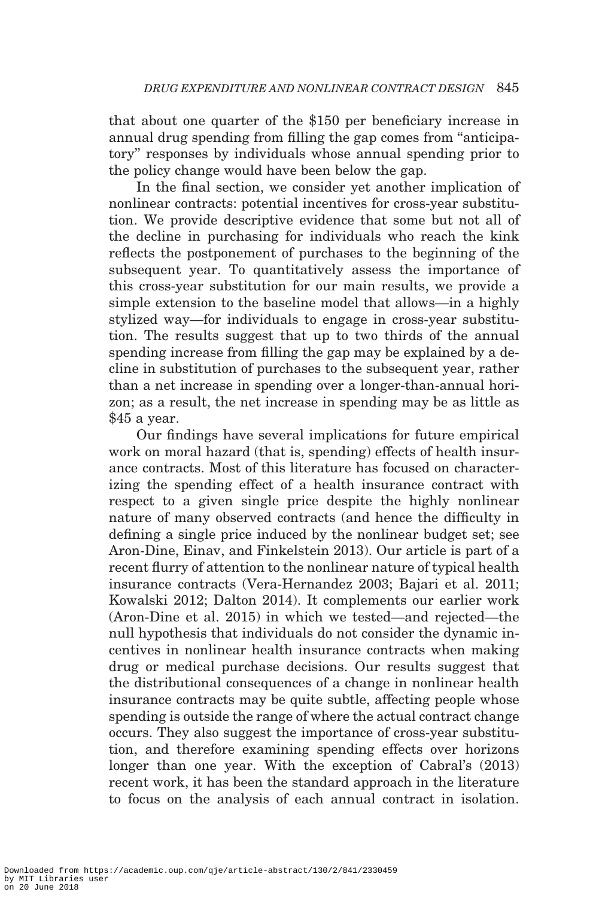that about one quarter of the $150 per beneficiary increase in annual drug spending from filling the gap comes from "anticipatory" responses by individuals whose annual spending prior to the policy change would have been below the gap.

In the final section, we consider yet another implication of nonlinear contracts: potential incentives for cross-year substitution. We provide descriptive evidence that some but not all of the decline in purchasing for individuals who reach the kink reflects the postponement of purchases to the beginning of the subsequent year. To quantitatively assess the importance of this cross-year substitution for our main results, we provide a simple extension to the baseline model that allows—in a highly stylized way—for individuals to engage in cross-year substitution. The results suggest that up to two thirds of the annual spending increase from filling the gap may be explained by a decline in substitution of purchases to the subsequent year, rather than a net increase in spending over a longer-than-annual horizon; as a result, the net increase in spending may be as little as $45 a year.

Our findings have several implications for future empirical work on moral hazard (that is, spending) effects of health insurance contracts. Most of this literature has focused on characterizing the spending effect of a health insurance contract with respect to a given single price despite the highly nonlinear nature of many observed contracts (and hence the difficulty in defining a single price induced by the nonlinear budget set; see Aron-Dine, Einav, and Finkelstein 2013). Our article is part of a recent flurry of attention to the nonlinear nature of typical health insurance contracts (Vera-Hernandez 2003; Bajari et al. 2011; Kowalski 2012; Dalton 2014). It complements our earlier work (Aron-Dine et al. 2015) in which we tested—and rejected—the null hypothesis that individuals do not consider the dynamic incentives in nonlinear health insurance contracts when making drug or medical purchase decisions. Our results suggest that the distributional consequences of a change in nonlinear health insurance contracts may be quite subtle, affecting people whose spending is outside the range of where the actual contract change occurs. They also suggest the importance of cross-year substitution, and therefore examining spending effects over horizons longer than one year. With the exception of Cabral's (2013) recent work, it has been the standard approach in the literature to focus on the analysis of each annual contract in isolation.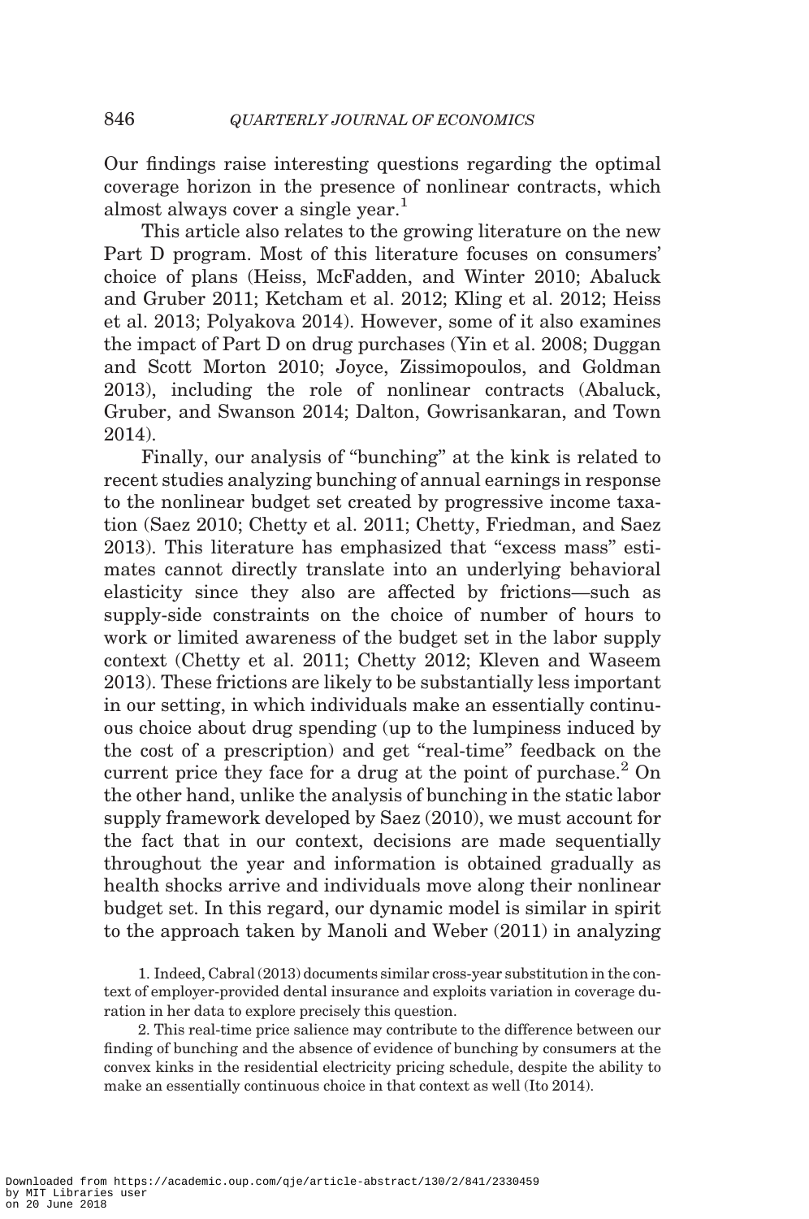Our findings raise interesting questions regarding the optimal coverage horizon in the presence of nonlinear contracts, which almost always cover a single year.[1]

This article also relates to the growing literature on the new Part D program. Most of this literature focuses on consumers' choice of plans (Heiss, McFadden, and Winter 2010; Abaluck and Gruber 2011; Ketcham et al. 2012; Kling et al. 2012; Heiss et al. 2013; Polyakova 2014). However, some of it also examines the impact of Part D on drug purchases (Yin et al. 2008; Duggan and Scott Morton 2010; Joyce, Zissimopoulos, and Goldman 2013), including the role of nonlinear contracts (Abaluck, Gruber, and Swanson 2014; Dalton, Gowrisankaran, and Town 2014).

Finally, our analysis of "bunching" at the kink is related to recent studies analyzing bunching of annual earnings in response to the nonlinear budget set created by progressive income taxation (Saez 2010; Chetty et al. 2011; Chetty, Friedman, and Saez 2013). This literature has emphasized that "excess mass" estimates cannot directly translate into an underlying behavioral elasticity since they also are affected by frictions—such as supply-side constraints on the choice of number of hours to work or limited awareness of the budget set in the labor supply context (Chetty et al. 2011; Chetty 2012; Kleven and Waseem 2013). These frictions are likely to be substantially less important in our setting, in which individuals make an essentially continuous choice about drug spending (up to the lumpiness induced by the cost of a prescription) and get "real-time" feedback on the current price they face for a drug at the point of purchase.[2] On the other hand, unlike the analysis of bunching in the static labor supply framework developed by Saez (2010), we must account for the fact that in our context, decisions are made sequentially throughout the year and information is obtained gradually as health shocks arrive and individuals move along their nonlinear budget set. In this regard, our dynamic model is similar in spirit to the approach taken by Manoli and Weber (2011) in analyzing

1. Indeed, Cabral (2013) documents similar cross-year substitution in the context of employer-provided dental insurance and exploits variation in coverage duration in her data to explore precisely this question.

2. This real-time price salience may contribute to the difference between our finding of bunching and the absence of evidence of bunching by consumers at the convex kinks in the residential electricity pricing schedule, despite the ability to make an essentially continuous choice in that context as well (Ito 2014).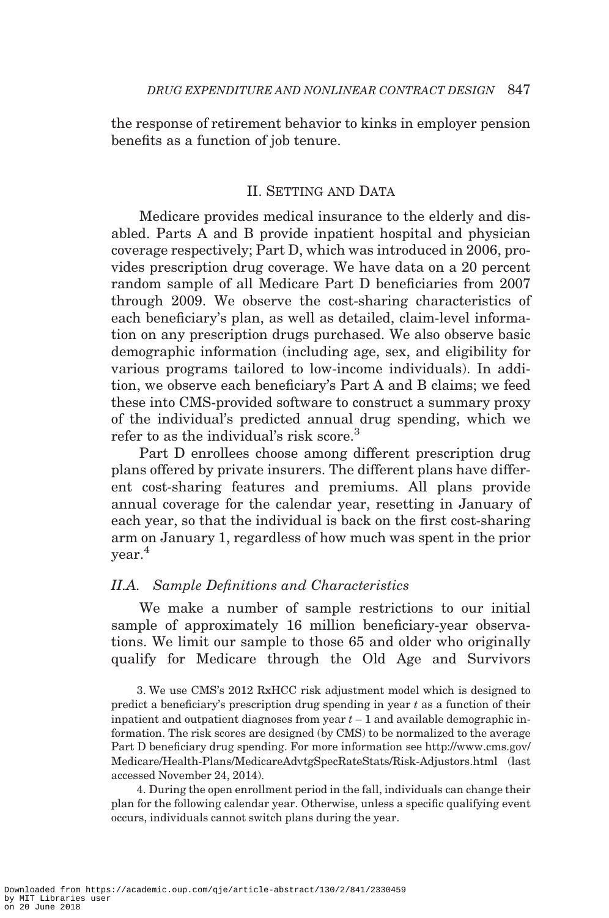the response of retirement behavior to kinks in employer pension benefits as a function of job tenure.

## II. Setting and Data

Medicare provides medical insurance to the elderly and disabled. Parts A and B provide inpatient hospital and physician coverage respectively; Part D, which was introduced in 2006, provides prescription drug coverage. We have data on a 20 percent random sample of all Medicare Part D beneficiaries from 2007 through 2009. We observe the cost-sharing characteristics of each beneficiary's plan, as well as detailed, claim-level information on any prescription drugs purchased. We also observe basic demographic information (including age, sex, and eligibility for various programs tailored to low-income individuals). In addition, we observe each beneficiary's Part A and B claims; we feed these into CMS-provided software to construct a summary proxy of the individual's predicted annual drug spending, which we refer to as the individual's risk score.[3]

Part D enrollees choose among different prescription drug plans offered by private insurers. The different plans have different cost-sharing features and premiums. All plans provide annual coverage for the calendar year, resetting in January of each year, so that the individual is back on the first cost-sharing arm on January 1, regardless of how much was spent in the prior year.[4]

### II.A. Sample Definitions and Characteristics

We make a number of sample restrictions to our initial sample of approximately 16 million beneficiary-year observations. We limit our sample to those 65 and older who originally qualify for Medicare through the Old Age and Survivors

3. We use CMS's 2012 RxHCC risk adjustment model which is designed to predict a beneficiary's prescription drug spending in year $t$ as a function of their inpatient and outpatient diagnoses from year $t-1$ and available demographic information. The risk scores are designed (by CMS) to be normalized to the average Part D beneficiary drug spending. For more information see http://www.cms.gov/Medicare/Health-Plans/MedicareAdvtgSpecRateStats/Risk-Adjustors.html (last accessed November 24, 2014).

4. During the open enrollment period in the fall, individuals can change their plan for the following calendar year. Otherwise, unless a specific qualifying event occurs, individuals cannot switch plans during the year.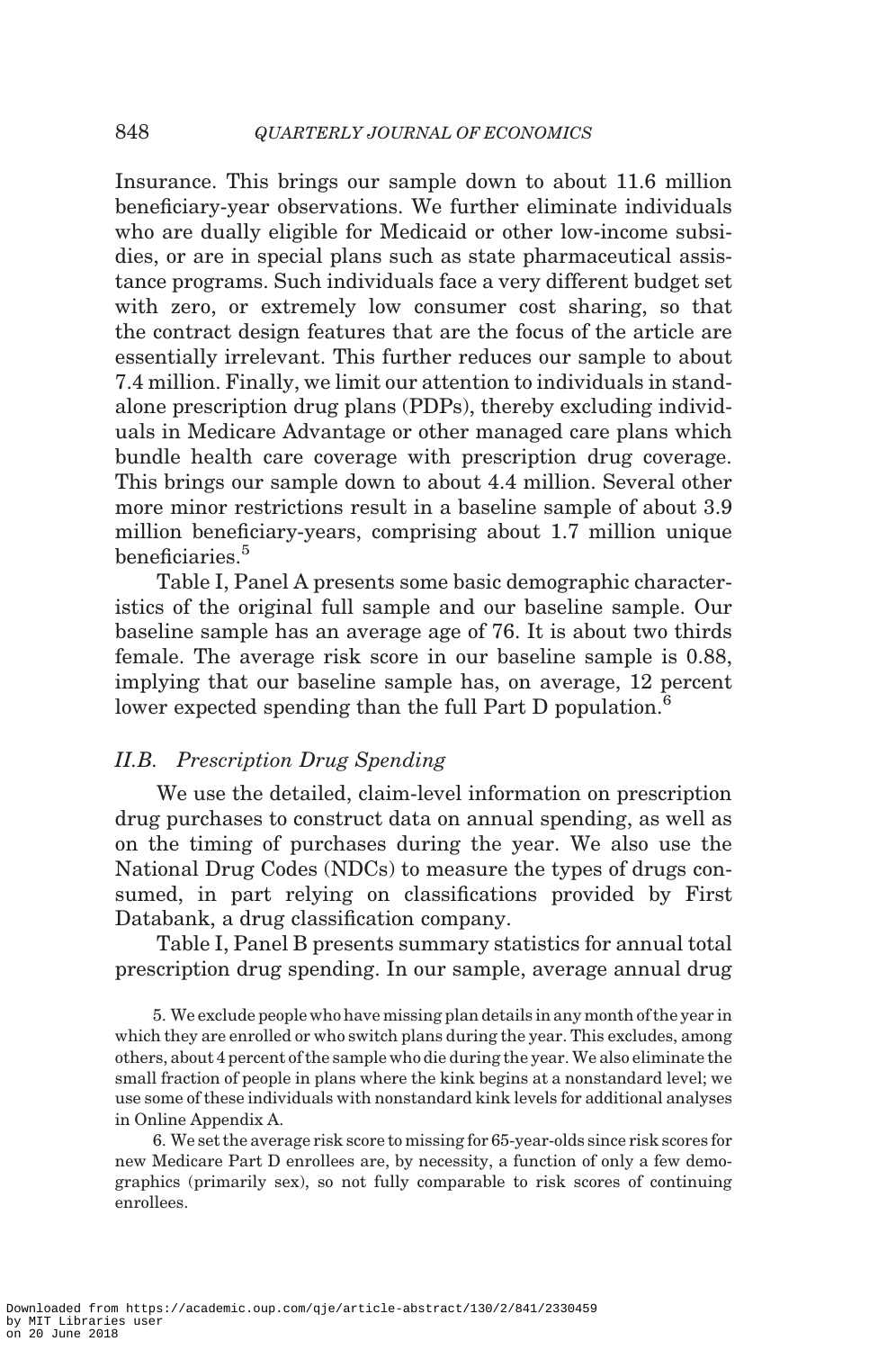Insurance. This brings our sample down to about 11.6 million beneficiary-year observations. We further eliminate individuals who are dually eligible for Medicaid or other low-income subsidies, or are in special plans such as state pharmaceutical assistance programs. Such individuals face a very different budget set with zero, or extremely low consumer cost sharing, so that the contract design features that are the focus of the article are essentially irrelevant. This further reduces our sample to about 7.4 million. Finally, we limit our attention to individuals in standalone prescription drug plans (PDPs), thereby excluding individuals in Medicare Advantage or other managed care plans which bundle health care coverage with prescription drug coverage. This brings our sample down to about 4.4 million. Several other more minor restrictions result in a baseline sample of about 3.9 million beneficiary-years, comprising about 1.7 million unique beneficiaries.[5]

Table I, Panel A presents some basic demographic characteristics of the original full sample and our baseline sample. Our baseline sample has an average age of 76. It is about two thirds female. The average risk score in our baseline sample is 0.88, implying that our baseline sample has, on average, 12 percent lower expected spending than the full Part D population.[6]

### II.B. *Prescription Drug Spending*

We use the detailed, claim-level information on prescription drug purchases to construct data on annual spending, as well as on the timing of purchases during the year. We also use the National Drug Codes (NDCs) to measure the types of drugs consumed, in part relying on classifications provided by First Databank, a drug classification company.

Table I, Panel B presents summary statistics for annual total prescription drug spending. In our sample, average annual drug

5. We exclude people who have missing plan details in any month of the year in which they are enrolled or who switch plans during the year. This excludes, among others, about 4 percent of the sample who die during the year. We also eliminate the small fraction of people in plans where the kink begins at a nonstandard level; we use some of these individuals with nonstandard kink levels for additional analyses in Online Appendix A.

6. We set the average risk score to missing for 65-year-olds since risk scores for new Medicare Part D enrollees are, by necessity, a function of only a few demographics (primarily sex), so not fully comparable to risk scores of continuing enrollees.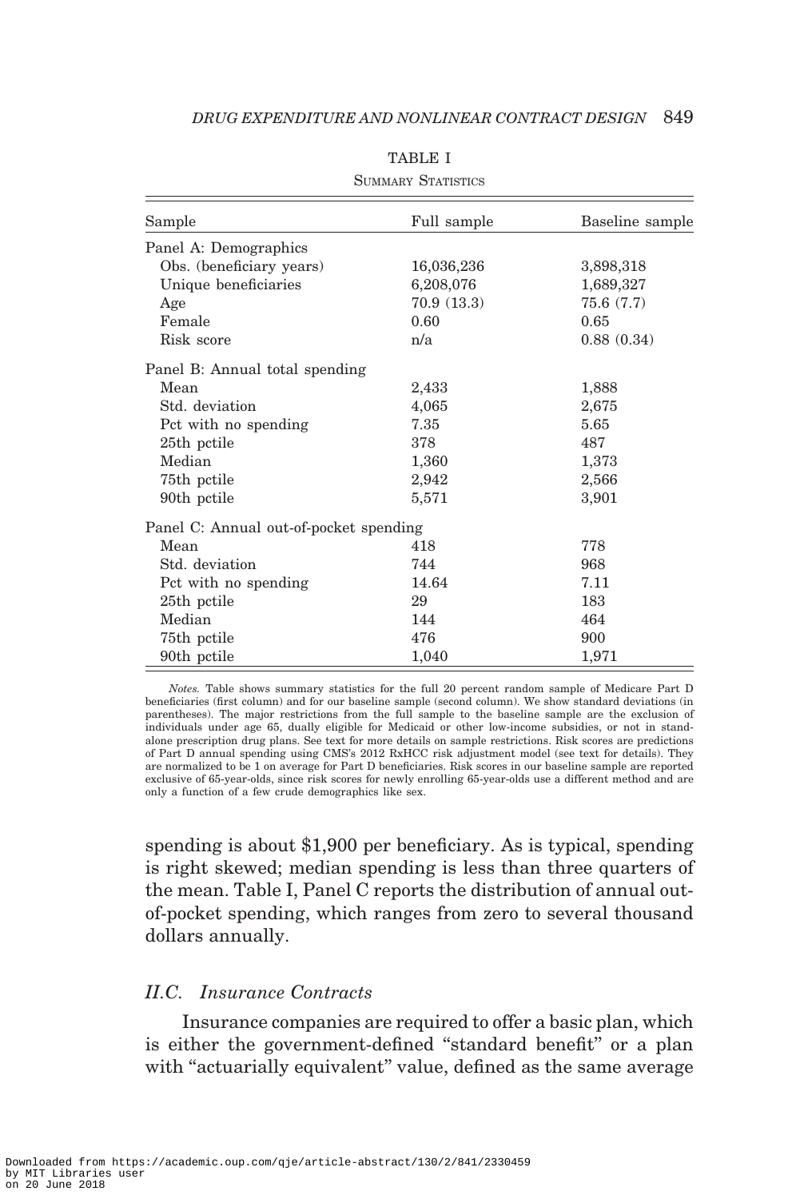TABLE I

Summary Statistics

| Sample | Full sample | Baseline sample |
|---|---|---|
| Panel A: Demographics | | |
| Obs. (beneficiary years) | 16,036,236 | 3,898,318 |
| Unique beneficiaries | 6,208,076 | 1,689,327 |
| Age | 70.9 (13.3) | 75.6 (7.7) |
| Female | 0.60 | 0.65 |
| Risk score | n/a | 0.88 (0.34) |
| Panel B: Annual total spending | | |
| Mean | 2,433 | 1,888 |
| Std. deviation | 4,065 | 2,675 |
| Pct with no spending | 7.35 | 5.65 |
| 25th pctile | 378 | 487 |
| Median | 1,360 | 1,373 |
| 75th pctile | 2,942 | 2,566 |
| 90th pctile | 5,571 | 3,901 |
| Panel C: Annual out-of-pocket spending | | |
| Mean | 418 | 778 |
| Std. deviation | 744 | 968 |
| Pct with no spending | 14.64 | 7.11 |
| 25th pctile | 29 | 183 |
| Median | 144 | 464 |
| 75th pctile | 476 | 900 |
| 90th pctile | 1,040 | 1,971 |

*Notes.* Table shows summary statistics for the full 20 percent random sample of Medicare Part D beneficiaries (first column) and for our baseline sample (second column). We show standard deviations (in parentheses). The major restrictions from the full sample to the baseline sample are the exclusion of individuals under age 65, dually eligible for Medicaid or other low-income subsidies, or not in stand-alone prescription drug plans. See text for more details on sample restrictions. Risk scores are predictions of Part D annual spending using CMS's 2012 RxHCC risk adjustment model (see text for details). They are normalized to be 1 on average for Part D beneficiaries. Risk scores in our baseline sample are reported exclusive of 65-year-olds, since risk scores for newly enrolling 65-year-olds use a different method and are only a function of a few crude demographics like sex.

spending is about \$1,900 per beneficiary. As is typical, spending is right skewed; median spending is less than three quarters of the mean. Table I, Panel C reports the distribution of annual out-of-pocket spending, which ranges from zero to several thousand dollars annually.

### II.C. Insurance Contracts

Insurance companies are required to offer a basic plan, which is either the government-defined "standard benefit" or a plan with "actuarially equivalent" value, defined as the same average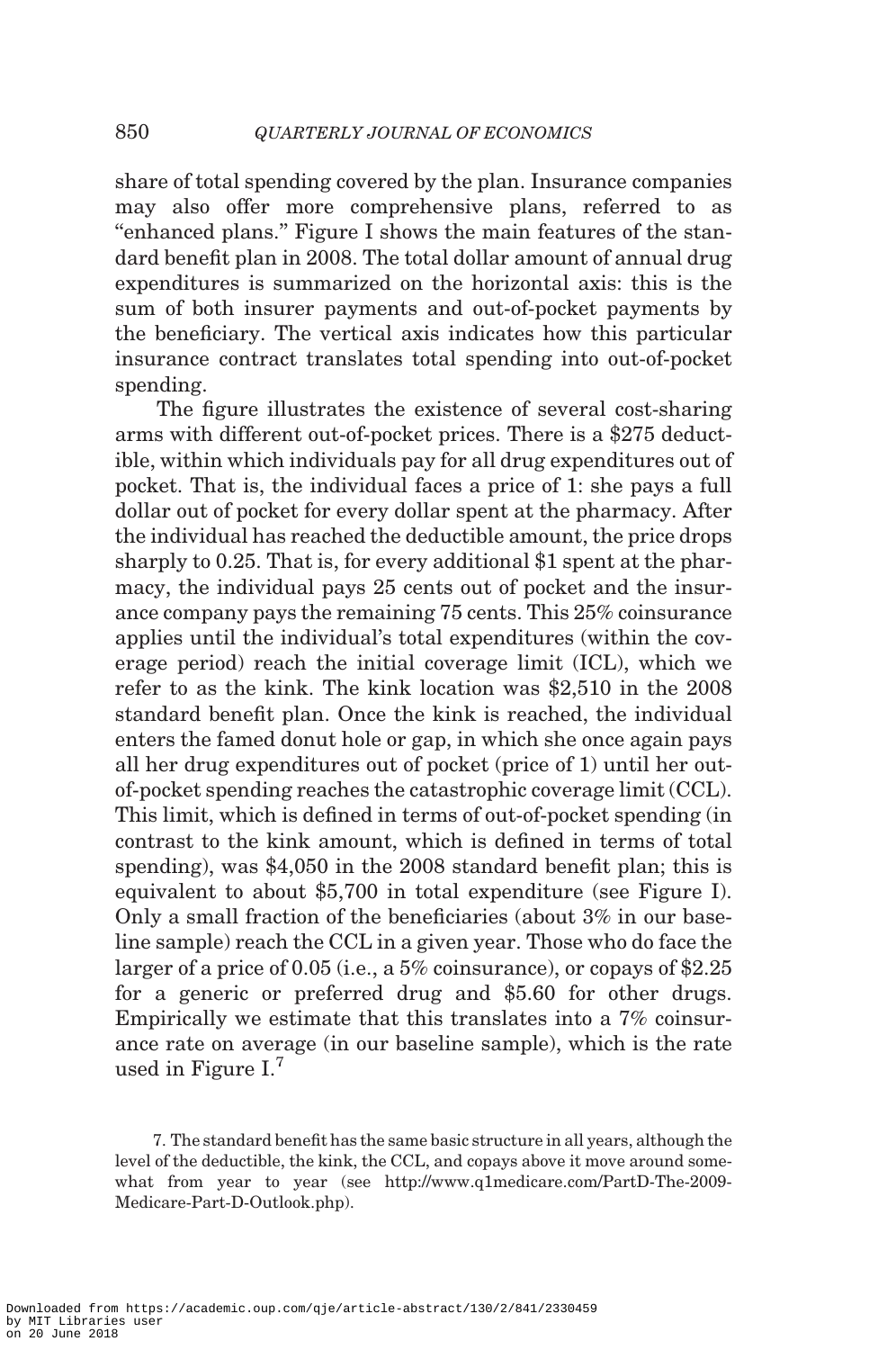share of total spending covered by the plan. Insurance companies may also offer more comprehensive plans, referred to as "enhanced plans." Figure I shows the main features of the standard benefit plan in 2008. The total dollar amount of annual drug expenditures is summarized on the horizontal axis: this is the sum of both insurer payments and out-of-pocket payments by the beneficiary. The vertical axis indicates how this particular insurance contract translates total spending into out-of-pocket spending.

The figure illustrates the existence of several cost-sharing arms with different out-of-pocket prices. There is a $275 deductible, within which individuals pay for all drug expenditures out of pocket. That is, the individual faces a price of 1: she pays a full dollar out of pocket for every dollar spent at the pharmacy. After the individual has reached the deductible amount, the price drops sharply to 0.25. That is, for every additional $1 spent at the pharmacy, the individual pays 25 cents out of pocket and the insurance company pays the remaining 75 cents. This 25% coinsurance applies until the individual's total expenditures (within the coverage period) reach the initial coverage limit (ICL), which we refer to as the kink. The kink location was $2,510 in the 2008 standard benefit plan. Once the kink is reached, the individual enters the famed donut hole or gap, in which she once again pays all her drug expenditures out of pocket (price of 1) until her out-of-pocket spending reaches the catastrophic coverage limit (CCL). This limit, which is defined in terms of out-of-pocket spending (in contrast to the kink amount, which is defined in terms of total spending), was $4,050 in the 2008 standard benefit plan; this is equivalent to about $5,700 in total expenditure (see Figure I). Only a small fraction of the beneficiaries (about 3% in our baseline sample) reach the CCL in a given year. Those who do face the larger of a price of 0.05 (i.e., a 5% coinsurance), or copays of $2.25 for a generic or preferred drug and $5.60 for other drugs. Empirically we estimate that this translates into a 7% coinsurance rate on average (in our baseline sample), which is the rate used in Figure I.[7]

7. The standard benefit has the same basic structure in all years, although the level of the deductible, the kink, the CCL, and copays above it move around somewhat from year to year (see http://www.q1medicare.com/PartD-The-2009-Medicare-Part-D-Outlook.php).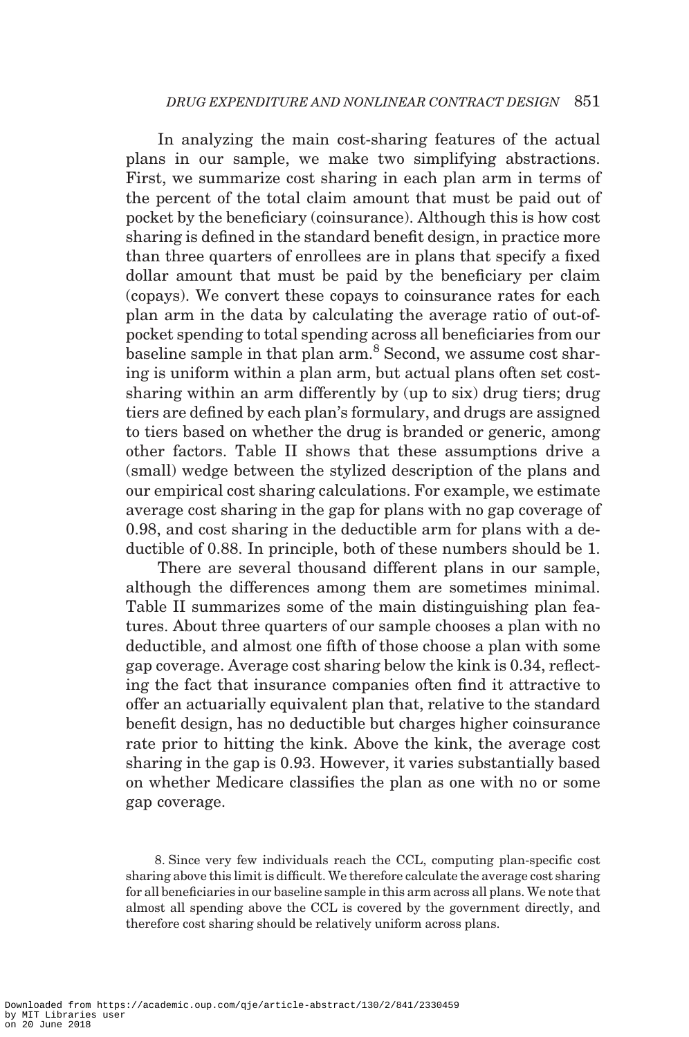In analyzing the main cost-sharing features of the actual plans in our sample, we make two simplifying abstractions. First, we summarize cost sharing in each plan arm in terms of the percent of the total claim amount that must be paid out of pocket by the beneficiary (coinsurance). Although this is how cost sharing is defined in the standard benefit design, in practice more than three quarters of enrollees are in plans that specify a fixed dollar amount that must be paid by the beneficiary per claim (copays). We convert these copays to coinsurance rates for each plan arm in the data by calculating the average ratio of out-of-pocket spending to total spending across all beneficiaries from our baseline sample in that plan arm.[8] Second, we assume cost sharing is uniform within a plan arm, but actual plans often set cost-sharing within an arm differently by (up to six) drug tiers; drug tiers are defined by each plan's formulary, and drugs are assigned to tiers based on whether the drug is branded or generic, among other factors. Table II shows that these assumptions drive a (small) wedge between the stylized description of the plans and our empirical cost sharing calculations. For example, we estimate average cost sharing in the gap for plans with no gap coverage of 0.98, and cost sharing in the deductible arm for plans with a deductible of 0.88. In principle, both of these numbers should be 1.

There are several thousand different plans in our sample, although the differences among them are sometimes minimal. Table II summarizes some of the main distinguishing plan features. About three quarters of our sample chooses a plan with no deductible, and almost one fifth of those choose a plan with some gap coverage. Average cost sharing below the kink is 0.34, reflecting the fact that insurance companies often find it attractive to offer an actuarially equivalent plan that, relative to the standard benefit design, has no deductible but charges higher coinsurance rate prior to hitting the kink. Above the kink, the average cost sharing in the gap is 0.93. However, it varies substantially based on whether Medicare classifies the plan as one with no or some gap coverage.

8. Since very few individuals reach the CCL, computing plan-specific cost sharing above this limit is difficult. We therefore calculate the average cost sharing for all beneficiaries in our baseline sample in this arm across all plans. We note that almost all spending above the CCL is covered by the government directly, and therefore cost sharing should be relatively uniform across plans.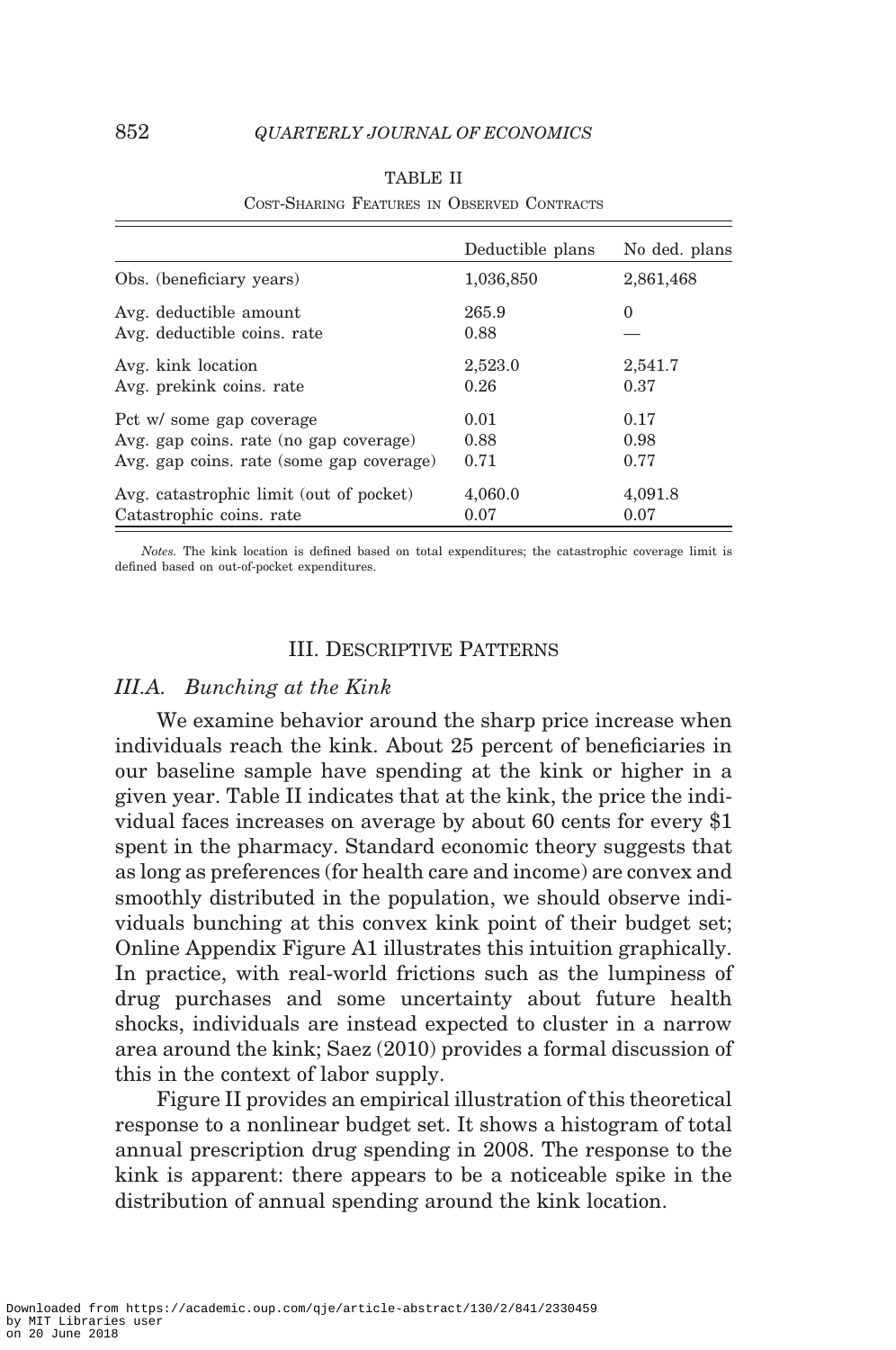TABLE II

Cost-Sharing Features in Observed Contracts

| | Deductible plans | No ded. plans |
|---|---|---|
| Obs. (beneficiary years) | 1,036,850 | 2,861,468 |
| Avg. deductible amount | 265.9 | 0 |
| Avg. deductible coins. rate | 0.88 | — |
| Avg. kink location | 2,523.0 | 2,541.7 |
| Avg. prekink coins. rate | 0.26 | 0.37 |
| Pct w/ some gap coverage | 0.01 | 0.17 |
| Avg. gap coins. rate (no gap coverage) | 0.88 | 0.98 |
| Avg. gap coins. rate (some gap coverage) | 0.71 | 0.77 |
| Avg. catastrophic limit (out of pocket) | 4,060.0 | 4,091.8 |
| Catastrophic coins. rate | 0.07 | 0.07 |

*Notes.* The kink location is defined based on total expenditures; the catastrophic coverage limit is defined based on out-of-pocket expenditures.

## III. Descriptive Patterns

### III.A. Bunching at the Kink

We examine behavior around the sharp price increase when individuals reach the kink. About 25 percent of beneficiaries in our baseline sample have spending at the kink or higher in a given year. Table II indicates that at the kink, the price the individual faces increases on average by about 60 cents for every $1 spent in the pharmacy. Standard economic theory suggests that as long as preferences (for health care and income) are convex and smoothly distributed in the population, we should observe individuals bunching at this convex kink point of their budget set; Online Appendix Figure A1 illustrates this intuition graphically. In practice, with real-world frictions such as the lumpiness of drug purchases and some uncertainty about future health shocks, individuals are instead expected to cluster in a narrow area around the kink; Saez (2010) provides a formal discussion of this in the context of labor supply.

Figure II provides an empirical illustration of this theoretical response to a nonlinear budget set. It shows a histogram of total annual prescription drug spending in 2008. The response to the kink is apparent: there appears to be a noticeable spike in the distribution of annual spending around the kink location.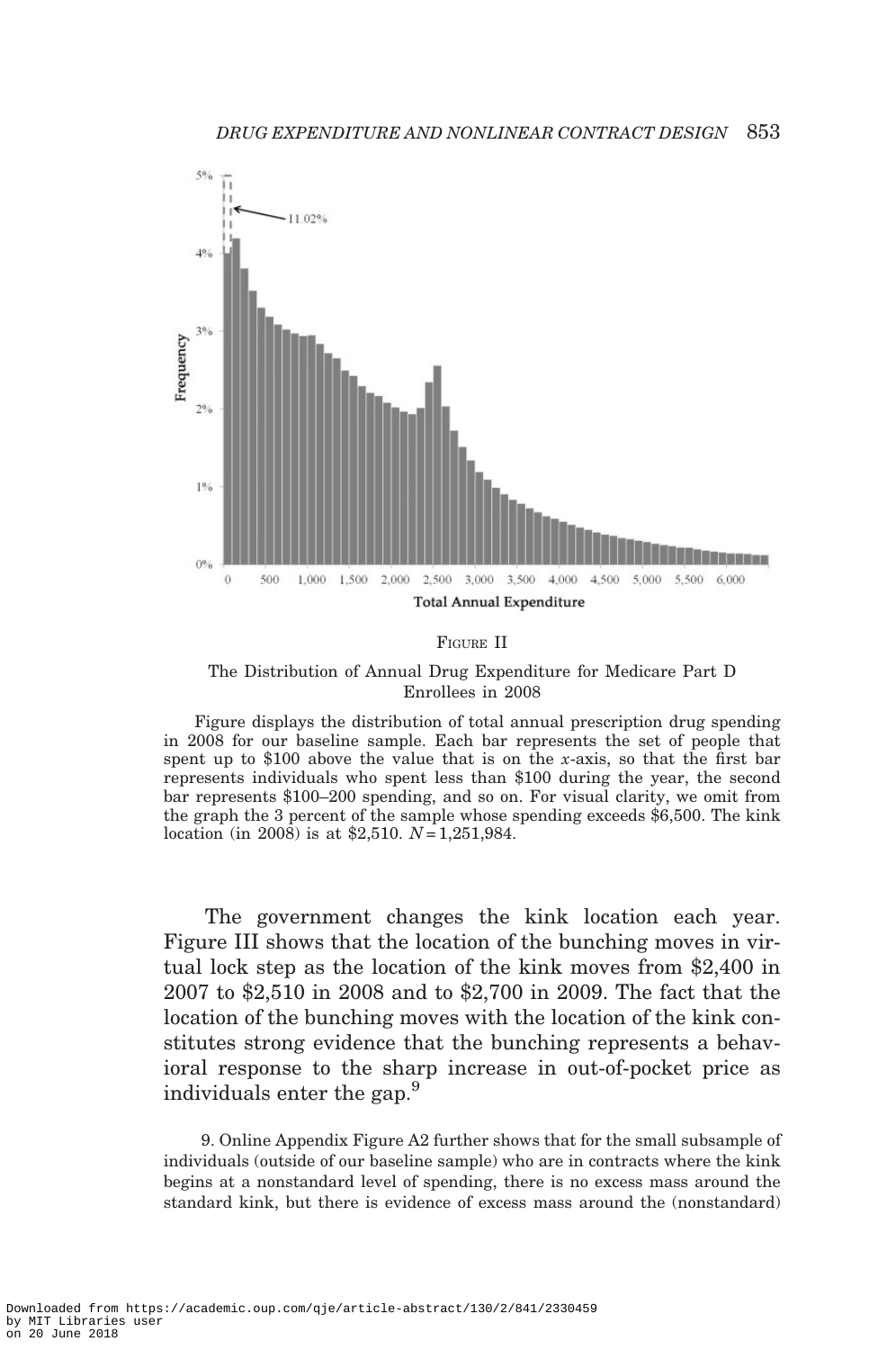FIGURE II

The Distribution of Annual Drug Expenditure for Medicare Part D Enrollees in 2008

Figure displays the distribution of total annual prescription drug spending in 2008 for our baseline sample. Each bar represents the set of people that spent up to \$100 above the value that is on the *x*-axis, so that the first bar represents individuals who spent less than \$100 during the year, the second bar represents \$100–200 spending, and so on. For visual clarity, we omit from the graph the 3 percent of the sample whose spending exceeds \$6,500. The kink location (in 2008) is at \$2,510. $N = 1{,}251{,}984$.

The government changes the kink location each year. Figure III shows that the location of the bunching moves in virtual lock step as the location of the kink moves from \$2,400 in 2007 to \$2,510 in 2008 and to \$2,700 in 2009. The fact that the location of the bunching moves with the location of the kink constitutes strong evidence that the bunching represents a behavioral response to the sharp increase in out-of-pocket price as individuals enter the gap.[9]

9. Online Appendix Figure A2 further shows that for the small subsample of individuals (outside of our baseline sample) who are in contracts where the kink begins at a nonstandard level of spending, there is no excess mass around the standard kink, but there is evidence of excess mass around the (nonstandard)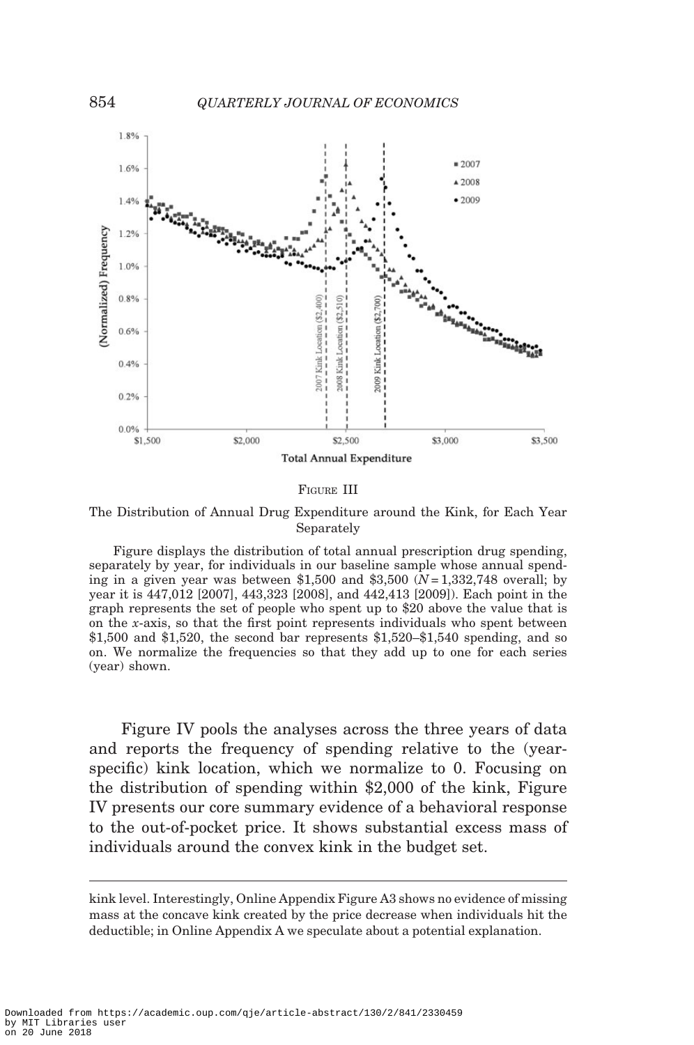FIGURE III

The Distribution of Annual Drug Expenditure around the Kink, for Each Year Separately

Figure displays the distribution of total annual prescription drug spending, separately by year, for individuals in our baseline sample whose annual spending in a given year was between \$1,500 and \$3,500 ($N = 1{,}332{,}748$ overall; by year it is 447,012 [2007], 443,323 [2008], and 442,413 [2009]). Each point in the graph represents the set of people who spent up to \$20 above the value that is on the $x$-axis, so that the first point represents individuals who spent between \$1,500 and \$1,520, the second bar represents \$1,520–\$1,540 spending, and so on. We normalize the frequencies so that they add up to one for each series (year) shown.

Figure IV pools the analyses across the three years of data and reports the frequency of spending relative to the (year-specific) kink location, which we normalize to 0. Focusing on the distribution of spending within \$2,000 of the kink, Figure IV presents our core summary evidence of a behavioral response to the out-of-pocket price. It shows substantial excess mass of individuals around the convex kink in the budget set.

---

kink level. Interestingly, Online Appendix Figure A3 shows no evidence of missing mass at the concave kink created by the price decrease when individuals hit the deductible; in Online Appendix A we speculate about a potential explanation.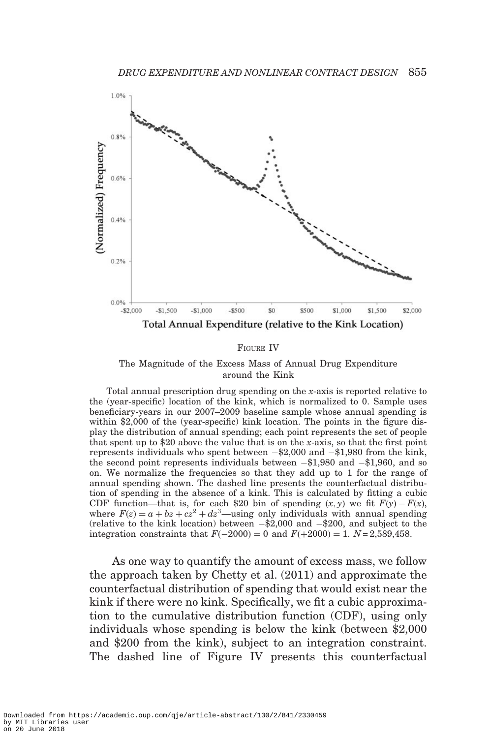FIGURE IV

The Magnitude of the Excess Mass of Annual Drug Expenditure around the Kink

Total annual prescription drug spending on the $x$-axis is reported relative to the (year-specific) location of the kink, which is normalized to 0. Sample uses beneficiary-years in our 2007–2009 baseline sample whose annual spending is within \$2,000 of the (year-specific) kink location. The points in the figure display the distribution of annual spending; each point represents the set of people that spent up to \$20 above the value that is on the $x$-axis, so that the first point represents individuals who spent between −\$2,000 and −\$1,980 from the kink, the second point represents individuals between −\$1,980 and −\$1,960, and so on. We normalize the frequencies so that they add up to 1 for the range of annual spending shown. The dashed line presents the counterfactual distribution of spending in the absence of a kink. This is calculated by fitting a cubic CDF function—that is, for each \$20 bin of spending $(x, y)$ we fit $F(y) - F(x)$, where $F(z) = a + bz + cz^2 + dz^3$—using only individuals with annual spending (relative to the kink location) between −\$2,000 and −\$200, and subject to the integration constraints that $F(-2000) = 0$ and $F(+2000) = 1$. $N = 2{,}589{,}458$.

As one way to quantify the amount of excess mass, we follow the approach taken by Chetty et al. (2011) and approximate the counterfactual distribution of spending that would exist near the kink if there were no kink. Specifically, we fit a cubic approximation to the cumulative distribution function (CDF), using only individuals whose spending is below the kink (between \$2,000 and \$200 from the kink), subject to an integration constraint. The dashed line of Figure IV presents this counterfactual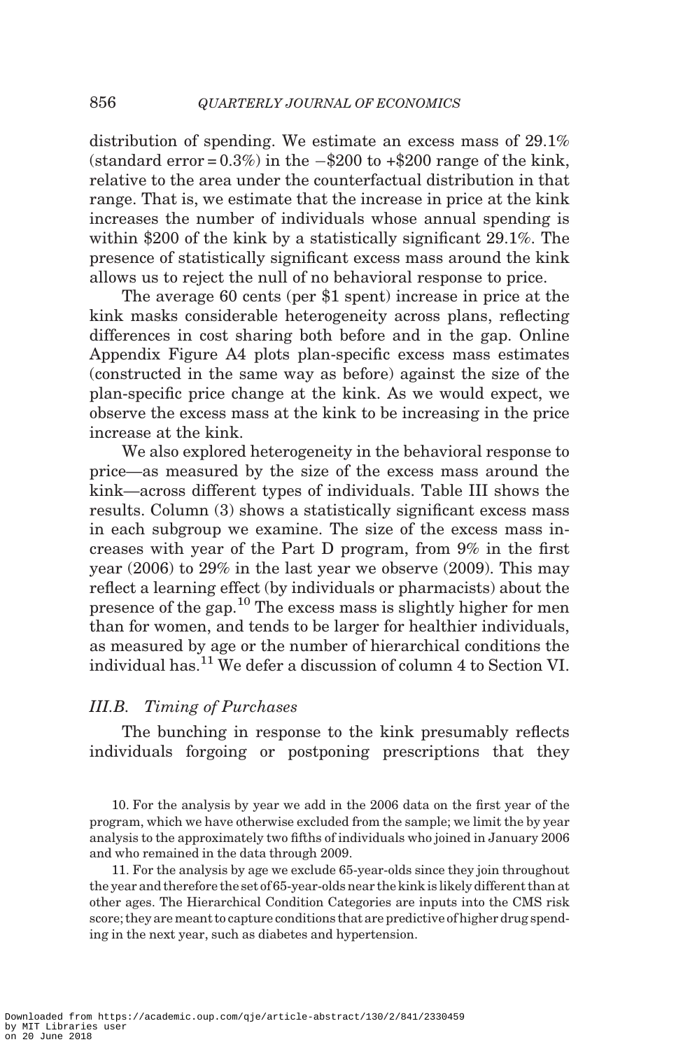distribution of spending. We estimate an excess mass of 29.1% (standard error = 0.3%) in the −$200 to +$200 range of the kink, relative to the area under the counterfactual distribution in that range. That is, we estimate that the increase in price at the kink increases the number of individuals whose annual spending is within $200 of the kink by a statistically significant 29.1%. The presence of statistically significant excess mass around the kink allows us to reject the null of no behavioral response to price.

The average 60 cents (per $1 spent) increase in price at the kink masks considerable heterogeneity across plans, reflecting differences in cost sharing both before and in the gap. Online Appendix Figure A4 plots plan-specific excess mass estimates (constructed in the same way as before) against the size of the plan-specific price change at the kink. As we would expect, we observe the excess mass at the kink to be increasing in the price increase at the kink.

We also explored heterogeneity in the behavioral response to price—as measured by the size of the excess mass around the kink—across different types of individuals. Table III shows the results. Column (3) shows a statistically significant excess mass in each subgroup we examine. The size of the excess mass increases with year of the Part D program, from 9% in the first year (2006) to 29% in the last year we observe (2009). This may reflect a learning effect (by individuals or pharmacists) about the presence of the gap.[10] The excess mass is slightly higher for men than for women, and tends to be larger for healthier individuals, as measured by age or the number of hierarchical conditions the individual has.[11] We defer a discussion of column 4 to Section VI.

### III.B. *Timing of Purchases*

The bunching in response to the kink presumably reflects individuals forgoing or postponing prescriptions that they

10. For the analysis by year we add in the 2006 data on the first year of the program, which we have otherwise excluded from the sample; we limit the by year analysis to the approximately two fifths of individuals who joined in January 2006 and who remained in the data through 2009.

11. For the analysis by age we exclude 65-year-olds since they join throughout the year and therefore the set of 65-year-olds near the kink is likely different than at other ages. The Hierarchical Condition Categories are inputs into the CMS risk score; they are meant to capture conditions that are predictive of higher drug spending in the next year, such as diabetes and hypertension.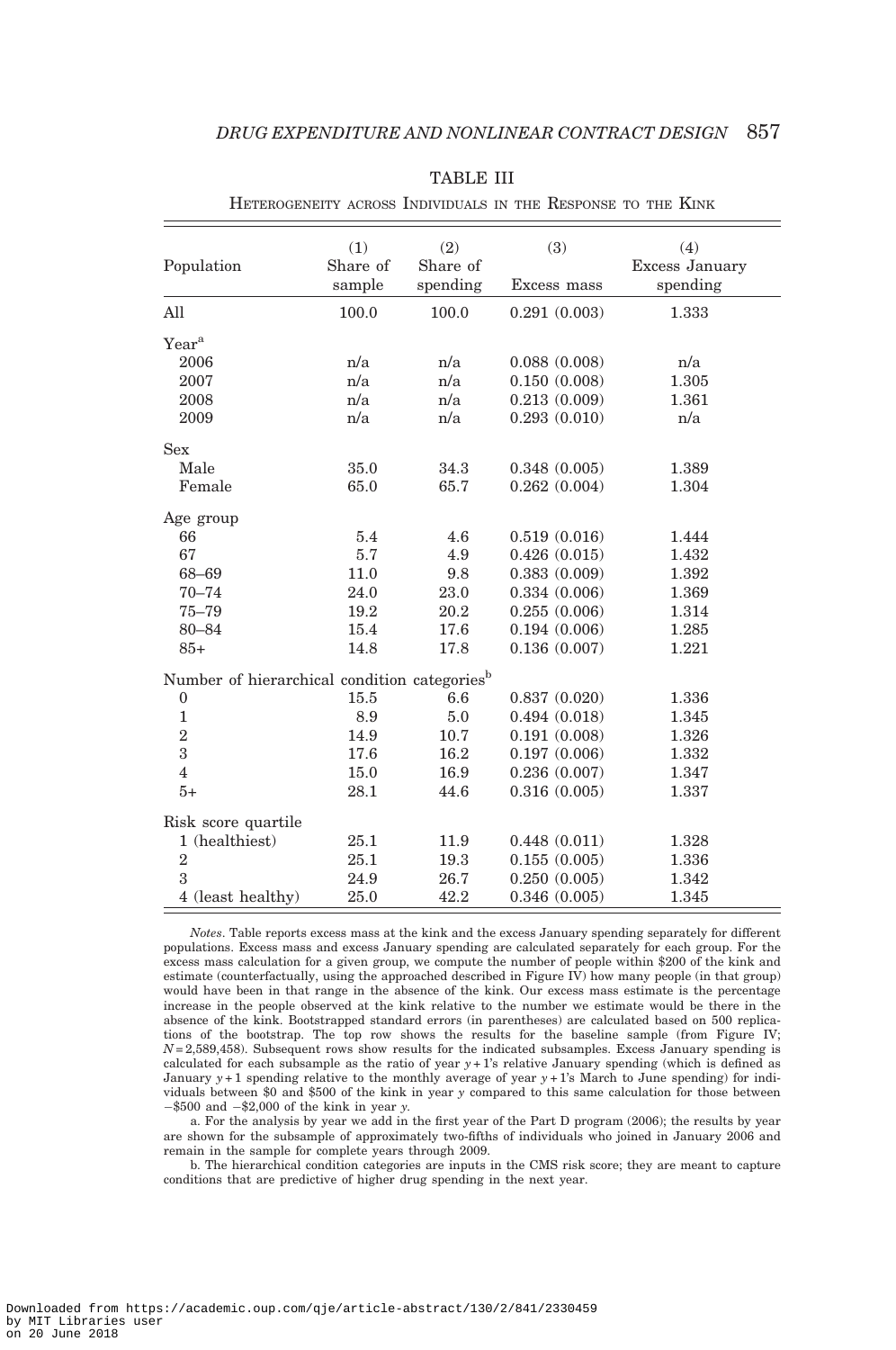TABLE III

Heterogeneity across Individuals in the Response to the Kink

| Population | (1) Share of sample | (2) Share of spending | (3) Excess mass | (4) Excess January spending |
|---|---|---|---|---|
| All | 100.0 | 100.0 | 0.291 (0.003) | 1.333 |
| Year[a] | | | | |
| 2006 | n/a | n/a | 0.088 (0.008) | n/a |
| 2007 | n/a | n/a | 0.150 (0.008) | 1.305 |
| 2008 | n/a | n/a | 0.213 (0.009) | 1.361 |
| 2009 | n/a | n/a | 0.293 (0.010) | n/a |
| Sex | | | | |
| Male | 35.0 | 34.3 | 0.348 (0.005) | 1.389 |
| Female | 65.0 | 65.7 | 0.262 (0.004) | 1.304 |
| Age group | | | | |
| 66 | 5.4 | 4.6 | 0.519 (0.016) | 1.444 |
| 67 | 5.7 | 4.9 | 0.426 (0.015) | 1.432 |
| 68–69 | 11.0 | 9.8 | 0.383 (0.009) | 1.392 |
| 70–74 | 24.0 | 23.0 | 0.334 (0.006) | 1.369 |
| 75–79 | 19.2 | 20.2 | 0.255 (0.006) | 1.314 |
| 80–84 | 15.4 | 17.6 | 0.194 (0.006) | 1.285 |
| 85+ | 14.8 | 17.8 | 0.136 (0.007) | 1.221 |
| Number of hierarchical condition categories[b] | | | | |
| 0 | 15.5 | 6.6 | 0.837 (0.020) | 1.336 |
| 1 | 8.9 | 5.0 | 0.494 (0.018) | 1.345 |
| 2 | 14.9 | 10.7 | 0.191 (0.008) | 1.326 |
| 3 | 17.6 | 16.2 | 0.197 (0.006) | 1.332 |
| 4 | 15.0 | 16.9 | 0.236 (0.007) | 1.347 |
| 5+ | 28.1 | 44.6 | 0.316 (0.005) | 1.337 |
| Risk score quartile | | | | |
| 1 (healthiest) | 25.1 | 11.9 | 0.448 (0.011) | 1.328 |
| 2 | 25.1 | 19.3 | 0.155 (0.005) | 1.336 |
| 3 | 24.9 | 26.7 | 0.250 (0.005) | 1.342 |
| 4 (least healthy) | 25.0 | 42.2 | 0.346 (0.005) | 1.345 |

*Notes*. Table reports excess mass at the kink and the excess January spending separately for different populations. Excess mass and excess January spending are calculated separately for each group. For the excess mass calculation for a given group, we compute the number of people within \$200 of the kink and estimate (counterfactually, using the approached described in Figure IV) how many people (in that group) would have been in that range in the absence of the kink. Our excess mass estimate is the percentage increase in the people observed at the kink relative to the number we estimate would be there in the absence of the kink. Bootstrapped standard errors (in parentheses) are calculated based on 500 replications of the bootstrap. The top row shows the results for the baseline sample (from Figure IV; $N = 2{,}589{,}458$). Subsequent rows show results for the indicated subsamples. Excess January spending is calculated for each subsample as the ratio of year $y+1$'s relative January spending (which is defined as January $y+1$ spending relative to the monthly average of year $y+1$'s March to June spending) for individuals between \$0 and \$500 of the kink in year $y$ compared to this same calculation for those between $-$\$500 and $-$\$2,000 of the kink in year $y$.

a. For the analysis by year we add in the first year of the Part D program (2006); the results by year are shown for the subsample of approximately two-fifths of individuals who joined in January 2006 and remain in the sample for complete years through 2009.

b. The hierarchical condition categories are inputs in the CMS risk score; they are meant to capture conditions that are predictive of higher drug spending in the next year.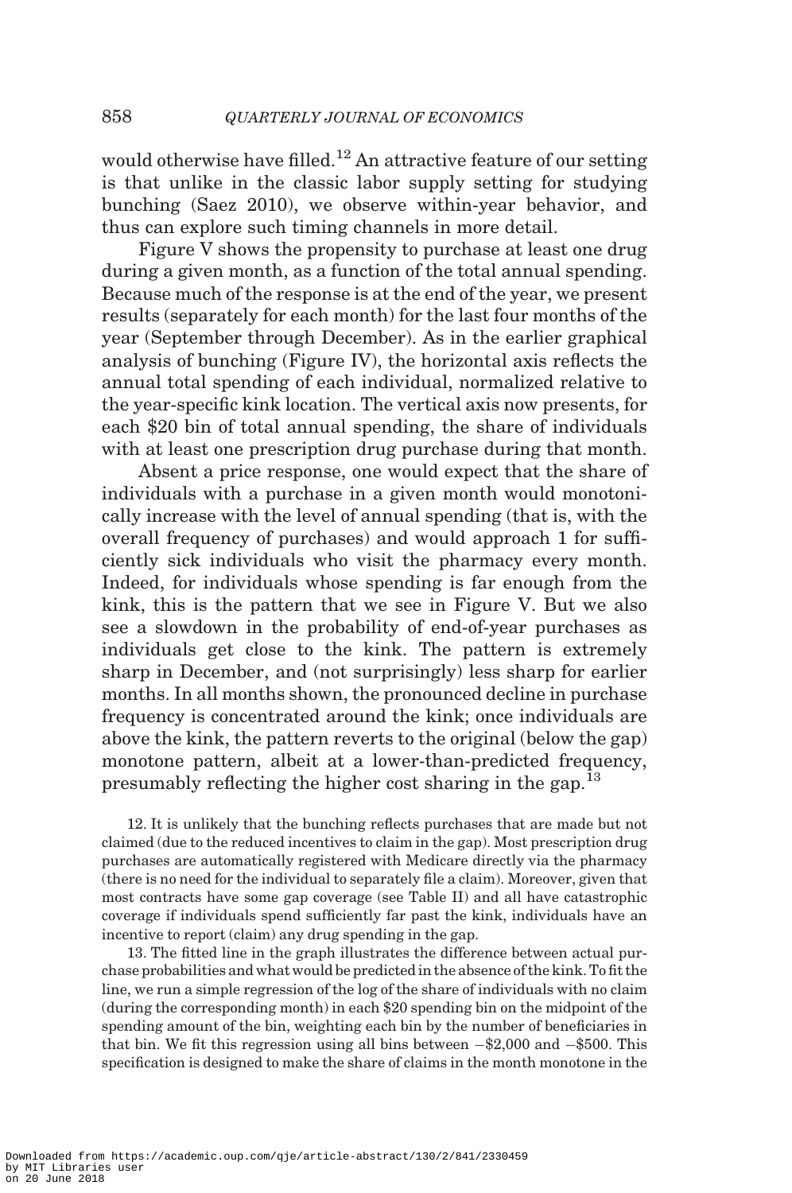would otherwise have filled.[12] An attractive feature of our setting is that unlike in the classic labor supply setting for studying bunching (Saez 2010), we observe within-year behavior, and thus can explore such timing channels in more detail.

Figure V shows the propensity to purchase at least one drug during a given month, as a function of the total annual spending. Because much of the response is at the end of the year, we present results (separately for each month) for the last four months of the year (September through December). As in the earlier graphical analysis of bunching (Figure IV), the horizontal axis reflects the annual total spending of each individual, normalized relative to the year-specific kink location. The vertical axis now presents, for each \$20 bin of total annual spending, the share of individuals with at least one prescription drug purchase during that month.

Absent a price response, one would expect that the share of individuals with a purchase in a given month would monotonically increase with the level of annual spending (that is, with the overall frequency of purchases) and would approach 1 for sufficiently sick individuals who visit the pharmacy every month. Indeed, for individuals whose spending is far enough from the kink, this is the pattern that we see in Figure V. But we also see a slowdown in the probability of end-of-year purchases as individuals get close to the kink. The pattern is extremely sharp in December, and (not surprisingly) less sharp for earlier months. In all months shown, the pronounced decline in purchase frequency is concentrated around the kink; once individuals are above the kink, the pattern reverts to the original (below the gap) monotone pattern, albeit at a lower-than-predicted frequency, presumably reflecting the higher cost sharing in the gap.[13]

12. It is unlikely that the bunching reflects purchases that are made but not claimed (due to the reduced incentives to claim in the gap). Most prescription drug purchases are automatically registered with Medicare directly via the pharmacy (there is no need for the individual to separately file a claim). Moreover, given that most contracts have some gap coverage (see Table II) and all have catastrophic coverage if individuals spend sufficiently far past the kink, individuals have an incentive to report (claim) any drug spending in the gap.

13. The fitted line in the graph illustrates the difference between actual purchase probabilities and what would be predicted in the absence of the kink. To fit the line, we run a simple regression of the log of the share of individuals with no claim (during the corresponding month) in each \$20 spending bin on the midpoint of the spending amount of the bin, weighting each bin by the number of beneficiaries in that bin. We fit this regression using all bins between −\$2,000 and −\$500. This specification is designed to make the share of claims in the month monotone in the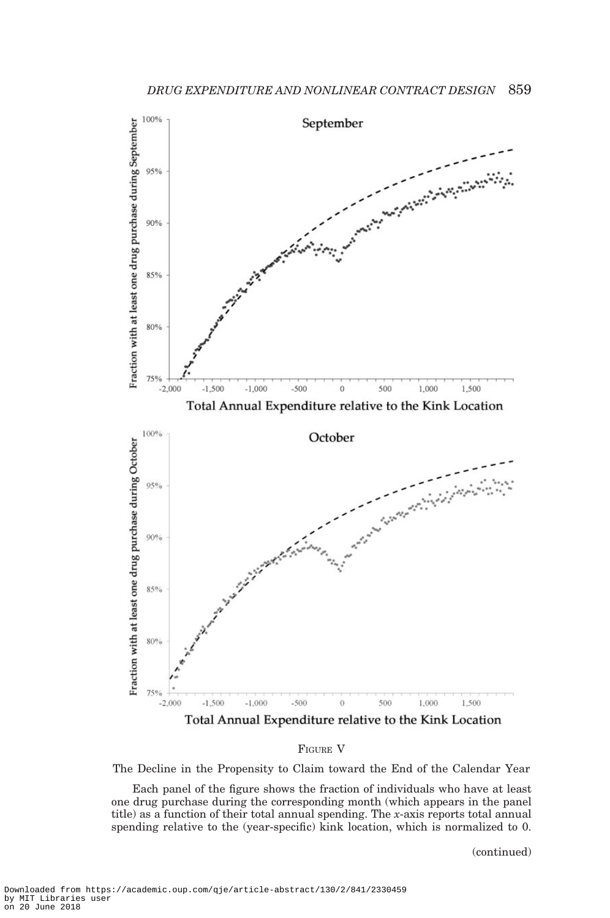FIGURE V

The Decline in the Propensity to Claim toward the End of the Calendar Year

Each panel of the figure shows the fraction of individuals who have at least one drug purchase during the corresponding month (which appears in the panel title) as a function of their total annual spending. The $x$-axis reports total annual spending relative to the (year-specific) kink location, which is normalized to 0.

(continued)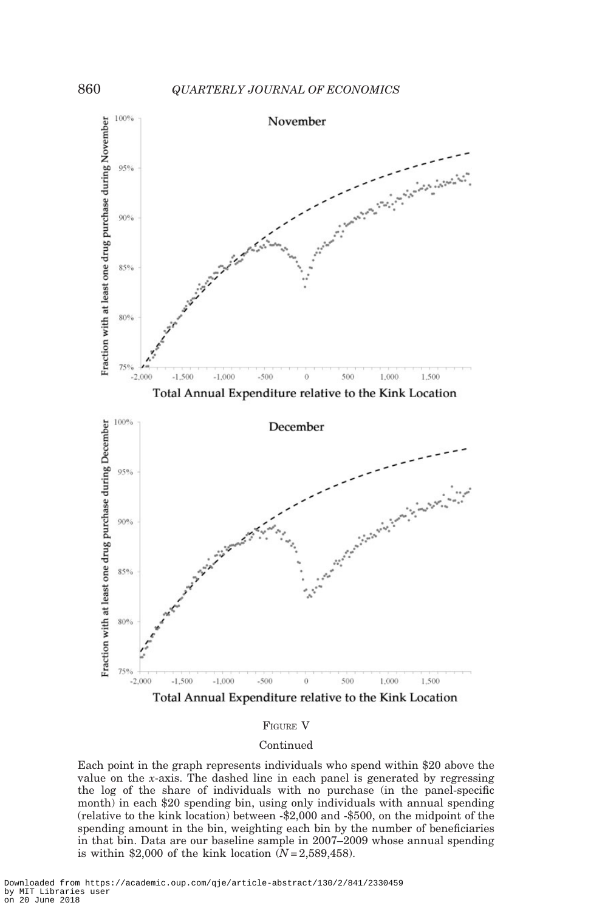FIGURE V

Continued

Each point in the graph represents individuals who spend within \$20 above the value on the *x*-axis. The dashed line in each panel is generated by regressing the log of the share of individuals with no purchase (in the panel-specific month) in each \$20 spending bin, using only individuals with annual spending (relative to the kink location) between -\$2,000 and -\$500, on the midpoint of the spending amount in the bin, weighting each bin by the number of beneficiaries in that bin. Data are our baseline sample in 2007–2009 whose annual spending is within \$2,000 of the kink location ($N = 2{,}589{,}458$).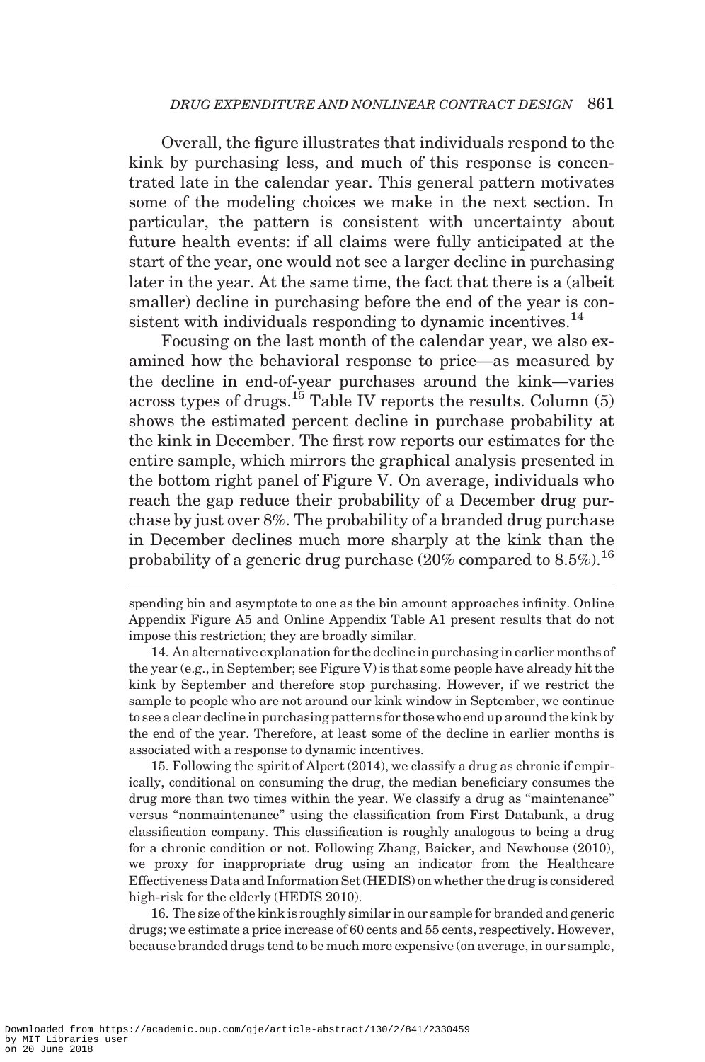Overall, the figure illustrates that individuals respond to the kink by purchasing less, and much of this response is concentrated late in the calendar year. This general pattern motivates some of the modeling choices we make in the next section. In particular, the pattern is consistent with uncertainty about future health events: if all claims were fully anticipated at the start of the year, one would not see a larger decline in purchasing later in the year. At the same time, the fact that there is a (albeit smaller) decline in purchasing before the end of the year is consistent with individuals responding to dynamic incentives.[14]

Focusing on the last month of the calendar year, we also examined how the behavioral response to price—as measured by the decline in end-of-year purchases around the kink—varies across types of drugs.[15] Table IV reports the results. Column (5) shows the estimated percent decline in purchase probability at the kink in December. The first row reports our estimates for the entire sample, which mirrors the graphical analysis presented in the bottom right panel of Figure V. On average, individuals who reach the gap reduce their probability of a December drug purchase by just over 8%. The probability of a branded drug purchase in December declines much more sharply at the kink than the probability of a generic drug purchase (20% compared to 8.5%).[16]

---

spending bin and asymptote to one as the bin amount approaches infinity. Online Appendix Figure A5 and Online Appendix Table A1 present results that do not impose this restriction; they are broadly similar.

14. An alternative explanation for the decline in purchasing in earlier months of the year (e.g., in September; see Figure V) is that some people have already hit the kink by September and therefore stop purchasing. However, if we restrict the sample to people who are not around our kink window in September, we continue to see a clear decline in purchasing patterns for those who end up around the kink by the end of the year. Therefore, at least some of the decline in earlier months is associated with a response to dynamic incentives.

15. Following the spirit of Alpert (2014), we classify a drug as chronic if empirically, conditional on consuming the drug, the median beneficiary consumes the drug more than two times within the year. We classify a drug as "maintenance" versus "nonmaintenance" using the classification from First Databank, a drug classification company. This classification is roughly analogous to being a drug for a chronic condition or not. Following Zhang, Baicker, and Newhouse (2010), we proxy for inappropriate drug using an indicator from the Healthcare Effectiveness Data and Information Set (HEDIS) on whether the drug is considered high-risk for the elderly (HEDIS 2010).

16. The size of the kink is roughly similar in our sample for branded and generic drugs; we estimate a price increase of 60 cents and 55 cents, respectively. However, because branded drugs tend to be much more expensive (on average, in our sample,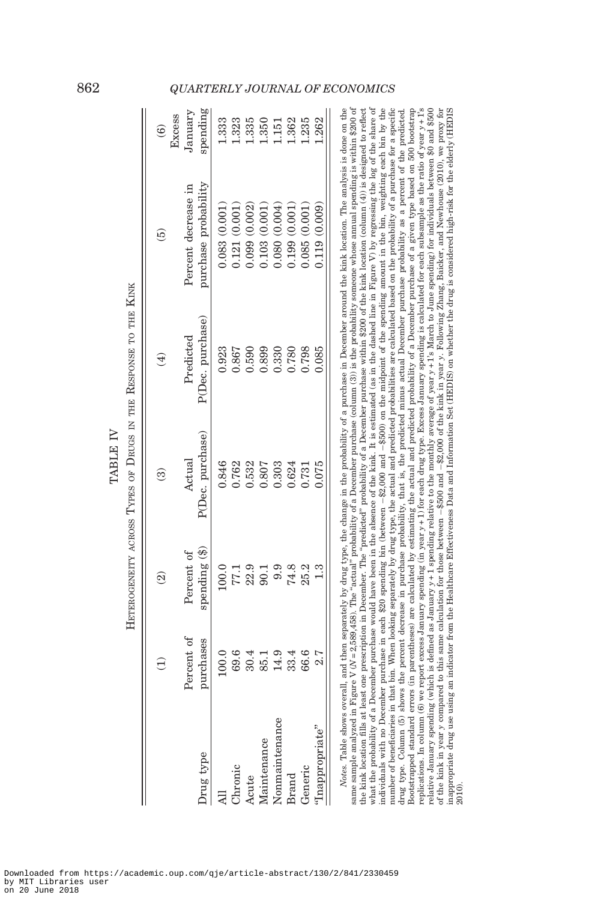TABLE IV

Heterogeneity across Types of Drugs in the Response to the Kink

| | (1) | (2) | (3) | (4) | (5) | (6) |
|---|---|---|---|---|---|---|
| Drug type | Percent of purchases | Percent of spending ($) | Actual P(Dec. purchase) | Predicted P(Dec. purchase) | Percent decrease in purchase probability | Excess January spending |
| All | 100.0 | 100.0 | 0.846 | 0.923 | 0.083 (0.001) | 1.333 |
| Chronic | 69.6 | 77.1 | 0.762 | 0.867 | 0.121 (0.001) | 1.323 |
| Acute | 30.4 | 22.9 | 0.532 | 0.590 | 0.099 (0.002) | 1.335 |
| Maintenance | 85.1 | 90.1 | 0.807 | 0.899 | 0.103 (0.001) | 1.350 |
| Nonmaintenance | 14.9 | 9.9 | 0.303 | 0.330 | 0.080 (0.004) | 1.151 |
| Brand | 33.4 | 74.8 | 0.624 | 0.780 | 0.199 (0.001) | 1.362 |
| Generic | 66.6 | 25.2 | 0.731 | 0.798 | 0.085 (0.001) | 1.235 |
| "Inappropriate" | 2.7 | 1.3 | 0.075 | 0.085 | 0.119 (0.009) | 1.262 |

*Notes.* Table shows overall, and then separately by drug type, the change in the probability of a purchase in December around the kink location. The analysis is done on the same sample analyzed in Figure V ($N = 2{,}589{,}458$). The "actual" probability of a December purchase (column (3)) is the probability someone whose annual spending is within \$200 of the kink location fills at least one prescription in December. The "predicted" probability of a December purchase within \$200 of the kink location (column (4)) is designed to reflect what the probability of a December purchase would have been in the absence of the kink. It is estimated (as in the dashed line in Figure V) by regressing the log of the share of individuals with no December purchase in each \$20 spending bin (between −\$2,000 and −\$500) on the midpoint of the spending amount in the bin, weighting each bin by the number of beneficiaries in that bin. When looking separately by drug type, the actual and predicted probabilities are calculated based on the probability of a purchase for a specific drug type. Column (5) shows the percent decrease in purchase probability, that is, the predicted minus actual December purchase probability as a percent of the predicted. Bootstrapped standard errors (in parentheses) are calculated by estimating the actual and predicted probability of a December purchase of a given type based on 500 bootstrap replications. In column (6) we report excess January spending (in year $y+1$) for each drug type. Excess January spending is calculated for each subsample as the ratio of year $y+1$'s relative January spending (which is defined as January $y+1$ spending relative to the monthly average of year $y+1$'s March to June spending) for individuals between \$0 and \$500 of the kink in year $y$ compared to this same calculation for those between −\$500 and −\$2,000 of the kink in year $y$. Following Zhang, Baicker, and Newhouse (2010), we proxy for inappropriate drug use using an indicator from the Healthcare Effectiveness Data and Information Set (HEDIS) on whether the drug is considered high-risk for the elderly (HEDIS 2010).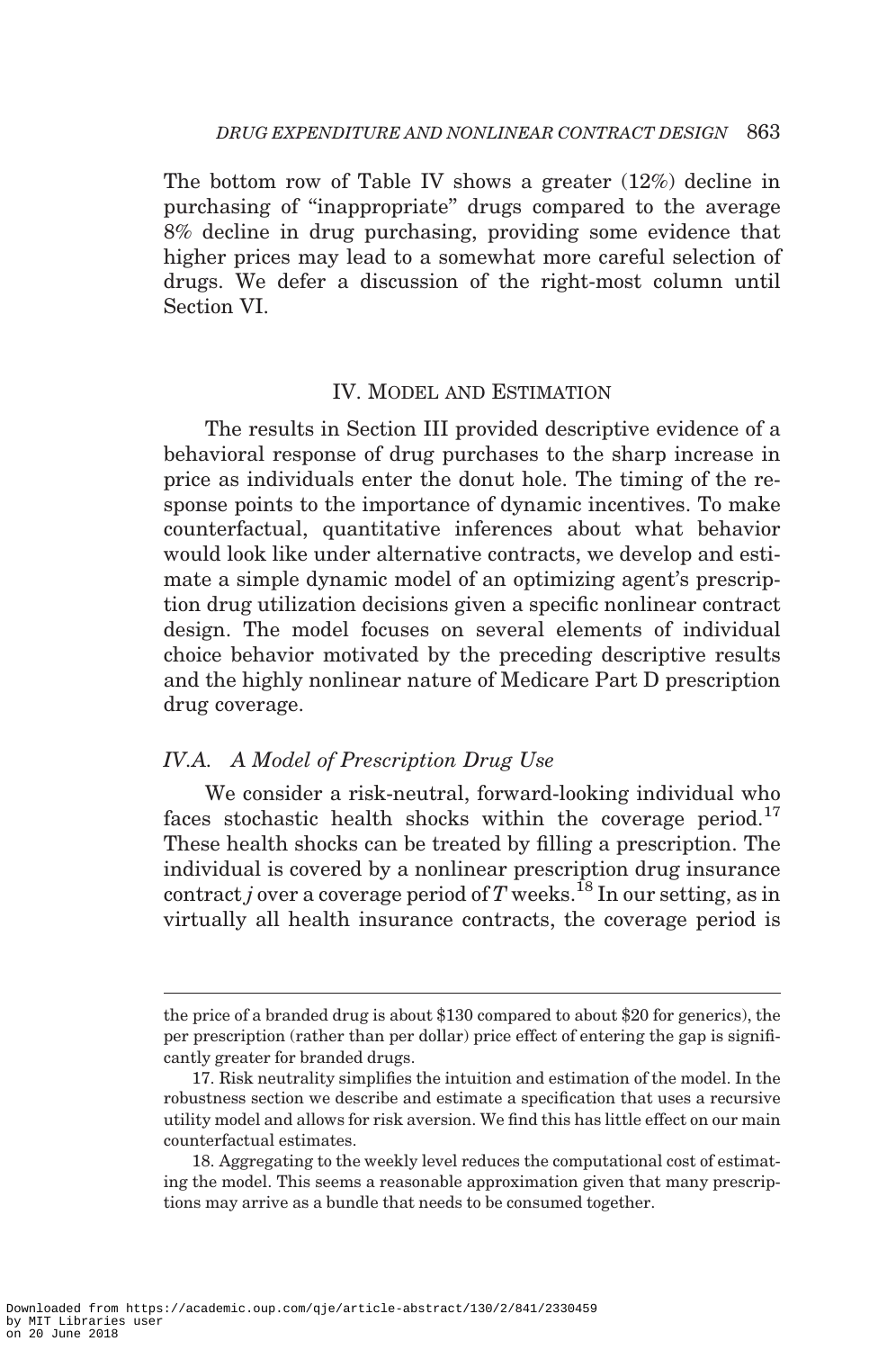The bottom row of Table IV shows a greater (12%) decline in purchasing of "inappropriate" drugs compared to the average 8% decline in drug purchasing, providing some evidence that higher prices may lead to a somewhat more careful selection of drugs. We defer a discussion of the right-most column until Section VI.

## IV. Model and Estimation

The results in Section III provided descriptive evidence of a behavioral response of drug purchases to the sharp increase in price as individuals enter the donut hole. The timing of the response points to the importance of dynamic incentives. To make counterfactual, quantitative inferences about what behavior would look like under alternative contracts, we develop and estimate a simple dynamic model of an optimizing agent's prescription drug utilization decisions given a specific nonlinear contract design. The model focuses on several elements of individual choice behavior motivated by the preceding descriptive results and the highly nonlinear nature of Medicare Part D prescription drug coverage.

### *IV.A. A Model of Prescription Drug Use*

We consider a risk-neutral, forward-looking individual who faces stochastic health shocks within the coverage period.[17] These health shocks can be treated by filling a prescription. The individual is covered by a nonlinear prescription drug insurance contract $j$ over a coverage period of $T$ weeks.[18] In our setting, as in virtually all health insurance contracts, the coverage period is

---

the price of a branded drug is about $130 compared to about $20 for generics), the per prescription (rather than per dollar) price effect of entering the gap is significantly greater for branded drugs.

17. Risk neutrality simplifies the intuition and estimation of the model. In the robustness section we describe and estimate a specification that uses a recursive utility model and allows for risk aversion. We find this has little effect on our main counterfactual estimates.

18. Aggregating to the weekly level reduces the computational cost of estimating the model. This seems a reasonable approximation given that many prescriptions may arrive as a bundle that needs to be consumed together.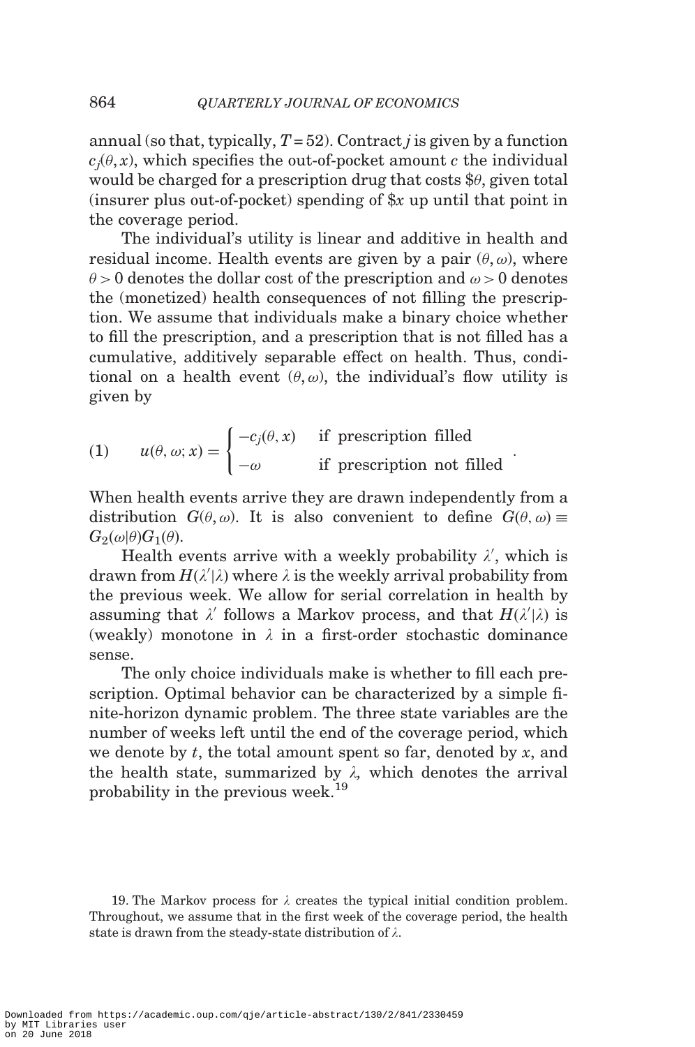annual (so that, typically, $T = 52$). Contract $j$ is given by a function $c_j(\theta, x)$, which specifies the out-of-pocket amount $c$ the individual would be charged for a prescription drug that costs \$$\theta$, given total (insurer plus out-of-pocket) spending of \$$x$ up until that point in the coverage period.

The individual's utility is linear and additive in health and residual income. Health events are given by a pair $(\theta, \omega)$, where $\theta > 0$ denotes the dollar cost of the prescription and $\omega > 0$ denotes the (monetized) health consequences of not filling the prescription. We assume that individuals make a binary choice whether to fill the prescription, and a prescription that is not filled has a cumulative, additively separable effect on health. Thus, conditional on a health event $(\theta, \omega)$, the individual's flow utility is given by

$$(1) \qquad u(\theta, \omega; x) = \begin{cases} -c_j(\theta, x) & \text{if prescription filled} \\ -\omega & \text{if prescription not filled} \end{cases}.$$

When health events arrive they are drawn independently from a distribution $G(\theta, \omega)$. It is also convenient to define $G(\theta, \omega) \equiv G_2(\omega|\theta)G_1(\theta)$.

Health events arrive with a weekly probability $\lambda'$, which is drawn from $H(\lambda'|\lambda)$ where $\lambda$ is the weekly arrival probability from the previous week. We allow for serial correlation in health by assuming that $\lambda'$ follows a Markov process, and that $H(\lambda'|\lambda)$ is (weakly) monotone in $\lambda$ in a first-order stochastic dominance sense.

The only choice individuals make is whether to fill each prescription. Optimal behavior can be characterized by a simple finite-horizon dynamic problem. The three state variables are the number of weeks left until the end of the coverage period, which we denote by $t$, the total amount spent so far, denoted by $x$, and the health state, summarized by $\lambda$, which denotes the arrival probability in the previous week.[19]

19. The Markov process for $\lambda$ creates the typical initial condition problem. Throughout, we assume that in the first week of the coverage period, the health state is drawn from the steady-state distribution of $\lambda$.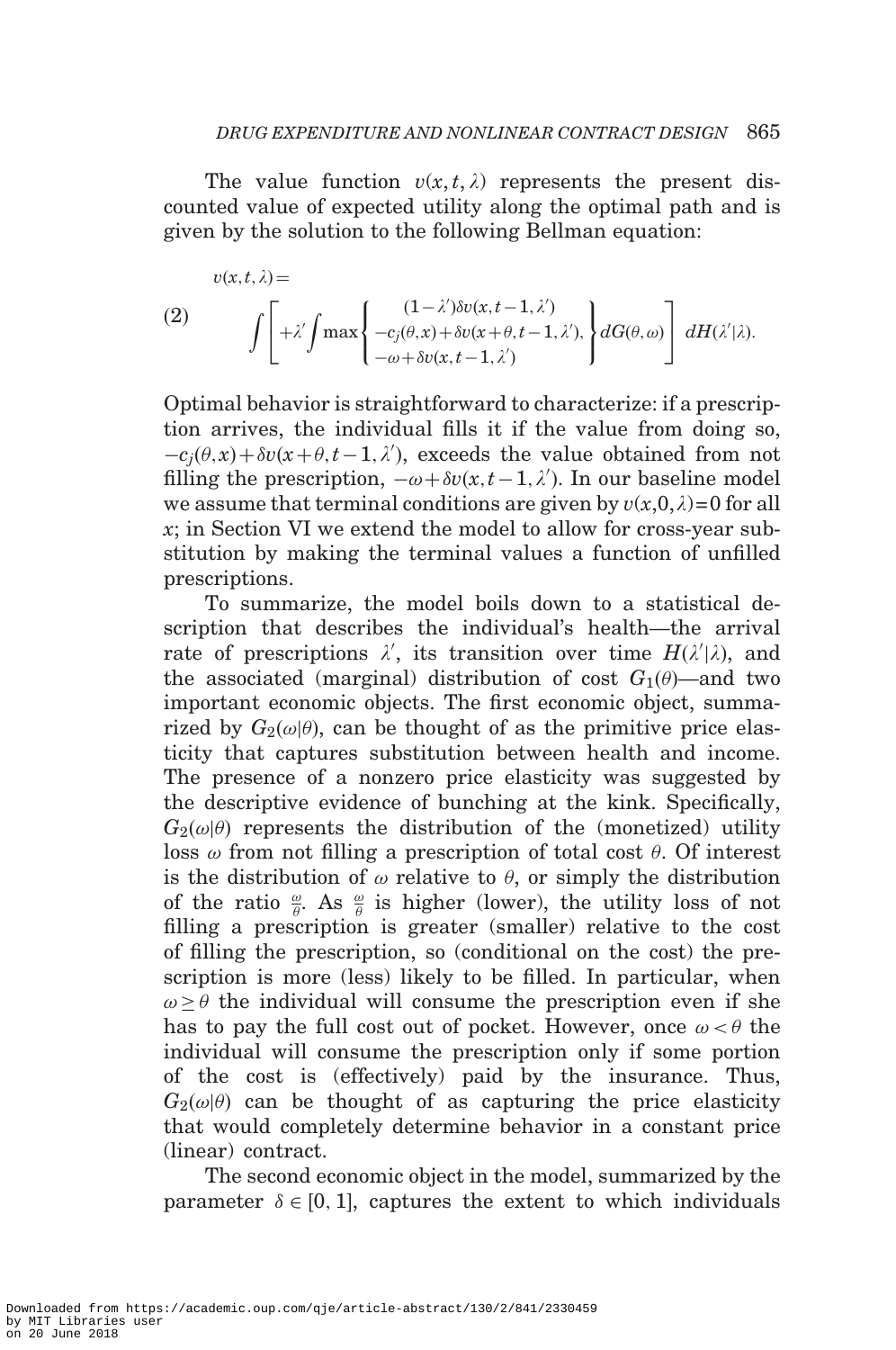The value function $v(x, t, \lambda)$ represents the present discounted value of expected utility along the optimal path and is given by the solution to the following Bellman equation:

$$
v(x,t,\lambda) = \int \left[ \begin{array}{l} (1-\lambda')\delta v(x,t-1,\lambda') \\ +\lambda' \int \max \left\{ \begin{array}{l} -c_j(\theta,x)+\delta v(x+\theta,t-1,\lambda'), \\ -\omega+\delta v(x,t-1,\lambda') \end{array} \right\} dG(\theta,\omega) \end{array} \right] dH(\lambda'|\lambda). \tag{2}
$$

Optimal behavior is straightforward to characterize: if a prescription arrives, the individual fills it if the value from doing so, $-c_j(\theta,x)+\delta v(x+\theta,t-1,\lambda')$, exceeds the value obtained from not filling the prescription, $-\omega+\delta v(x,t-1,\lambda')$. In our baseline model we assume that terminal conditions are given by $v(x,0,\lambda)=0$ for all $x$; in Section VI we extend the model to allow for cross-year substitution by making the terminal values a function of unfilled prescriptions.

To summarize, the model boils down to a statistical description that describes the individual's health—the arrival rate of prescriptions $\lambda'$, its transition over time $H(\lambda'|\lambda)$, and the associated (marginal) distribution of cost $G_1(\theta)$—and two important economic objects. The first economic object, summarized by $G_2(\omega|\theta)$, can be thought of as the primitive price elasticity that captures substitution between health and income. The presence of a nonzero price elasticity was suggested by the descriptive evidence of bunching at the kink. Specifically, $G_2(\omega|\theta)$ represents the distribution of the (monetized) utility loss $\omega$ from not filling a prescription of total cost $\theta$. Of interest is the distribution of $\omega$ relative to $\theta$, or simply the distribution of the ratio $\frac{\omega}{\theta}$. As $\frac{\omega}{\theta}$ is higher (lower), the utility loss of not filling a prescription is greater (smaller) relative to the cost of filling the prescription, so (conditional on the cost) the prescription is more (less) likely to be filled. In particular, when $\omega \geq \theta$ the individual will consume the prescription even if she has to pay the full cost out of pocket. However, once $\omega < \theta$ the individual will consume the prescription only if some portion of the cost is (effectively) paid by the insurance. Thus, $G_2(\omega|\theta)$ can be thought of as capturing the price elasticity that would completely determine behavior in a constant price (linear) contract.

The second economic object in the model, summarized by the parameter $\delta \in [0, 1]$, captures the extent to which individuals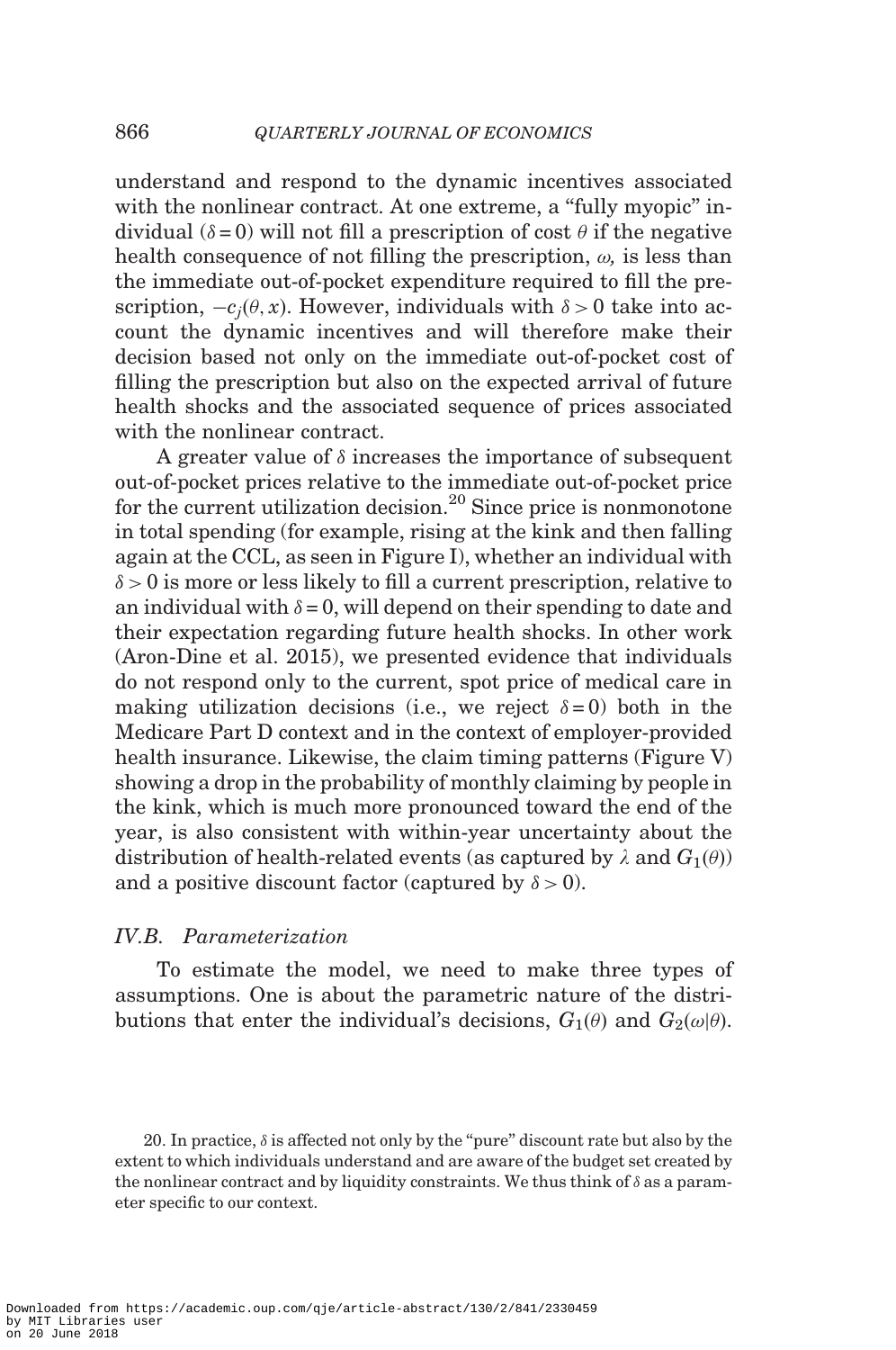understand and respond to the dynamic incentives associated with the nonlinear contract. At one extreme, a "fully myopic" individual ($\delta = 0$) will not fill a prescription of cost $\theta$ if the negative health consequence of not filling the prescription, $\omega$, is less than the immediate out-of-pocket expenditure required to fill the prescription, $-c_j(\theta, x)$. However, individuals with $\delta > 0$ take into account the dynamic incentives and will therefore make their decision based not only on the immediate out-of-pocket cost of filling the prescription but also on the expected arrival of future health shocks and the associated sequence of prices associated with the nonlinear contract.

A greater value of $\delta$ increases the importance of subsequent out-of-pocket prices relative to the immediate out-of-pocket price for the current utilization decision.[20] Since price is nonmonotone in total spending (for example, rising at the kink and then falling again at the CCL, as seen in Figure I), whether an individual with $\delta > 0$ is more or less likely to fill a current prescription, relative to an individual with $\delta = 0$, will depend on their spending to date and their expectation regarding future health shocks. In other work (Aron-Dine et al. 2015), we presented evidence that individuals do not respond only to the current, spot price of medical care in making utilization decisions (i.e., we reject $\delta = 0$) both in the Medicare Part D context and in the context of employer-provided health insurance. Likewise, the claim timing patterns (Figure V) showing a drop in the probability of monthly claiming by people in the kink, which is much more pronounced toward the end of the year, is also consistent with within-year uncertainty about the distribution of health-related events (as captured by $\lambda$ and $G_1(\theta)$) and a positive discount factor (captured by $\delta > 0$).

### *IV.B. Parameterization*

To estimate the model, we need to make three types of assumptions. One is about the parametric nature of the distributions that enter the individual's decisions, $G_1(\theta)$ and $G_2(\omega|\theta)$.

20. In practice, $\delta$ is affected not only by the "pure" discount rate but also by the extent to which individuals understand and are aware of the budget set created by the nonlinear contract and by liquidity constraints. We thus think of $\delta$ as a parameter specific to our context.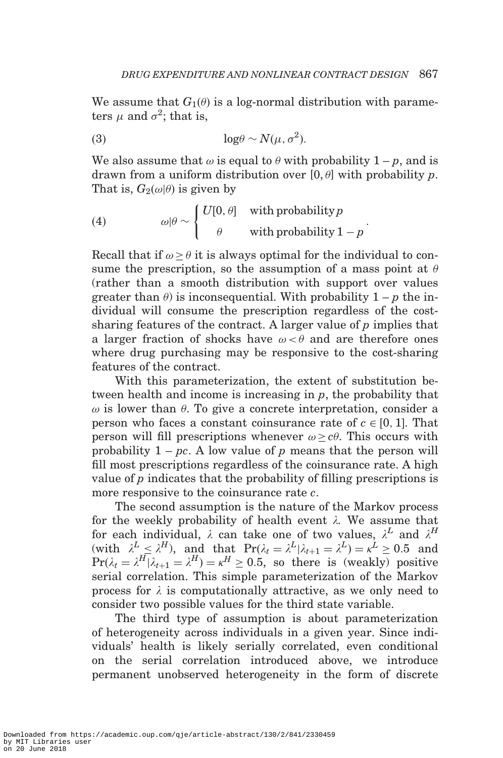We assume that $G_1(\theta)$ is a log-normal distribution with parameters $\mu$ and $\sigma^2$; that is,

$$\log\theta \sim N(\mu, \sigma^2). \tag{3}$$

We also assume that $\omega$ is equal to $\theta$ with probability $1-p$, and is drawn from a uniform distribution over $[0, \theta]$ with probability $p$. That is, $G_2(\omega|\theta)$ is given by

$$\omega|\theta \sim \begin{cases} U[0,\theta] & \text{with probability } p \\ \theta & \text{with probability } 1-p \end{cases}. \tag{4}$$

Recall that if $\omega \geq \theta$ it is always optimal for the individual to consume the prescription, so the assumption of a mass point at $\theta$ (rather than a smooth distribution with support over values greater than $\theta$) is inconsequential. With probability $1-p$ the individual will consume the prescription regardless of the cost-sharing features of the contract. A larger value of $p$ implies that a larger fraction of shocks have $\omega < \theta$ and are therefore ones where drug purchasing may be responsive to the cost-sharing features of the contract.

With this parameterization, the extent of substitution between health and income is increasing in $p$, the probability that $\omega$ is lower than $\theta$. To give a concrete interpretation, consider a person who faces a constant coinsurance rate of $c \in [0, 1]$. That person will fill prescriptions whenever $\omega \geq c\theta$. This occurs with probability $1 - pc$. A low value of $p$ means that the person will fill most prescriptions regardless of the coinsurance rate. A high value of $p$ indicates that the probability of filling prescriptions is more responsive to the coinsurance rate $c$.

The second assumption is the nature of the Markov process for the weekly probability of health event $\lambda$. We assume that for each individual, $\lambda$ can take one of two values, $\lambda^L$ and $\lambda^H$ (with $\lambda^L \leq \lambda^H$), and that $\Pr(\lambda_t = \lambda^L | \lambda_{t+1} = \lambda^L) = \kappa^L \geq 0.5$ and $\Pr(\lambda_t = \lambda^H | \lambda_{t+1} = \lambda^H) = \kappa^H \geq 0.5$, so there is (weakly) positive serial correlation. This simple parameterization of the Markov process for $\lambda$ is computationally attractive, as we only need to consider two possible values for the third state variable.

The third type of assumption is about parameterization of heterogeneity across individuals in a given year. Since individuals' health is likely serially correlated, even conditional on the serial correlation introduced above, we introduce permanent unobserved heterogeneity in the form of discrete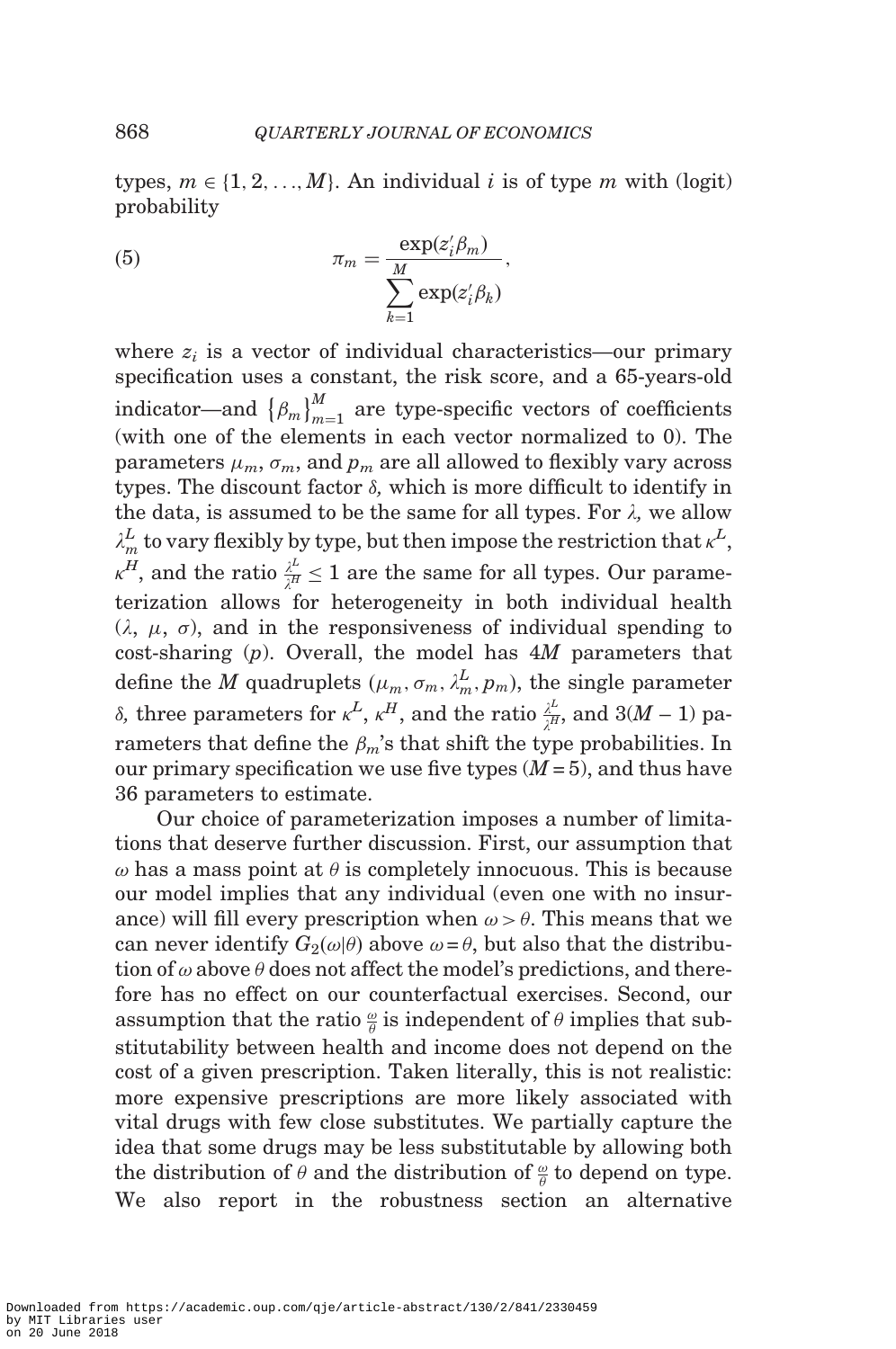types, $m \in \{1, 2, \ldots, M\}$. An individual $i$ is of type $m$ with (logit) probability

$$\pi_m = \frac{\exp(z_i'\beta_m)}{\sum_{k=1}^{M} \exp(z_i'\beta_k)}, \tag{5}$$

where $z_i$ is a vector of individual characteristics—our primary specification uses a constant, the risk score, and a 65-years-old indicator—and $\{\beta_m\}_{m=1}^{M}$ are type-specific vectors of coefficients (with one of the elements in each vector normalized to 0). The parameters $\mu_m$, $\sigma_m$, and $p_m$ are all allowed to flexibly vary across types. The discount factor $\delta$, which is more difficult to identify in the data, is assumed to be the same for all types. For $\lambda$, we allow $\lambda_m^L$ to vary flexibly by type, but then impose the restriction that $\kappa^L$, $\kappa^H$, and the ratio $\frac{\lambda^L}{\lambda^H} \leq 1$ are the same for all types. Our parameterization allows for heterogeneity in both individual health ($\lambda$, $\mu$, $\sigma$), and in the responsiveness of individual spending to cost-sharing ($p$). Overall, the model has $4M$ parameters that define the $M$ quadruplets $(\mu_m, \sigma_m, \lambda_m^L, p_m)$, the single parameter $\delta$, three parameters for $\kappa^L$, $\kappa^H$, and the ratio $\frac{\lambda^L}{\lambda^H}$, and $3(M-1)$ parameters that define the $\beta_m$'s that shift the type probabilities. In our primary specification we use five types ($M = 5$), and thus have 36 parameters to estimate.

Our choice of parameterization imposes a number of limitations that deserve further discussion. First, our assumption that $\omega$ has a mass point at $\theta$ is completely innocuous. This is because our model implies that any individual (even one with no insurance) will fill every prescription when $\omega > \theta$. This means that we can never identify $G_2(\omega|\theta)$ above $\omega = \theta$, but also that the distribution of $\omega$ above $\theta$ does not affect the model's predictions, and therefore has no effect on our counterfactual exercises. Second, our assumption that the ratio $\frac{\omega}{\theta}$ is independent of $\theta$ implies that substitutability between health and income does not depend on the cost of a given prescription. Taken literally, this is not realistic: more expensive prescriptions are more likely associated with vital drugs with few close substitutes. We partially capture the idea that some drugs may be less substitutable by allowing both the distribution of $\theta$ and the distribution of $\frac{\omega}{\theta}$ to depend on type. We also report in the robustness section an alternative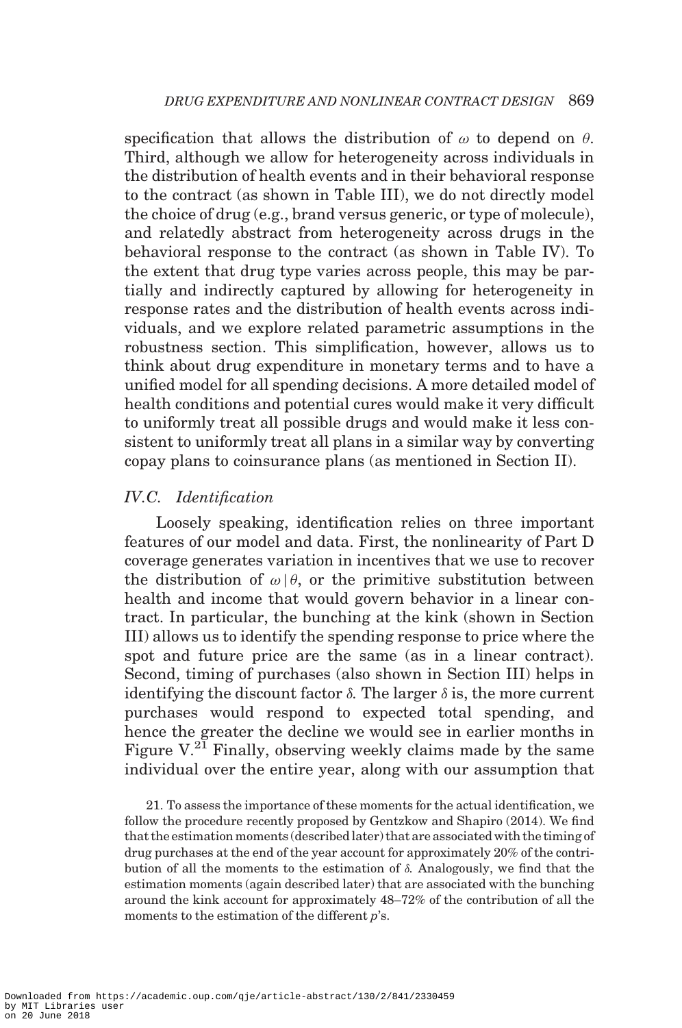specification that allows the distribution of $\omega$ to depend on $\theta$. Third, although we allow for heterogeneity across individuals in the distribution of health events and in their behavioral response to the contract (as shown in Table III), we do not directly model the choice of drug (e.g., brand versus generic, or type of molecule), and relatedly abstract from heterogeneity across drugs in the behavioral response to the contract (as shown in Table IV). To the extent that drug type varies across people, this may be partially and indirectly captured by allowing for heterogeneity in response rates and the distribution of health events across individuals, and we explore related parametric assumptions in the robustness section. This simplification, however, allows us to think about drug expenditure in monetary terms and to have a unified model for all spending decisions. A more detailed model of health conditions and potential cures would make it very difficult to uniformly treat all possible drugs and would make it less consistent to uniformly treat all plans in a similar way by converting copay plans to coinsurance plans (as mentioned in Section II).

### *IV.C. Identification*

Loosely speaking, identification relies on three important features of our model and data. First, the nonlinearity of Part D coverage generates variation in incentives that we use to recover the distribution of $\omega|\theta$, or the primitive substitution between health and income that would govern behavior in a linear contract. In particular, the bunching at the kink (shown in Section III) allows us to identify the spending response to price where the spot and future price are the same (as in a linear contract). Second, timing of purchases (also shown in Section III) helps in identifying the discount factor $\delta$. The larger $\delta$ is, the more current purchases would respond to expected total spending, and hence the greater the decline we would see in earlier months in Figure V.[21] Finally, observing weekly claims made by the same individual over the entire year, along with our assumption that

21. To assess the importance of these moments for the actual identification, we follow the procedure recently proposed by Gentzkow and Shapiro (2014). We find that the estimation moments (described later) that are associated with the timing of drug purchases at the end of the year account for approximately 20% of the contribution of all the moments to the estimation of $\delta$. Analogously, we find that the estimation moments (again described later) that are associated with the bunching around the kink account for approximately 48–72% of the contribution of all the moments to the estimation of the different $p$'s.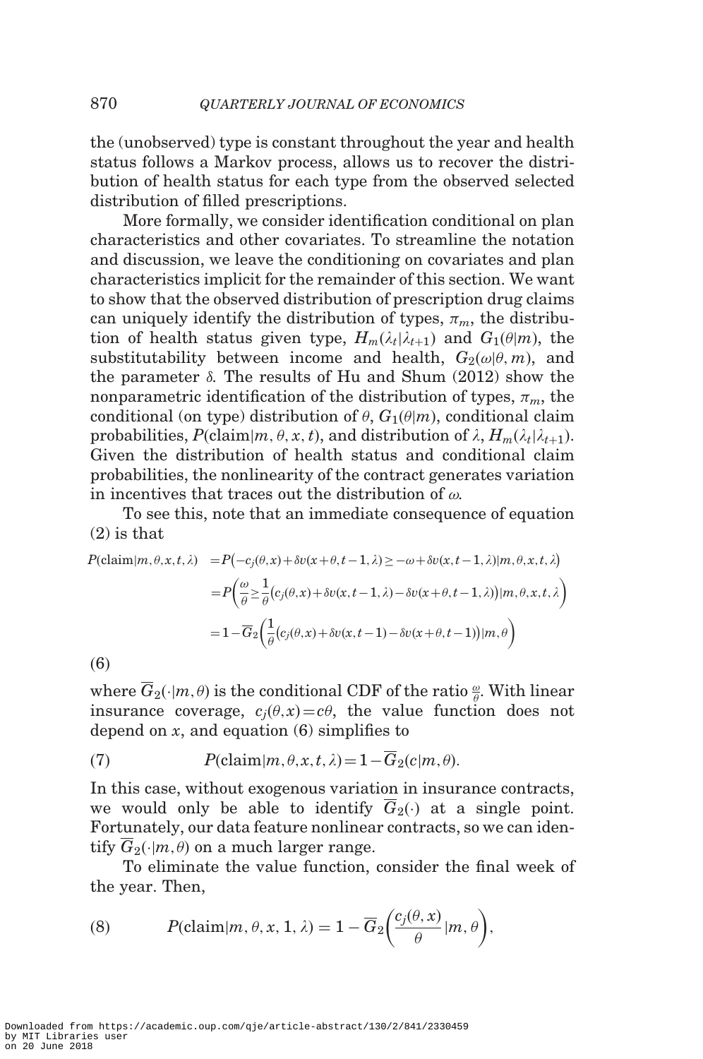the (unobserved) type is constant throughout the year and health status follows a Markov process, allows us to recover the distribution of health status for each type from the observed selected distribution of filled prescriptions.

More formally, we consider identification conditional on plan characteristics and other covariates. To streamline the notation and discussion, we leave the conditioning on covariates and plan characteristics implicit for the remainder of this section. We want to show that the observed distribution of prescription drug claims can uniquely identify the distribution of types, $\pi_m$, the distribution of health status given type, $H_m(\lambda_t|\lambda_{t+1})$ and $G_1(\theta|m)$, the substitutability between income and health, $G_2(\omega|\theta, m)$, and the parameter $\delta$. The results of Hu and Shum (2012) show the nonparametric identification of the distribution of types, $\pi_m$, the conditional (on type) distribution of $\theta$, $G_1(\theta|m)$, conditional claim probabilities, $P(\text{claim}|m, \theta, x, t)$, and distribution of $\lambda$, $H_m(\lambda_t|\lambda_{t+1})$. Given the distribution of health status and conditional claim probabilities, the nonlinearity of the contract generates variation in incentives that traces out the distribution of $\omega$.

To see this, note that an immediate consequence of equation (2) is that

$$
\begin{aligned}
P(\text{claim}|m,\theta,x,t,\lambda) &= P\left(-c_j(\theta,x)+\delta v(x+\theta,t-1,\lambda) \geq -\omega+\delta v(x,t-1,\lambda)|m,\theta,x,t,\lambda\right) \\
&= P\left(\frac{\omega}{\theta} \geq \frac{1}{\theta}\left(c_j(\theta,x)+\delta v(x,t-1,\lambda)-\delta v(x+\theta,t-1,\lambda)\right)|m,\theta,x,t,\lambda\right) \\
&= 1-\overline{G}_2\left(\frac{1}{\theta}\left(c_j(\theta,x)+\delta v(x,t-1)-\delta v(x+\theta,t-1)\right)|m,\theta\right)
\end{aligned}
\tag{6}
$$

where $\overline{G}_2(\cdot|m,\theta)$ is the conditional CDF of the ratio $\frac{\omega}{\theta}$. With linear insurance coverage, $c_j(\theta,x)=c\theta$, the value function does not depend on $x$, and equation (6) simplifies to

$$
P(\text{claim}|m,\theta,x,t,\lambda) = 1-\overline{G}_2(c|m,\theta). \tag{7}
$$

In this case, without exogenous variation in insurance contracts, we would only be able to identify $\overline{G}_2(\cdot)$ at a single point. Fortunately, our data feature nonlinear contracts, so we can identify $\overline{G}_2(\cdot|m,\theta)$ on a much larger range.

To eliminate the value function, consider the final week of the year. Then,

$$
P(\text{claim}|m,\theta,x,1,\lambda) = 1-\overline{G}_2\left(\frac{c_j(\theta,x)}{\theta}|m,\theta\right), \tag{8}
$$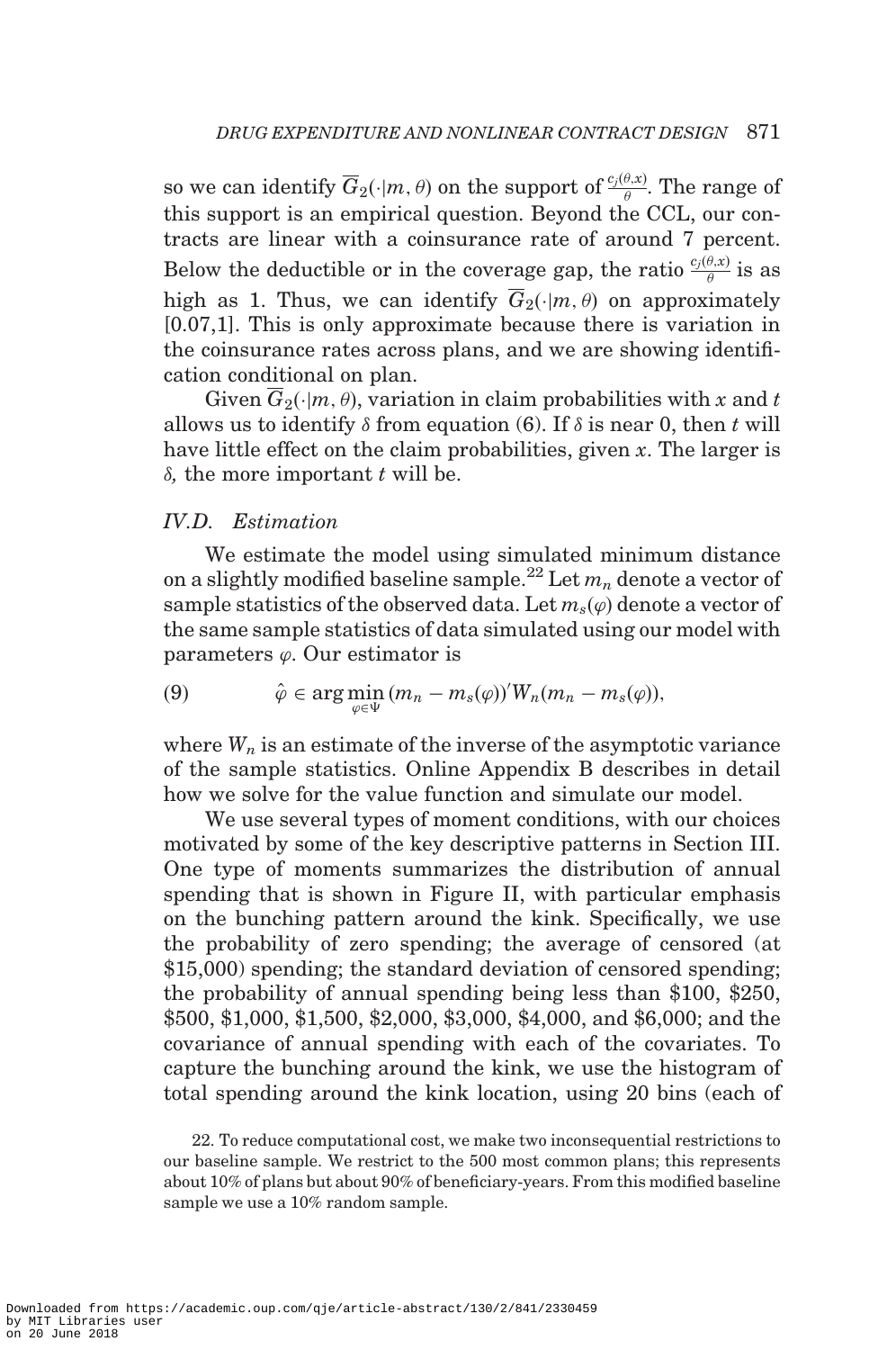so we can identify $\overline{G}_2(\cdot|m,\theta)$ on the support of $\frac{c_j(\theta,x)}{\theta}$. The range of this support is an empirical question. Beyond the CCL, our contracts are linear with a coinsurance rate of around 7 percent. Below the deductible or in the coverage gap, the ratio $\frac{c_j(\theta,x)}{\theta}$ is as high as 1. Thus, we can identify $\overline{G}_2(\cdot|m,\theta)$ on approximately [0.07,1]. This is only approximate because there is variation in the coinsurance rates across plans, and we are showing identification conditional on plan.

Given $\overline{G}_2(\cdot|m,\theta)$, variation in claim probabilities with $x$ and $t$ allows us to identify $\delta$ from equation (6). If $\delta$ is near 0, then $t$ will have little effect on the claim probabilities, given $x$. The larger is $\delta$, the more important $t$ will be.

### IV.D. Estimation

We estimate the model using simulated minimum distance on a slightly modified baseline sample.[22] Let $m_n$ denote a vector of sample statistics of the observed data. Let $m_s(\varphi)$ denote a vector of the same sample statistics of data simulated using our model with parameters $\varphi$. Our estimator is

$$\hat{\varphi} \in \arg\min_{\varphi\in\Psi} (m_n - m_s(\varphi))' W_n (m_n - m_s(\varphi)), \tag{9}$$

where $W_n$ is an estimate of the inverse of the asymptotic variance of the sample statistics. Online Appendix B describes in detail how we solve for the value function and simulate our model.

We use several types of moment conditions, with our choices motivated by some of the key descriptive patterns in Section III. One type of moments summarizes the distribution of annual spending that is shown in Figure II, with particular emphasis on the bunching pattern around the kink. Specifically, we use the probability of zero spending; the average of censored (at \$15,000) spending; the standard deviation of censored spending; the probability of annual spending being less than \$100, \$250, \$500, \$1,000, \$1,500, \$2,000, \$3,000, \$4,000, and \$6,000; and the covariance of annual spending with each of the covariates. To capture the bunching around the kink, we use the histogram of total spending around the kink location, using 20 bins (each of

22. To reduce computational cost, we make two inconsequential restrictions to our baseline sample. We restrict to the 500 most common plans; this represents about 10% of plans but about 90% of beneficiary-years. From this modified baseline sample we use a 10% random sample.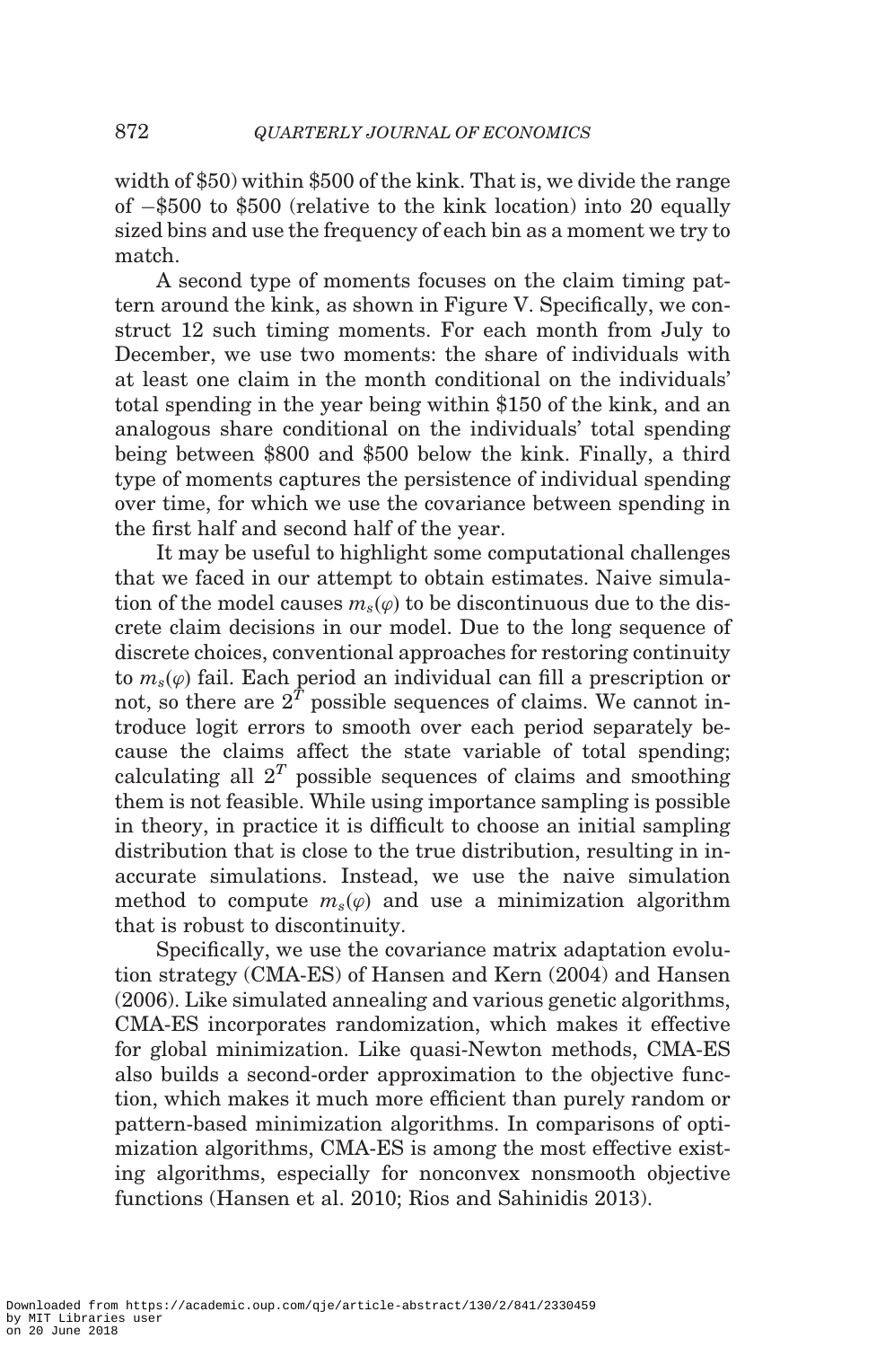width of \$50) within \$500 of the kink. That is, we divide the range of −\$500 to \$500 (relative to the kink location) into 20 equally sized bins and use the frequency of each bin as a moment we try to match.

A second type of moments focuses on the claim timing pattern around the kink, as shown in Figure V. Specifically, we construct 12 such timing moments. For each month from July to December, we use two moments: the share of individuals with at least one claim in the month conditional on the individuals' total spending in the year being within \$150 of the kink, and an analogous share conditional on the individuals' total spending being between \$800 and \$500 below the kink. Finally, a third type of moments captures the persistence of individual spending over time, for which we use the covariance between spending in the first half and second half of the year.

It may be useful to highlight some computational challenges that we faced in our attempt to obtain estimates. Naive simulation of the model causes $m_s(\varphi)$ to be discontinuous due to the discrete claim decisions in our model. Due to the long sequence of discrete choices, conventional approaches for restoring continuity to $m_s(\varphi)$ fail. Each period an individual can fill a prescription or not, so there are $2^T$ possible sequences of claims. We cannot introduce logit errors to smooth over each period separately because the claims affect the state variable of total spending; calculating all $2^T$ possible sequences of claims and smoothing them is not feasible. While using importance sampling is possible in theory, in practice it is difficult to choose an initial sampling distribution that is close to the true distribution, resulting in inaccurate simulations. Instead, we use the naive simulation method to compute $m_s(\varphi)$ and use a minimization algorithm that is robust to discontinuity.

Specifically, we use the covariance matrix adaptation evolution strategy (CMA-ES) of Hansen and Kern (2004) and Hansen (2006). Like simulated annealing and various genetic algorithms, CMA-ES incorporates randomization, which makes it effective for global minimization. Like quasi-Newton methods, CMA-ES also builds a second-order approximation to the objective function, which makes it much more efficient than purely random or pattern-based minimization algorithms. In comparisons of optimization algorithms, CMA-ES is among the most effective existing algorithms, especially for nonconvex nonsmooth objective functions (Hansen et al. 2010; Rios and Sahinidis 2013).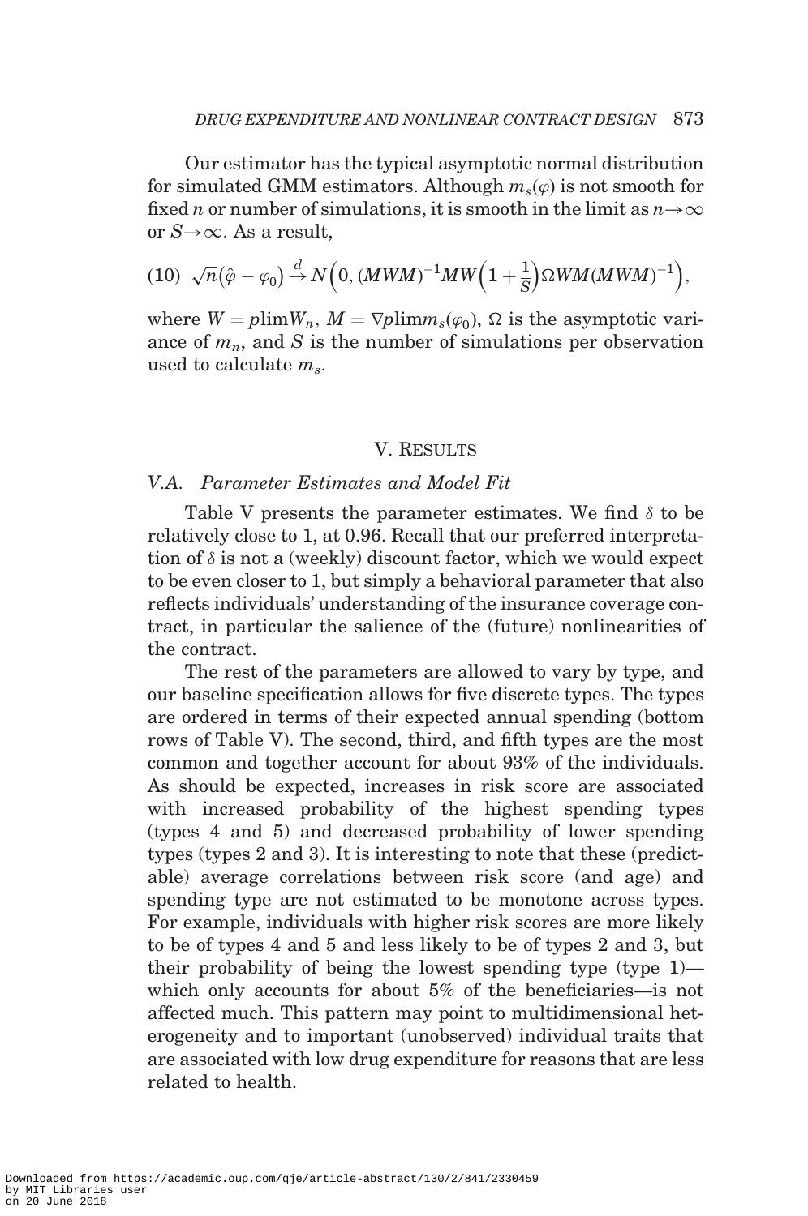Our estimator has the typical asymptotic normal distribution for simulated GMM estimators. Although $m_s(\varphi)$ is not smooth for fixed $n$ or number of simulations, it is smooth in the limit as $n \to \infty$ or $S \to \infty$. As a result,

$$(10) \quad \sqrt{n}\left(\hat{\varphi} - \varphi_0\right) \xrightarrow{d} N\left(0, (MWM)^{-1}MW\left(1 + \frac{1}{S}\right)\Omega WM(MWM)^{-1}\right),$$

where $W = p\lim W_n$, $M = \nabla p\lim m_s(\varphi_0)$, $\Omega$ is the asymptotic variance of $m_n$, and $S$ is the number of simulations per observation used to calculate $m_s$.

## V. Results

### V.A. Parameter Estimates and Model Fit

Table V presents the parameter estimates. We find $\delta$ to be relatively close to 1, at 0.96. Recall that our preferred interpretation of $\delta$ is not a (weekly) discount factor, which we would expect to be even closer to 1, but simply a behavioral parameter that also reflects individuals' understanding of the insurance coverage contract, in particular the salience of the (future) nonlinearities of the contract.

The rest of the parameters are allowed to vary by type, and our baseline specification allows for five discrete types. The types are ordered in terms of their expected annual spending (bottom rows of Table V). The second, third, and fifth types are the most common and together account for about 93% of the individuals. As should be expected, increases in risk score are associated with increased probability of the highest spending types (types 4 and 5) and decreased probability of lower spending types (types 2 and 3). It is interesting to note that these (predictable) average correlations between risk score (and age) and spending type are not estimated to be monotone across types. For example, individuals with higher risk scores are more likely to be of types 4 and 5 and less likely to be of types 2 and 3, but their probability of being the lowest spending type (type 1)—which only accounts for about 5% of the beneficiaries—is not affected much. This pattern may point to multidimensional heterogeneity and to important (unobserved) individual traits that are associated with low drug expenditure for reasons that are less related to health.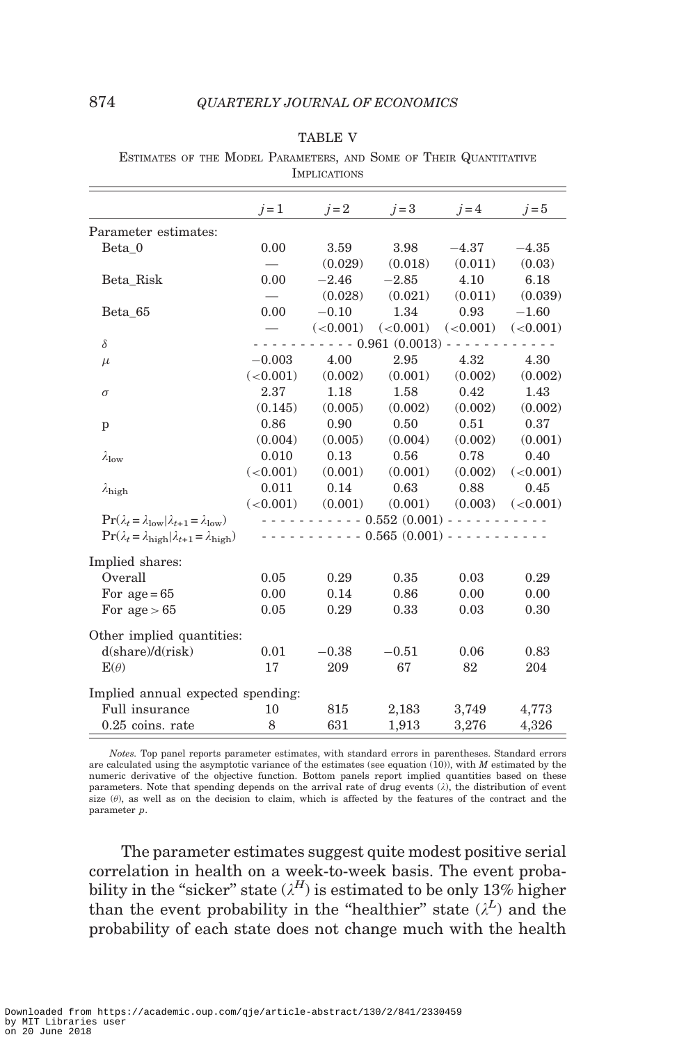TABLE V

ESTIMATES OF THE MODEL PARAMETERS, AND SOME OF THEIR QUANTITATIVE IMPLICATIONS

| | $j=1$ | $j=2$ | $j=3$ | $j=4$ | $j=5$ |
|---|---|---|---|---|---|
| Parameter estimates: | | | | | |
| Beta_0 | 0.00 | 3.59 | 3.98 | −4.37 | −4.35 |
| | — | (0.029) | (0.018) | (0.011) | (0.03) |
| Beta_Risk | 0.00 | −2.46 | −2.85 | 4.10 | 6.18 |
| | — | (0.028) | (0.021) | (0.011) | (0.039) |
| Beta_65 | 0.00 | −0.10 | 1.34 | 0.93 | −1.60 |
| | — | (<0.001) | (<0.001) | (<0.001) | (<0.001) |
| $\delta$ | 0.961 (0.0013) | | | | |
| $\mu$ | −0.003 | 4.00 | 2.95 | 4.32 | 4.30 |
| | (<0.001) | (0.002) | (0.001) | (0.002) | (0.002) |
| $\sigma$ | 2.37 | 1.18 | 1.58 | 0.42 | 1.43 |
| | (0.145) | (0.005) | (0.002) | (0.002) | (0.002) |
| p | 0.86 | 0.90 | 0.50 | 0.51 | 0.37 |
| | (0.004) | (0.005) | (0.004) | (0.002) | (0.001) |
| $\lambda_{\text{low}}$ | 0.010 | 0.13 | 0.56 | 0.78 | 0.40 |
| | (<0.001) | (0.001) | (0.001) | (0.002) | (<0.001) |
| $\lambda_{\text{high}}$ | 0.011 | 0.14 | 0.63 | 0.88 | 0.45 |
| | (<0.001) | (0.001) | (0.001) | (0.003) | (<0.001) |
| $\Pr(\lambda_t = \lambda_{\text{low}} \mid \lambda_{t+1} = \lambda_{\text{low}})$ | 0.552 (0.001) | | | | |
| $\Pr(\lambda_t = \lambda_{\text{high}} \mid \lambda_{t+1} = \lambda_{\text{high}})$ | 0.565 (0.001) | | | | |
| Implied shares: | | | | | |
| Overall | 0.05 | 0.29 | 0.35 | 0.03 | 0.29 |
| For age = 65 | 0.00 | 0.14 | 0.86 | 0.00 | 0.00 |
| For age > 65 | 0.05 | 0.29 | 0.33 | 0.03 | 0.30 |
| Other implied quantities: | | | | | |
| d(share)/d(risk) | 0.01 | −0.38 | −0.51 | 0.06 | 0.83 |
| $E(\theta)$ | 17 | 209 | 67 | 82 | 204 |
| Implied annual expected spending: | | | | | |
| Full insurance | 10 | 815 | 2,183 | 3,749 | 4,773 |
| 0.25 coins. rate | 8 | 631 | 1,913 | 3,276 | 4,326 |

*Notes.* Top panel reports parameter estimates, with standard errors in parentheses. Standard errors are calculated using the asymptotic variance of the estimates (see equation (10)), with $M$ estimated by the numeric derivative of the objective function. Bottom panels report implied quantities based on these parameters. Note that spending depends on the arrival rate of drug events ($\lambda$), the distribution of event size ($\theta$), as well as on the decision to claim, which is affected by the features of the contract and the parameter $p$.

The parameter estimates suggest quite modest positive serial correlation in health on a week-to-week basis. The event probability in the "sicker" state ($\lambda^H$) is estimated to be only 13% higher than the event probability in the "healthier" state ($\lambda^L$) and the probability of each state does not change much with the health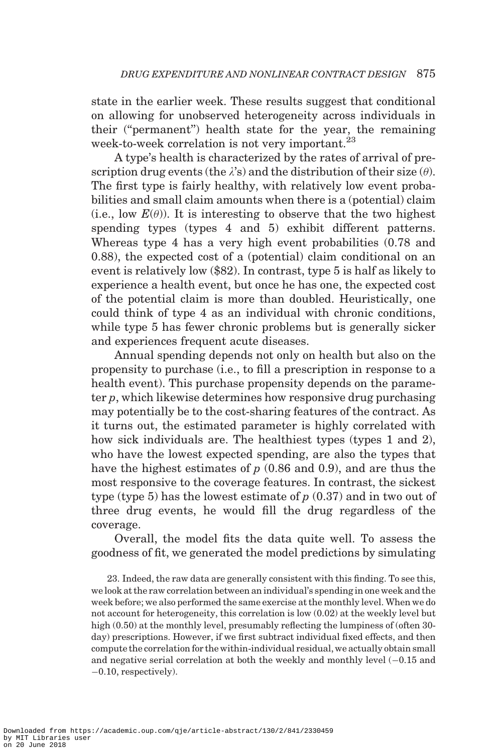state in the earlier week. These results suggest that conditional on allowing for unobserved heterogeneity across individuals in their ("permanent") health state for the year, the remaining week-to-week correlation is not very important.[23]

A type's health is characterized by the rates of arrival of prescription drug events (the $\lambda$'s) and the distribution of their size ($\theta$). The first type is fairly healthy, with relatively low event probabilities and small claim amounts when there is a (potential) claim (i.e., low $E(\theta)$). It is interesting to observe that the two highest spending types (types 4 and 5) exhibit different patterns. Whereas type 4 has a very high event probabilities (0.78 and 0.88), the expected cost of a (potential) claim conditional on an event is relatively low (\$82). In contrast, type 5 is half as likely to experience a health event, but once he has one, the expected cost of the potential claim is more than doubled. Heuristically, one could think of type 4 as an individual with chronic conditions, while type 5 has fewer chronic problems but is generally sicker and experiences frequent acute diseases.

Annual spending depends not only on health but also on the propensity to purchase (i.e., to fill a prescription in response to a health event). This purchase propensity depends on the parameter $p$, which likewise determines how responsive drug purchasing may potentially be to the cost-sharing features of the contract. As it turns out, the estimated parameter is highly correlated with how sick individuals are. The healthiest types (types 1 and 2), who have the lowest expected spending, are also the types that have the highest estimates of $p$ (0.86 and 0.9), and are thus the most responsive to the coverage features. In contrast, the sickest type (type 5) has the lowest estimate of $p$ (0.37) and in two out of three drug events, he would fill the drug regardless of the coverage.

Overall, the model fits the data quite well. To assess the goodness of fit, we generated the model predictions by simulating

23. Indeed, the raw data are generally consistent with this finding. To see this, we look at the raw correlation between an individual's spending in one week and the week before; we also performed the same exercise at the monthly level. When we do not account for heterogeneity, this correlation is low (0.02) at the weekly level but high (0.50) at the monthly level, presumably reflecting the lumpiness of (often 30-day) prescriptions. However, if we first subtract individual fixed effects, and then compute the correlation for the within-individual residual, we actually obtain small and negative serial correlation at both the weekly and monthly level (−0.15 and −0.10, respectively).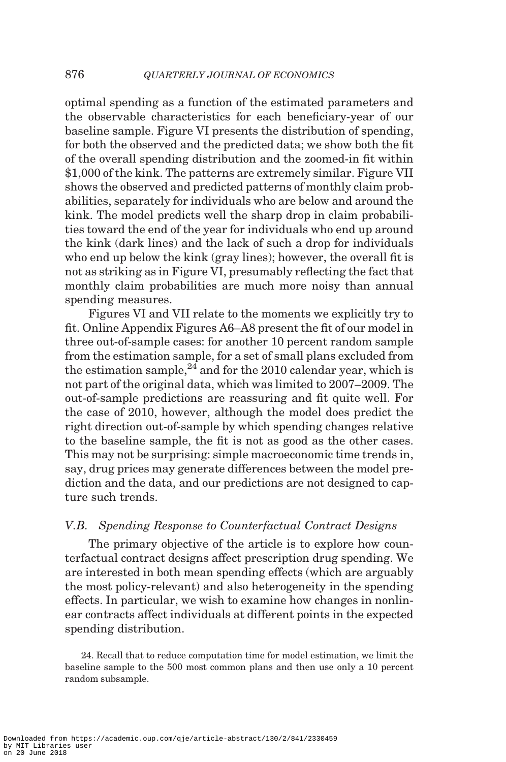optimal spending as a function of the estimated parameters and the observable characteristics for each beneficiary-year of our baseline sample. Figure VI presents the distribution of spending, for both the observed and the predicted data; we show both the fit of the overall spending distribution and the zoomed-in fit within $1,000 of the kink. The patterns are extremely similar. Figure VII shows the observed and predicted patterns of monthly claim probabilities, separately for individuals who are below and around the kink. The model predicts well the sharp drop in claim probabilities toward the end of the year for individuals who end up around the kink (dark lines) and the lack of such a drop for individuals who end up below the kink (gray lines); however, the overall fit is not as striking as in Figure VI, presumably reflecting the fact that monthly claim probabilities are much more noisy than annual spending measures.

Figures VI and VII relate to the moments we explicitly try to fit. Online Appendix Figures A6–A8 present the fit of our model in three out-of-sample cases: for another 10 percent random sample from the estimation sample, for a set of small plans excluded from the estimation sample,[24] and for the 2010 calendar year, which is not part of the original data, which was limited to 2007–2009. The out-of-sample predictions are reassuring and fit quite well. For the case of 2010, however, although the model does predict the right direction out-of-sample by which spending changes relative to the baseline sample, the fit is not as good as the other cases. This may not be surprising: simple macroeconomic time trends in, say, drug prices may generate differences between the model prediction and the data, and our predictions are not designed to capture such trends.

### V.B. *Spending Response to Counterfactual Contract Designs*

The primary objective of the article is to explore how counterfactual contract designs affect prescription drug spending. We are interested in both mean spending effects (which are arguably the most policy-relevant) and also heterogeneity in the spending effects. In particular, we wish to examine how changes in nonlinear contracts affect individuals at different points in the expected spending distribution.

24. Recall that to reduce computation time for model estimation, we limit the baseline sample to the 500 most common plans and then use only a 10 percent random subsample.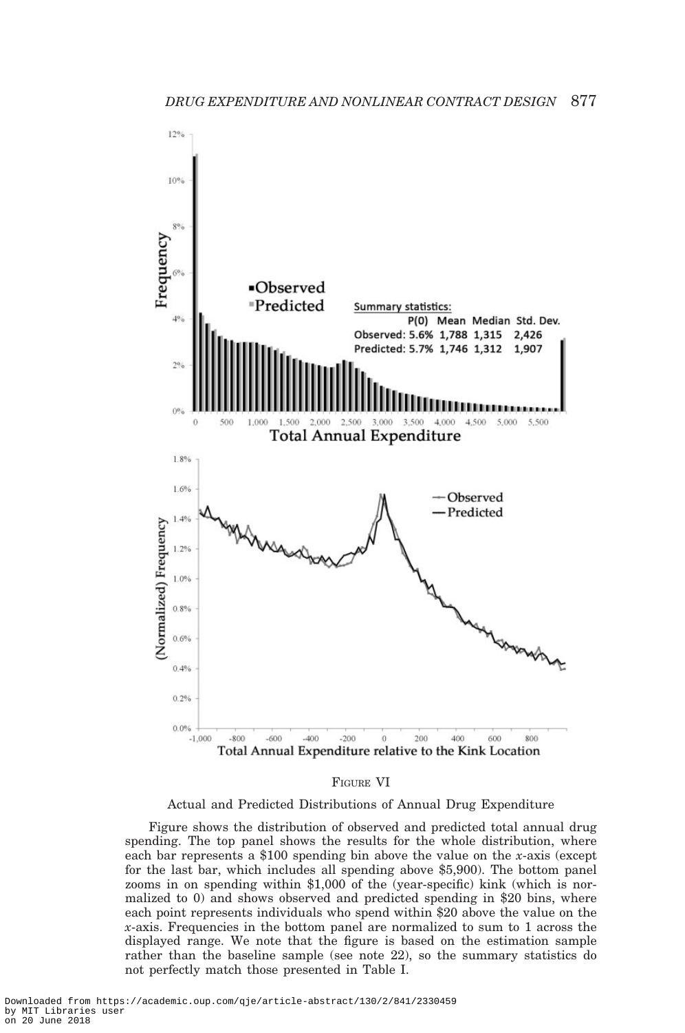FIGURE VI

Actual and Predicted Distributions of Annual Drug Expenditure

Figure shows the distribution of observed and predicted total annual drug spending. The top panel shows the results for the whole distribution, where each bar represents a $100 spending bin above the value on the *x*-axis (except for the last bar, which includes all spending above $5,900). The bottom panel zooms in on spending within $1,000 of the (year-specific) kink (which is normalized to 0) and shows observed and predicted spending in $20 bins, where each point represents individuals who spend within $20 above the value on the *x*-axis. Frequencies in the bottom panel are normalized to sum to 1 across the displayed range. We note that the figure is based on the estimation sample rather than the baseline sample (see note 22), so the summary statistics do not perfectly match those presented in Table I.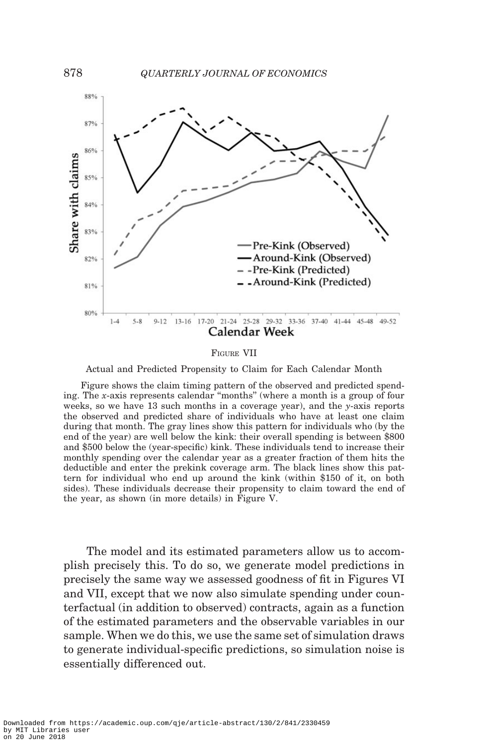FIGURE VII

Actual and Predicted Propensity to Claim for Each Calendar Month

Figure shows the claim timing pattern of the observed and predicted spending. The *x*-axis represents calendar "months" (where a month is a group of four weeks, so we have 13 such months in a coverage year), and the *y*-axis reports the observed and predicted share of individuals who have at least one claim during that month. The gray lines show this pattern for individuals who (by the end of the year) are well below the kink: their overall spending is between $800 and $500 below the (year-specific) kink. These individuals tend to increase their monthly spending over the calendar year as a greater fraction of them hits the deductible and enter the prekink coverage arm. The black lines show this pattern for individual who end up around the kink (within $150 of it, on both sides). These individuals decrease their propensity to claim toward the end of the year, as shown (in more details) in Figure V.

The model and its estimated parameters allow us to accomplish precisely this. To do so, we generate model predictions in precisely the same way we assessed goodness of fit in Figures VI and VII, except that we now also simulate spending under counterfactual (in addition to observed) contracts, again as a function of the estimated parameters and the observable variables in our sample. When we do this, we use the same set of simulation draws to generate individual-specific predictions, so simulation noise is essentially differenced out.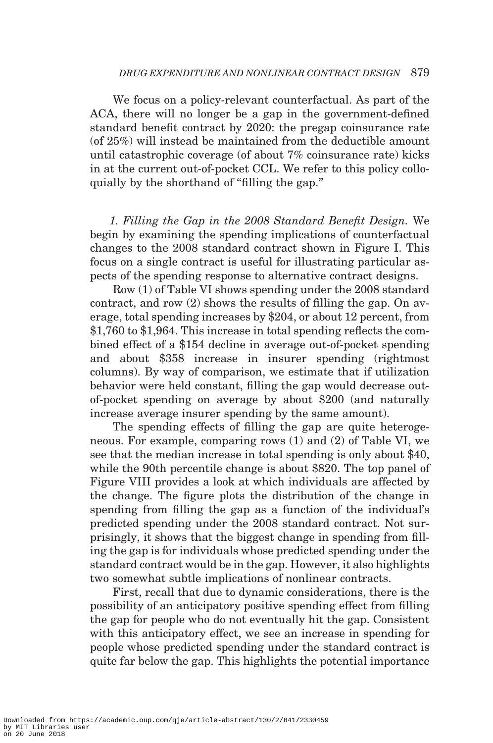We focus on a policy-relevant counterfactual. As part of the ACA, there will no longer be a gap in the government-defined standard benefit contract by 2020: the pregap coinsurance rate (of 25%) will instead be maintained from the deductible amount until catastrophic coverage (of about 7% coinsurance rate) kicks in at the current out-of-pocket CCL. We refer to this policy colloquially by the shorthand of "filling the gap."

*1. Filling the Gap in the 2008 Standard Benefit Design.* We begin by examining the spending implications of counterfactual changes to the 2008 standard contract shown in Figure I. This focus on a single contract is useful for illustrating particular aspects of the spending response to alternative contract designs.

Row (1) of Table VI shows spending under the 2008 standard contract, and row (2) shows the results of filling the gap. On average, total spending increases by $204, or about 12 percent, from $1,760 to $1,964. This increase in total spending reflects the combined effect of a $154 decline in average out-of-pocket spending and about $358 increase in insurer spending (rightmost columns). By way of comparison, we estimate that if utilization behavior were held constant, filling the gap would decrease out-of-pocket spending on average by about $200 (and naturally increase average insurer spending by the same amount).

The spending effects of filling the gap are quite heterogeneous. For example, comparing rows (1) and (2) of Table VI, we see that the median increase in total spending is only about $40, while the 90th percentile change is about $820. The top panel of Figure VIII provides a look at which individuals are affected by the change. The figure plots the distribution of the change in spending from filling the gap as a function of the individual's predicted spending under the 2008 standard contract. Not surprisingly, it shows that the biggest change in spending from filling the gap is for individuals whose predicted spending under the standard contract would be in the gap. However, it also highlights two somewhat subtle implications of nonlinear contracts.

First, recall that due to dynamic considerations, there is the possibility of an anticipatory positive spending effect from filling the gap for people who do not eventually hit the gap. Consistent with this anticipatory effect, we see an increase in spending for people whose predicted spending under the standard contract is quite far below the gap. This highlights the potential importance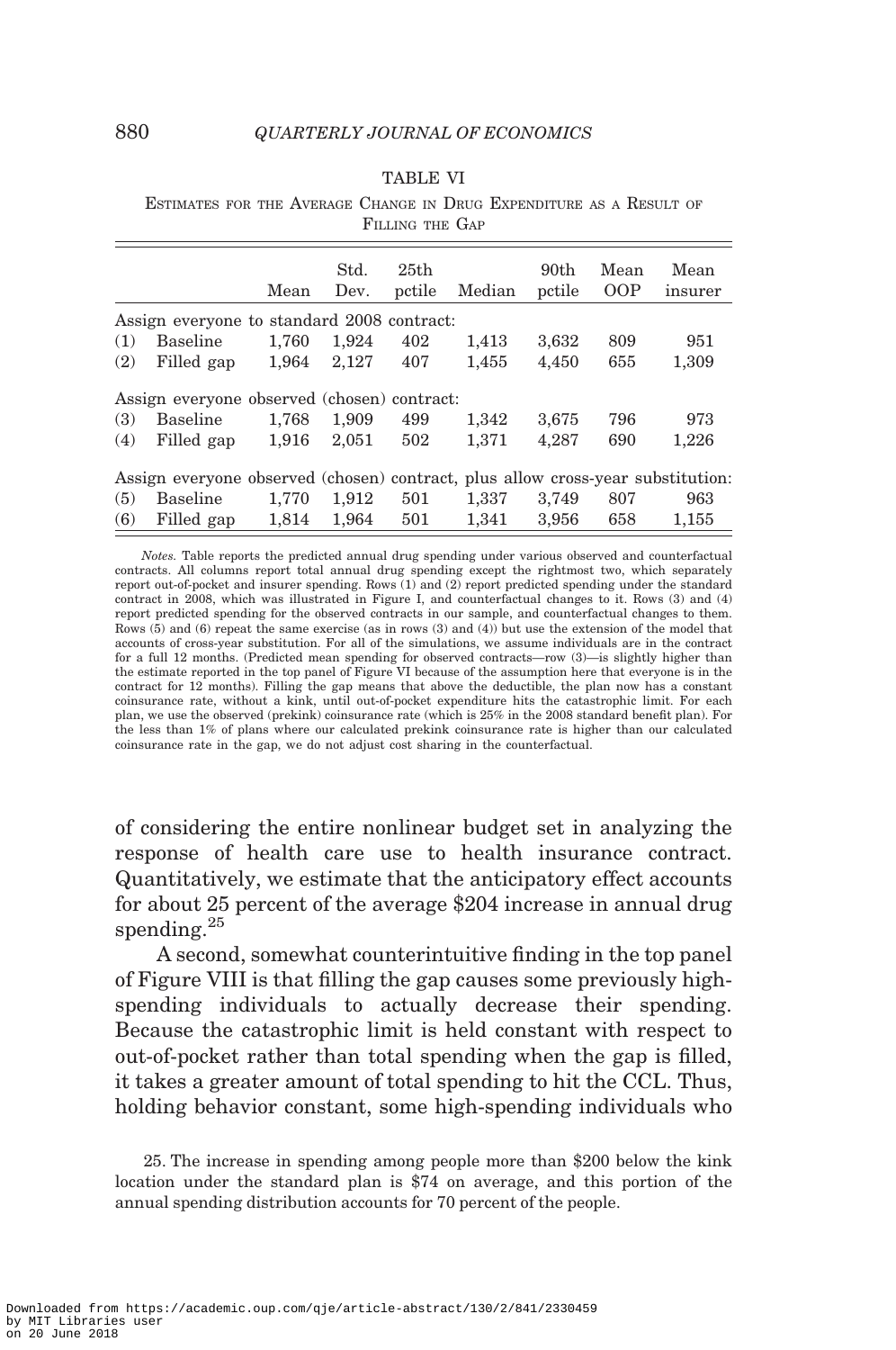TABLE VI

ESTIMATES FOR THE AVERAGE CHANGE IN DRUG EXPENDITURE AS A RESULT OF FILLING THE GAP

| | | Mean | Std. Dev. | 25th pctile | Median | 90th pctile | Mean OOP | Mean insurer |
|---|---|---|---|---|---|---|---|---|
| Assign everyone to standard 2008 contract: | | | | | | | | |
| (1) | Baseline | 1,760 | 1,924 | 402 | 1,413 | 3,632 | 809 | 951 |
| (2) | Filled gap | 1,964 | 2,127 | 407 | 1,455 | 4,450 | 655 | 1,309 |
| Assign everyone observed (chosen) contract: | | | | | | | | |
| (3) | Baseline | 1,768 | 1,909 | 499 | 1,342 | 3,675 | 796 | 973 |
| (4) | Filled gap | 1,916 | 2,051 | 502 | 1,371 | 4,287 | 690 | 1,226 |
| Assign everyone observed (chosen) contract, plus allow cross-year substitution: | | | | | | | | |
| (5) | Baseline | 1,770 | 1,912 | 501 | 1,337 | 3,749 | 807 | 963 |
| (6) | Filled gap | 1,814 | 1,964 | 501 | 1,341 | 3,956 | 658 | 1,155 |

*Notes.* Table reports the predicted annual drug spending under various observed and counterfactual contracts. All columns report total annual drug spending except the rightmost two, which separately report out-of-pocket and insurer spending. Rows (1) and (2) report predicted spending under the standard contract in 2008, which was illustrated in Figure I, and counterfactual changes to it. Rows (3) and (4) report predicted spending for the observed contracts in our sample, and counterfactual changes to them. Rows (5) and (6) repeat the same exercise (as in rows (3) and (4)) but use the extension of the model that accounts of cross-year substitution. For all of the simulations, we assume individuals are in the contract for a full 12 months. (Predicted mean spending for observed contracts—row (3)—is slightly higher than the estimate reported in the top panel of Figure VI because of the assumption here that everyone is in the contract for 12 months). Filling the gap means that above the deductible, the plan now has a constant coinsurance rate, without a kink, until out-of-pocket expenditure hits the catastrophic limit. For each plan, we use the observed (prekink) coinsurance rate (which is 25% in the 2008 standard benefit plan). For the less than 1% of plans where our calculated prekink coinsurance rate is higher than our calculated coinsurance rate in the gap, we do not adjust cost sharing in the counterfactual.

of considering the entire nonlinear budget set in analyzing the response of health care use to health insurance contract. Quantitatively, we estimate that the anticipatory effect accounts for about 25 percent of the average \$204 increase in annual drug spending.[25]

A second, somewhat counterintuitive finding in the top panel of Figure VIII is that filling the gap causes some previously high-spending individuals to actually decrease their spending. Because the catastrophic limit is held constant with respect to out-of-pocket rather than total spending when the gap is filled, it takes a greater amount of total spending to hit the CCL. Thus, holding behavior constant, some high-spending individuals who

25. The increase in spending among people more than \$200 below the kink location under the standard plan is \$74 on average, and this portion of the annual spending distribution accounts for 70 percent of the people.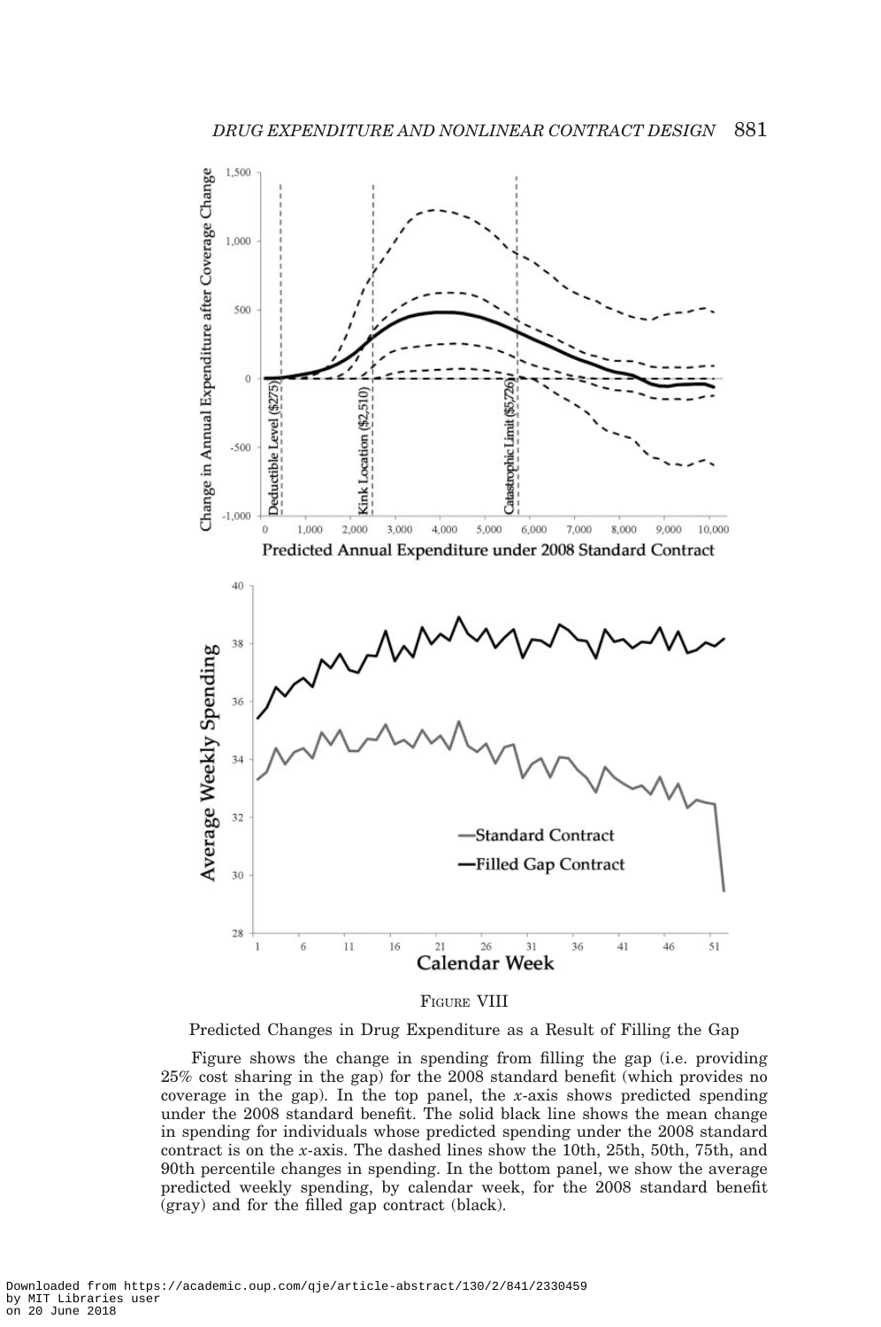Figure VIII

Predicted Changes in Drug Expenditure as a Result of Filling the Gap

Figure shows the change in spending from filling the gap (i.e. providing 25% cost sharing in the gap) for the 2008 standard benefit (which provides no coverage in the gap). In the top panel, the *x*-axis shows predicted spending under the 2008 standard benefit. The solid black line shows the mean change in spending for individuals whose predicted spending under the 2008 standard contract is on the *x*-axis. The dashed lines show the 10th, 25th, 50th, 75th, and 90th percentile changes in spending. In the bottom panel, we show the average predicted weekly spending, by calendar week, for the 2008 standard benefit (gray) and for the filled gap contract (black).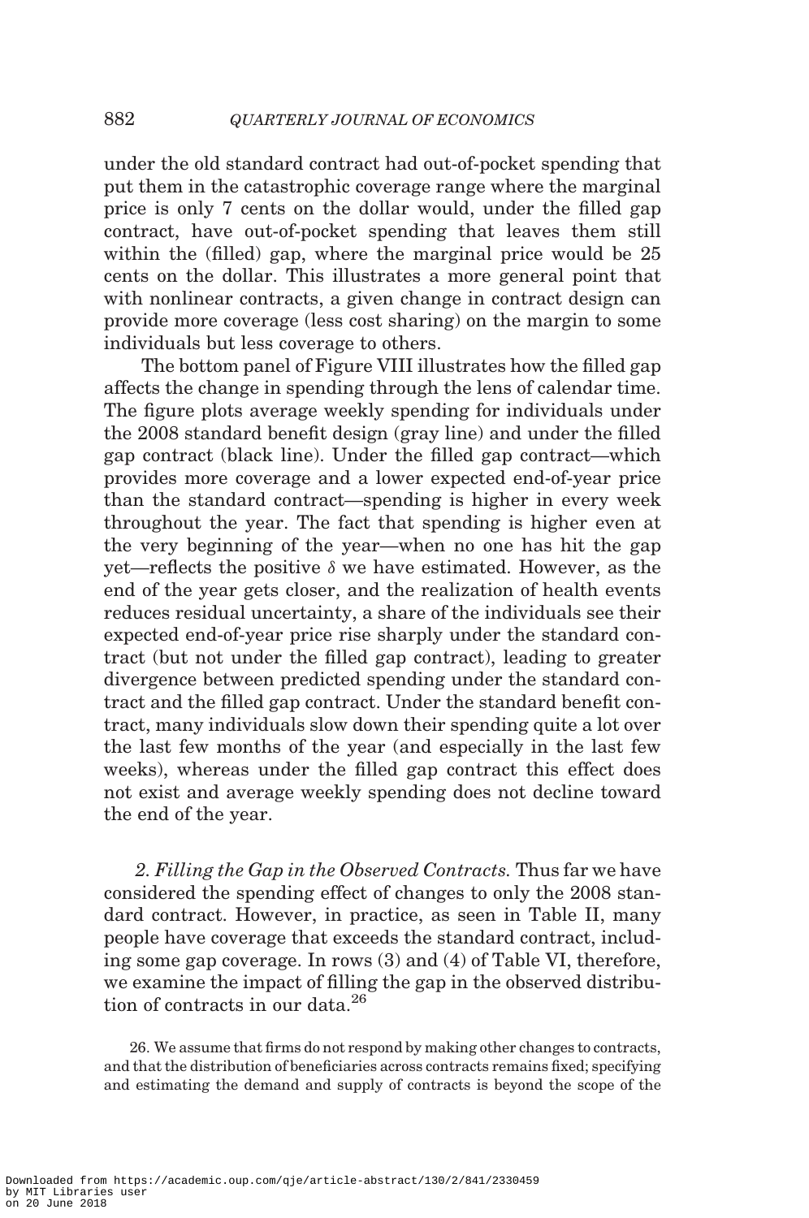under the old standard contract had out-of-pocket spending that put them in the catastrophic coverage range where the marginal price is only 7 cents on the dollar would, under the filled gap contract, have out-of-pocket spending that leaves them still within the (filled) gap, where the marginal price would be 25 cents on the dollar. This illustrates a more general point that with nonlinear contracts, a given change in contract design can provide more coverage (less cost sharing) on the margin to some individuals but less coverage to others.

The bottom panel of Figure VIII illustrates how the filled gap affects the change in spending through the lens of calendar time. The figure plots average weekly spending for individuals under the 2008 standard benefit design (gray line) and under the filled gap contract (black line). Under the filled gap contract—which provides more coverage and a lower expected end-of-year price than the standard contract—spending is higher in every week throughout the year. The fact that spending is higher even at the very beginning of the year—when no one has hit the gap yet—reflects the positive $\delta$ we have estimated. However, as the end of the year gets closer, and the realization of health events reduces residual uncertainty, a share of the individuals see their expected end-of-year price rise sharply under the standard contract (but not under the filled gap contract), leading to greater divergence between predicted spending under the standard contract and the filled gap contract. Under the standard benefit contract, many individuals slow down their spending quite a lot over the last few months of the year (and especially in the last few weeks), whereas under the filled gap contract this effect does not exist and average weekly spending does not decline toward the end of the year.

*2. Filling the Gap in the Observed Contracts.* Thus far we have considered the spending effect of changes to only the 2008 standard contract. However, in practice, as seen in Table II, many people have coverage that exceeds the standard contract, including some gap coverage. In rows (3) and (4) of Table VI, therefore, we examine the impact of filling the gap in the observed distribution of contracts in our data.[26]

26. We assume that firms do not respond by making other changes to contracts, and that the distribution of beneficiaries across contracts remains fixed; specifying and estimating the demand and supply of contracts is beyond the scope of the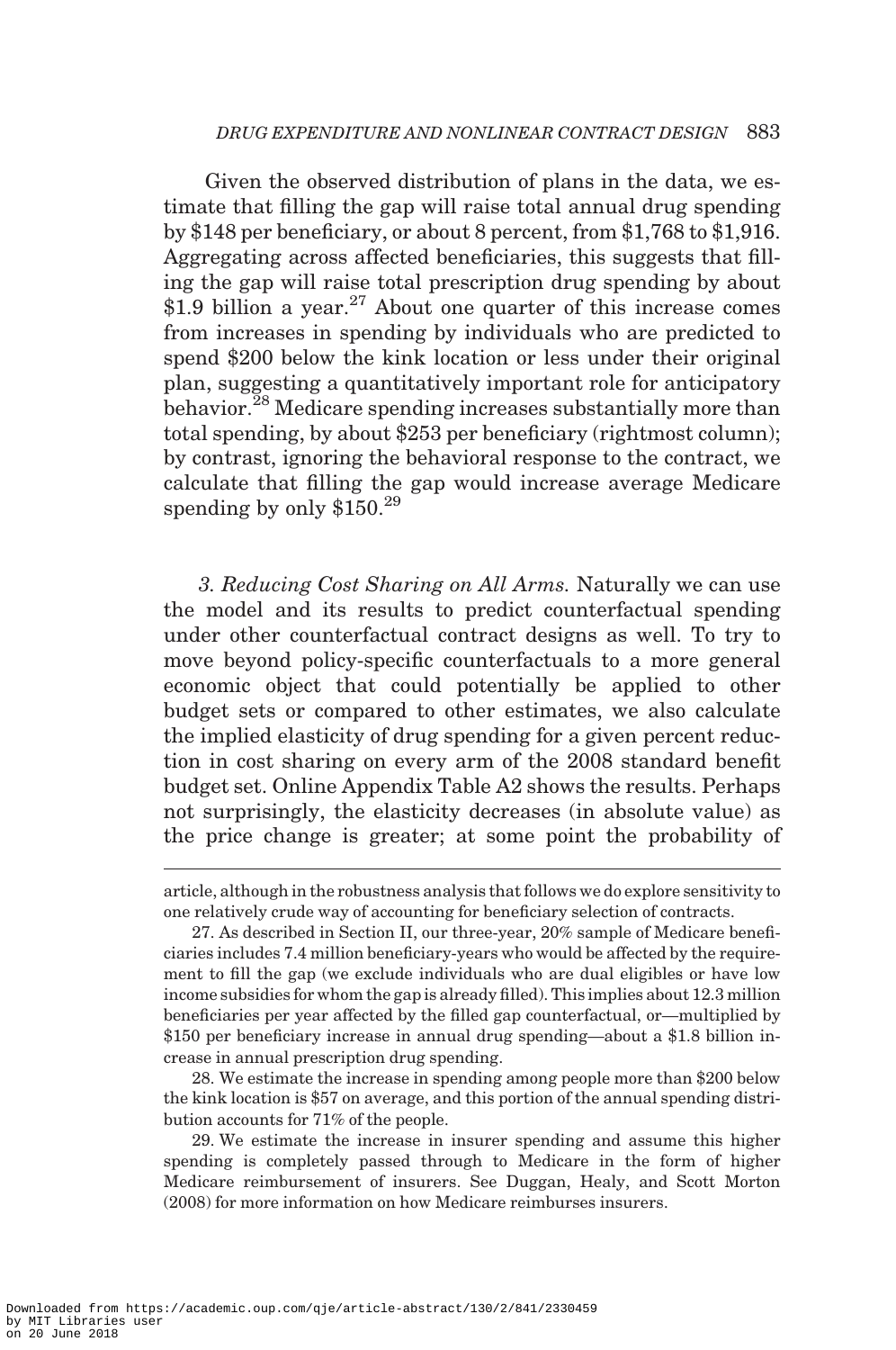Given the observed distribution of plans in the data, we estimate that filling the gap will raise total annual drug spending by $148 per beneficiary, or about 8 percent, from $1,768 to $1,916. Aggregating across affected beneficiaries, this suggests that filling the gap will raise total prescription drug spending by about $1.9 billion a year.[27] About one quarter of this increase comes from increases in spending by individuals who are predicted to spend $200 below the kink location or less under their original plan, suggesting a quantitatively important role for anticipatory behavior.[28] Medicare spending increases substantially more than total spending, by about $253 per beneficiary (rightmost column); by contrast, ignoring the behavioral response to the contract, we calculate that filling the gap would increase average Medicare spending by only $150.[29]

*3. Reducing Cost Sharing on All Arms.* Naturally we can use the model and its results to predict counterfactual spending under other counterfactual contract designs as well. To try to move beyond policy-specific counterfactuals to a more general economic object that could potentially be applied to other budget sets or compared to other estimates, we also calculate the implied elasticity of drug spending for a given percent reduction in cost sharing on every arm of the 2008 standard benefit budget set. Online Appendix Table A2 shows the results. Perhaps not surprisingly, the elasticity decreases (in absolute value) as the price change is greater; at some point the probability of

---

article, although in the robustness analysis that follows we do explore sensitivity to one relatively crude way of accounting for beneficiary selection of contracts.

27. As described in Section II, our three-year, 20% sample of Medicare beneficiaries includes 7.4 million beneficiary-years who would be affected by the requirement to fill the gap (we exclude individuals who are dual eligibles or have low income subsidies for whom the gap is already filled). This implies about 12.3 million beneficiaries per year affected by the filled gap counterfactual, or—multiplied by $150 per beneficiary increase in annual drug spending—about a $1.8 billion increase in annual prescription drug spending.

28. We estimate the increase in spending among people more than $200 below the kink location is $57 on average, and this portion of the annual spending distribution accounts for 71% of the people.

29. We estimate the increase in insurer spending and assume this higher spending is completely passed through to Medicare in the form of higher Medicare reimbursement of insurers. See Duggan, Healy, and Scott Morton (2008) for more information on how Medicare reimburses insurers.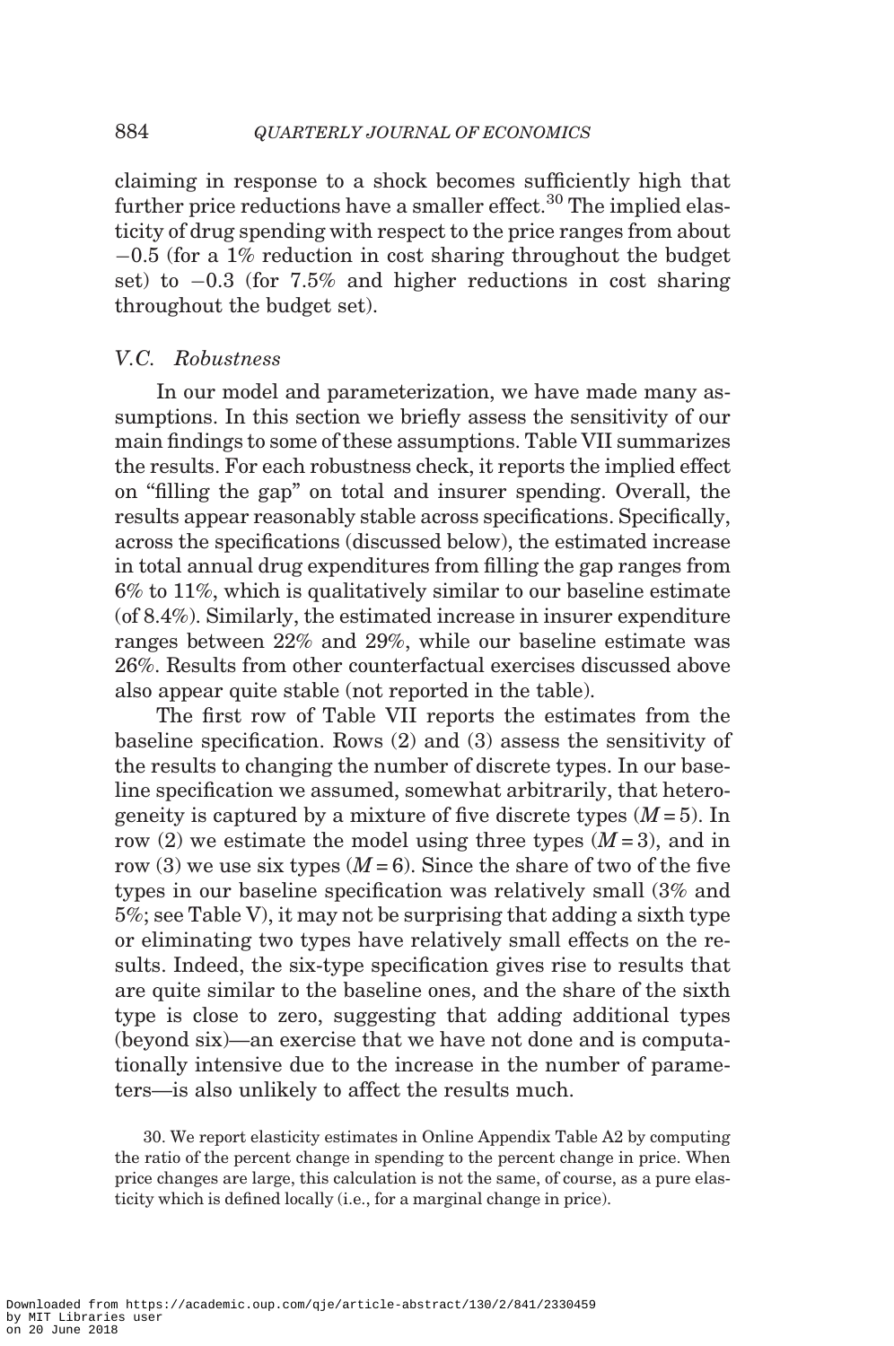claiming in response to a shock becomes sufficiently high that further price reductions have a smaller effect.[30] The implied elasticity of drug spending with respect to the price ranges from about −0.5 (for a 1% reduction in cost sharing throughout the budget set) to −0.3 (for 7.5% and higher reductions in cost sharing throughout the budget set).

### V.C. Robustness

In our model and parameterization, we have made many assumptions. In this section we briefly assess the sensitivity of our main findings to some of these assumptions. Table VII summarizes the results. For each robustness check, it reports the implied effect on "filling the gap" on total and insurer spending. Overall, the results appear reasonably stable across specifications. Specifically, across the specifications (discussed below), the estimated increase in total annual drug expenditures from filling the gap ranges from 6% to 11%, which is qualitatively similar to our baseline estimate (of 8.4%). Similarly, the estimated increase in insurer expenditure ranges between 22% and 29%, while our baseline estimate was 26%. Results from other counterfactual exercises discussed above also appear quite stable (not reported in the table).

The first row of Table VII reports the estimates from the baseline specification. Rows (2) and (3) assess the sensitivity of the results to changing the number of discrete types. In our baseline specification we assumed, somewhat arbitrarily, that heterogeneity is captured by a mixture of five discrete types ($M = 5$). In row (2) we estimate the model using three types ($M = 3$), and in row (3) we use six types ($M = 6$). Since the share of two of the five types in our baseline specification was relatively small (3% and 5%; see Table V), it may not be surprising that adding a sixth type or eliminating two types have relatively small effects on the results. Indeed, the six-type specification gives rise to results that are quite similar to the baseline ones, and the share of the sixth type is close to zero, suggesting that adding additional types (beyond six)—an exercise that we have not done and is computationally intensive due to the increase in the number of parameters—is also unlikely to affect the results much.

30. We report elasticity estimates in Online Appendix Table A2 by computing the ratio of the percent change in spending to the percent change in price. When price changes are large, this calculation is not the same, of course, as a pure elasticity which is defined locally (i.e., for a marginal change in price).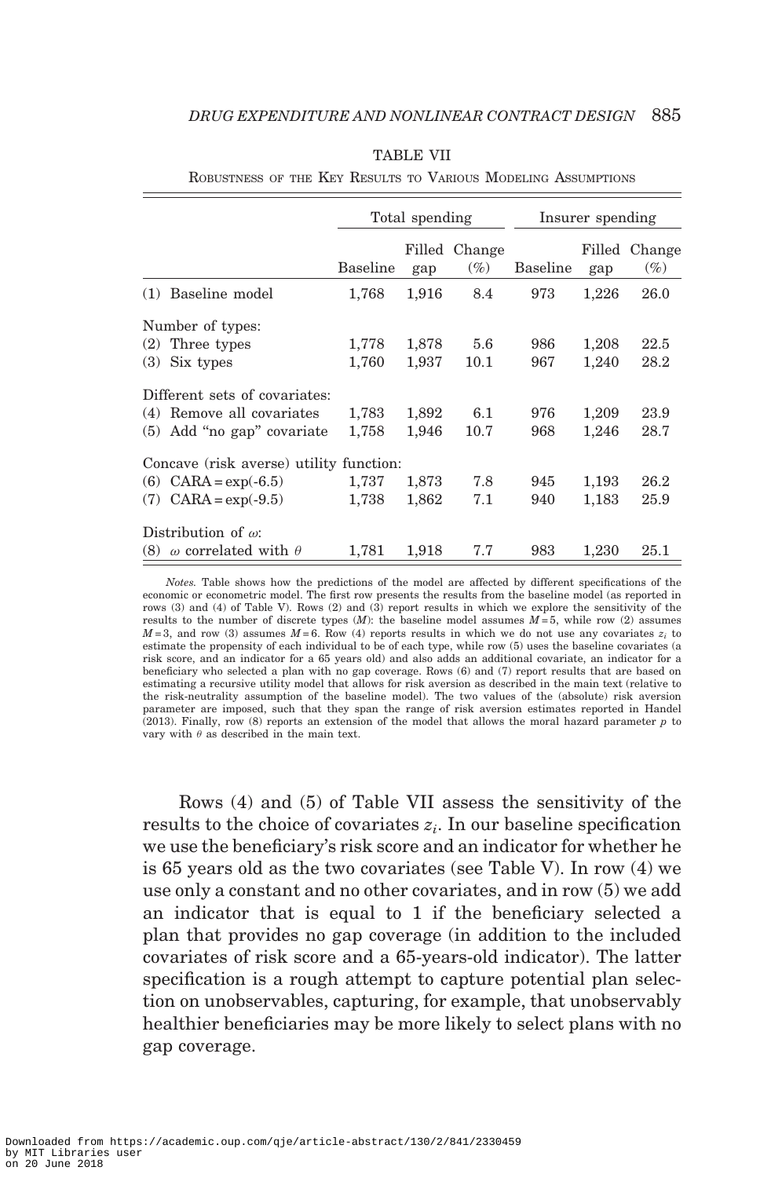TABLE VII

Robustness of the Key Results to Various Modeling Assumptions

| | Total spending | | | Insurer spending | | |
|---|---|---|---|---|---|---|
| | Baseline | Filled gap | Change (%) | Baseline | Filled gap | Change (%) |
| (1) Baseline model | 1,768 | 1,916 | 8.4 | 973 | 1,226 | 26.0 |
| Number of types: | | | | | | |
| (2) Three types | 1,778 | 1,878 | 5.6 | 986 | 1,208 | 22.5 |
| (3) Six types | 1,760 | 1,937 | 10.1 | 967 | 1,240 | 28.2 |
| Different sets of covariates: | | | | | | |
| (4) Remove all covariates | 1,783 | 1,892 | 6.1 | 976 | 1,209 | 23.9 |
| (5) Add "no gap" covariate | 1,758 | 1,946 | 10.7 | 968 | 1,246 | 28.7 |
| Concave (risk averse) utility function: | | | | | | |
| (6) CARA = exp(-6.5) | 1,737 | 1,873 | 7.8 | 945 | 1,193 | 26.2 |
| (7) CARA = exp(-9.5) | 1,738 | 1,862 | 7.1 | 940 | 1,183 | 25.9 |
| Distribution of $\omega$: | | | | | | |
| (8) $\omega$ correlated with $\theta$ | 1,781 | 1,918 | 7.7 | 983 | 1,230 | 25.1 |

*Notes.* Table shows how the predictions of the model are affected by different specifications of the economic or econometric model. The first row presents the results from the baseline model (as reported in rows (3) and (4) of Table V). Rows (2) and (3) report results in which we explore the sensitivity of the results to the number of discrete types ($M$): the baseline model assumes $M = 5$, while row (2) assumes $M = 3$, and row (3) assumes $M = 6$. Row (4) reports results in which we do not use any covariates $z_i$ to estimate the propensity of each individual to be of each type, while row (5) uses the baseline covariates (a risk score, and an indicator for a 65 years old) and also adds an additional covariate, an indicator for a beneficiary who selected a plan with no gap coverage. Rows (6) and (7) report results that are based on estimating a recursive utility model that allows for risk aversion as described in the main text (relative to the risk-neutrality assumption of the baseline model). The two values of the (absolute) risk aversion parameter are imposed, such that they span the range of risk aversion estimates reported in Handel (2013). Finally, row (8) reports an extension of the model that allows the moral hazard parameter $p$ to vary with $\theta$ as described in the main text.

Rows (4) and (5) of Table VII assess the sensitivity of the results to the choice of covariates $z_i$. In our baseline specification we use the beneficiary's risk score and an indicator for whether he is 65 years old as the two covariates (see Table V). In row (4) we use only a constant and no other covariates, and in row (5) we add an indicator that is equal to 1 if the beneficiary selected a plan that provides no gap coverage (in addition to the included covariates of risk score and a 65-years-old indicator). The latter specification is a rough attempt to capture potential plan selection on unobservables, capturing, for example, that unobservably healthier beneficiaries may be more likely to select plans with no gap coverage.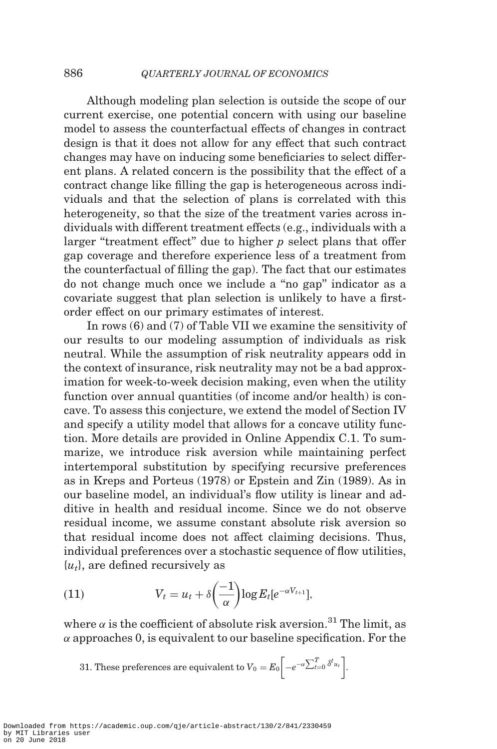Although modeling plan selection is outside the scope of our current exercise, one potential concern with using our baseline model to assess the counterfactual effects of changes in contract design is that it does not allow for any effect that such contract changes may have on inducing some beneficiaries to select different plans. A related concern is the possibility that the effect of a contract change like filling the gap is heterogeneous across individuals and that the selection of plans is correlated with this heterogeneity, so that the size of the treatment varies across individuals with different treatment effects (e.g., individuals with a larger "treatment effect" due to higher $p$ select plans that offer gap coverage and therefore experience less of a treatment from the counterfactual of filling the gap). The fact that our estimates do not change much once we include a "no gap" indicator as a covariate suggest that plan selection is unlikely to have a first-order effect on our primary estimates of interest.

In rows (6) and (7) of Table VII we examine the sensitivity of our results to our modeling assumption of individuals as risk neutral. While the assumption of risk neutrality appears odd in the context of insurance, risk neutrality may not be a bad approximation for week-to-week decision making, even when the utility function over annual quantities (of income and/or health) is concave. To assess this conjecture, we extend the model of Section IV and specify a utility model that allows for a concave utility function. More details are provided in Online Appendix C.1. To summarize, we introduce risk aversion while maintaining perfect intertemporal substitution by specifying recursive preferences as in Kreps and Porteus (1978) or Epstein and Zin (1989). As in our baseline model, an individual's flow utility is linear and additive in health and residual income. Since we do not observe residual income, we assume constant absolute risk aversion so that residual income does not affect claiming decisions. Thus, individual preferences over a stochastic sequence of flow utilities, $\{u_t\}$, are defined recursively as

$$V_t = u_t + \delta\left(\frac{-1}{\alpha}\right)\log E_t[e^{-\alpha V_{t+1}}], \tag{11}$$

where $\alpha$ is the coefficient of absolute risk aversion.[31] The limit, as $\alpha$ approaches 0, is equivalent to our baseline specification. For the

31. These preferences are equivalent to $V_0 = E_0\left[-e^{-\alpha \sum_{t=0}^{T} \delta^t u_t}\right]$.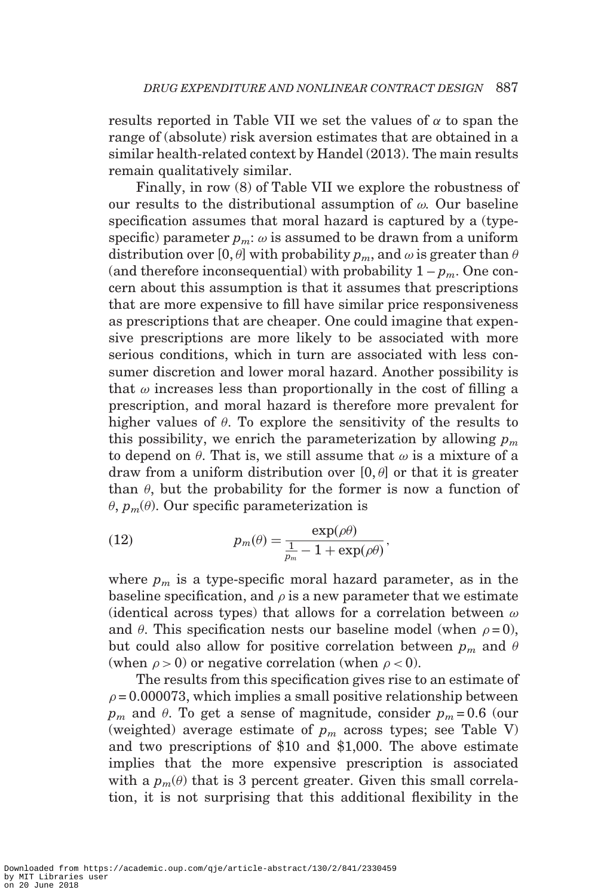results reported in Table VII we set the values of $\alpha$ to span the range of (absolute) risk aversion estimates that are obtained in a similar health-related context by Handel (2013). The main results remain qualitatively similar.

Finally, in row (8) of Table VII we explore the robustness of our results to the distributional assumption of $\omega$. Our baseline specification assumes that moral hazard is captured by a (type-specific) parameter $p_m$: $\omega$ is assumed to be drawn from a uniform distribution over $[0, \theta]$ with probability $p_m$, and $\omega$ is greater than $\theta$ (and therefore inconsequential) with probability $1 - p_m$. One concern about this assumption is that it assumes that prescriptions that are more expensive to fill have similar price responsiveness as prescriptions that are cheaper. One could imagine that expensive prescriptions are more likely to be associated with more serious conditions, which in turn are associated with less consumer discretion and lower moral hazard. Another possibility is that $\omega$ increases less than proportionally in the cost of filling a prescription, and moral hazard is therefore more prevalent for higher values of $\theta$. To explore the sensitivity of the results to this possibility, we enrich the parameterization by allowing $p_m$ to depend on $\theta$. That is, we still assume that $\omega$ is a mixture of a draw from a uniform distribution over $[0, \theta]$ or that it is greater than $\theta$, but the probability for the former is now a function of $\theta$, $p_m(\theta)$. Our specific parameterization is

$$p_m(\theta) = \frac{\exp(\rho\theta)}{\frac{1}{p_m} - 1 + \exp(\rho\theta)}, \tag{12}$$

where $p_m$ is a type-specific moral hazard parameter, as in the baseline specification, and $\rho$ is a new parameter that we estimate (identical across types) that allows for a correlation between $\omega$ and $\theta$. This specification nests our baseline model (when $\rho = 0$), but could also allow for positive correlation between $p_m$ and $\theta$ (when $\rho > 0$) or negative correlation (when $\rho < 0$).

The results from this specification gives rise to an estimate of $\rho = 0.000073$, which implies a small positive relationship between $p_m$ and $\theta$. To get a sense of magnitude, consider $p_m = 0.6$ (our (weighted) average estimate of $p_m$ across types; see Table V) and two prescriptions of \$10 and \$1,000. The above estimate implies that the more expensive prescription is associated with a $p_m(\theta)$ that is 3 percent greater. Given this small correlation, it is not surprising that this additional flexibility in the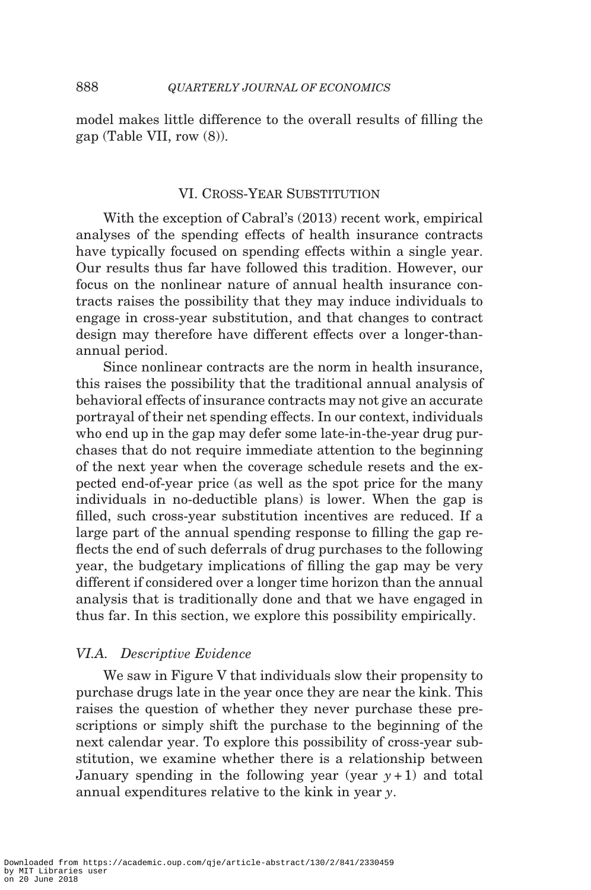model makes little difference to the overall results of filling the gap (Table VII, row (8)).

## VI. Cross-Year Substitution

With the exception of Cabral's (2013) recent work, empirical analyses of the spending effects of health insurance contracts have typically focused on spending effects within a single year. Our results thus far have followed this tradition. However, our focus on the nonlinear nature of annual health insurance contracts raises the possibility that they may induce individuals to engage in cross-year substitution, and that changes to contract design may therefore have different effects over a longer-than-annual period.

Since nonlinear contracts are the norm in health insurance, this raises the possibility that the traditional annual analysis of behavioral effects of insurance contracts may not give an accurate portrayal of their net spending effects. In our context, individuals who end up in the gap may defer some late-in-the-year drug purchases that do not require immediate attention to the beginning of the next year when the coverage schedule resets and the expected end-of-year price (as well as the spot price for the many individuals in no-deductible plans) is lower. When the gap is filled, such cross-year substitution incentives are reduced. If a large part of the annual spending response to filling the gap reflects the end of such deferrals of drug purchases to the following year, the budgetary implications of filling the gap may be very different if considered over a longer time horizon than the annual analysis that is traditionally done and that we have engaged in thus far. In this section, we explore this possibility empirically.

### *VI.A. Descriptive Evidence*

We saw in Figure V that individuals slow their propensity to purchase drugs late in the year once they are near the kink. This raises the question of whether they never purchase these prescriptions or simply shift the purchase to the beginning of the next calendar year. To explore this possibility of cross-year substitution, we examine whether there is a relationship between January spending in the following year (year $y+1$) and total annual expenditures relative to the kink in year $y$.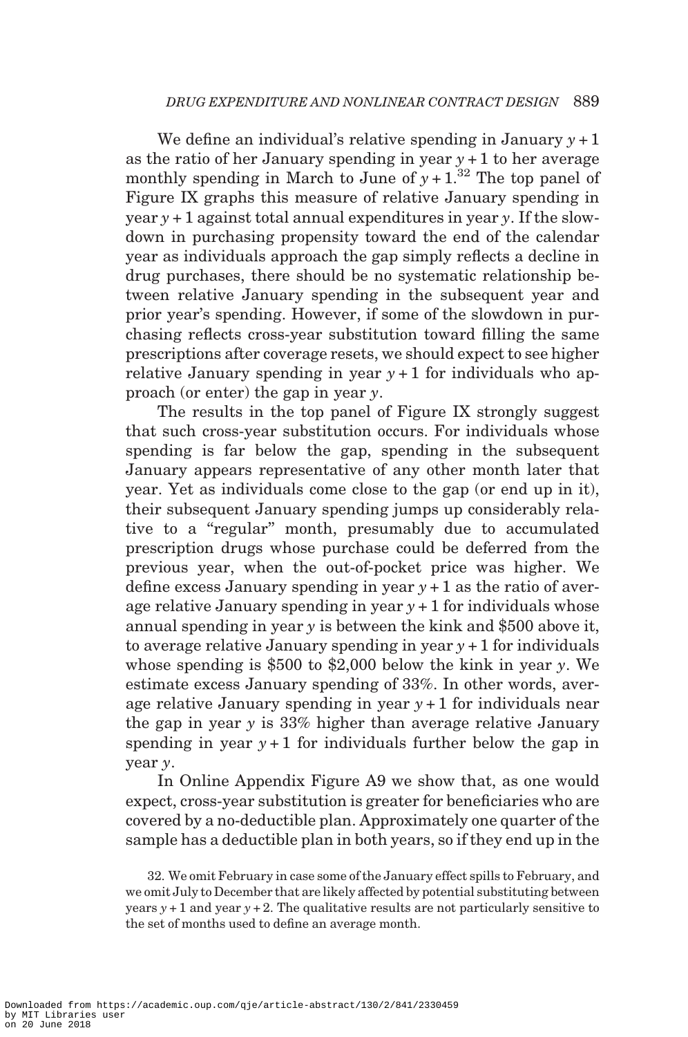We define an individual's relative spending in January $y+1$ as the ratio of her January spending in year $y+1$ to her average monthly spending in March to June of $y+1$.[32] The top panel of Figure IX graphs this measure of relative January spending in year $y+1$ against total annual expenditures in year $y$. If the slowdown in purchasing propensity toward the end of the calendar year as individuals approach the gap simply reflects a decline in drug purchases, there should be no systematic relationship between relative January spending in the subsequent year and prior year's spending. However, if some of the slowdown in purchasing reflects cross-year substitution toward filling the same prescriptions after coverage resets, we should expect to see higher relative January spending in year $y+1$ for individuals who approach (or enter) the gap in year $y$.

The results in the top panel of Figure IX strongly suggest that such cross-year substitution occurs. For individuals whose spending is far below the gap, spending in the subsequent January appears representative of any other month later that year. Yet as individuals come close to the gap (or end up in it), their subsequent January spending jumps up considerably relative to a "regular" month, presumably due to accumulated prescription drugs whose purchase could be deferred from the previous year, when the out-of-pocket price was higher. We define excess January spending in year $y+1$ as the ratio of average relative January spending in year $y+1$ for individuals whose annual spending in year $y$ is between the kink and \$500 above it, to average relative January spending in year $y+1$ for individuals whose spending is \$500 to \$2,000 below the kink in year $y$. We estimate excess January spending of 33%. In other words, average relative January spending in year $y+1$ for individuals near the gap in year $y$ is 33% higher than average relative January spending in year $y+1$ for individuals further below the gap in year $y$.

In Online Appendix Figure A9 we show that, as one would expect, cross-year substitution is greater for beneficiaries who are covered by a no-deductible plan. Approximately one quarter of the sample has a deductible plan in both years, so if they end up in the

32. We omit February in case some of the January effect spills to February, and we omit July to December that are likely affected by potential substituting between years $y+1$ and year $y+2$. The qualitative results are not particularly sensitive to the set of months used to define an average month.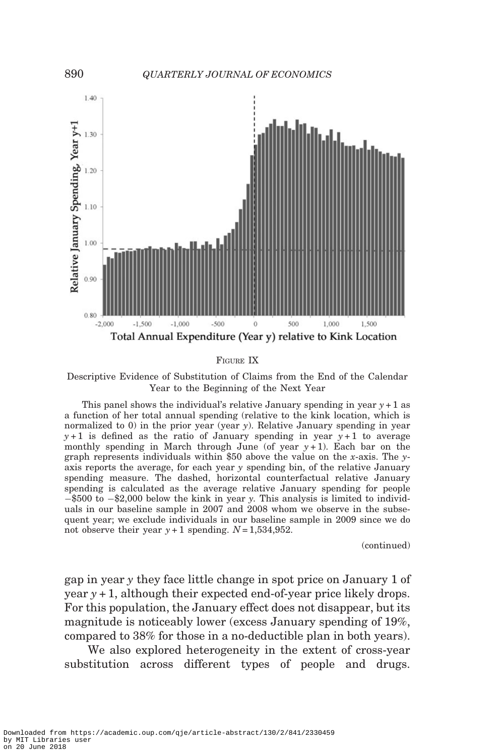FIGURE IX

Descriptive Evidence of Substitution of Claims from the End of the Calendar Year to the Beginning of the Next Year

This panel shows the individual's relative January spending in year $y+1$ as a function of her total annual spending (relative to the kink location, which is normalized to 0) in the prior year (year $y$). Relative January spending in year $y+1$ is defined as the ratio of January spending in year $y+1$ to average monthly spending in March through June (of year $y+1$). Each bar on the graph represents individuals within \$50 above the value on the $x$-axis. The $y$-axis reports the average, for each year $y$ spending bin, of the relative January spending measure. The dashed, horizontal counterfactual relative January spending is calculated as the average relative January spending for people $-$\$500 to $-$\$2,000 below the kink in year $y$. This analysis is limited to individuals in our baseline sample in 2007 and 2008 whom we observe in the subsequent year; we exclude individuals in our baseline sample in 2009 since we do not observe their year $y+1$ spending. $N = 1{,}534{,}952$.

(continued)

gap in year $y$ they face little change in spot price on January 1 of year $y+1$, although their expected end-of-year price likely drops. For this population, the January effect does not disappear, but its magnitude is noticeably lower (excess January spending of 19%, compared to 38% for those in a no-deductible plan in both years).

We also explored heterogeneity in the extent of cross-year substitution across different types of people and drugs.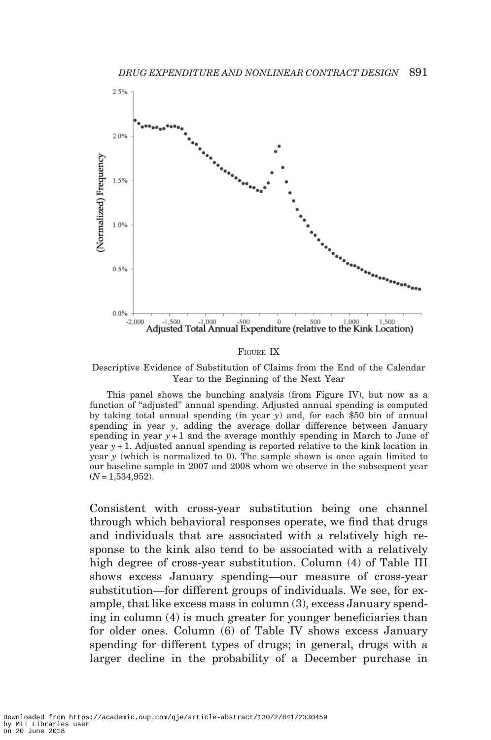FIGURE IX

Descriptive Evidence of Substitution of Claims from the End of the Calendar Year to the Beginning of the Next Year

This panel shows the bunching analysis (from Figure IV), but now as a function of "adjusted" annual spending. Adjusted annual spending is computed by taking total annual spending (in year $y$) and, for each \$50 bin of annual spending in year $y$, adding the average dollar difference between January spending in year $y+1$ and the average monthly spending in March to June of year $y+1$. Adjusted annual spending is reported relative to the kink location in year $y$ (which is normalized to 0). The sample shown is once again limited to our baseline sample in 2007 and 2008 whom we observe in the subsequent year ($N = 1{,}534{,}952$).

Consistent with cross-year substitution being one channel through which behavioral responses operate, we find that drugs and individuals that are associated with a relatively high response to the kink also tend to be associated with a relatively high degree of cross-year substitution. Column (4) of Table III shows excess January spending—our measure of cross-year substitution—for different groups of individuals. We see, for example, that like excess mass in column (3), excess January spending in column (4) is much greater for younger beneficiaries than for older ones. Column (6) of Table IV shows excess January spending for different types of drugs; in general, drugs with a larger decline in the probability of a December purchase in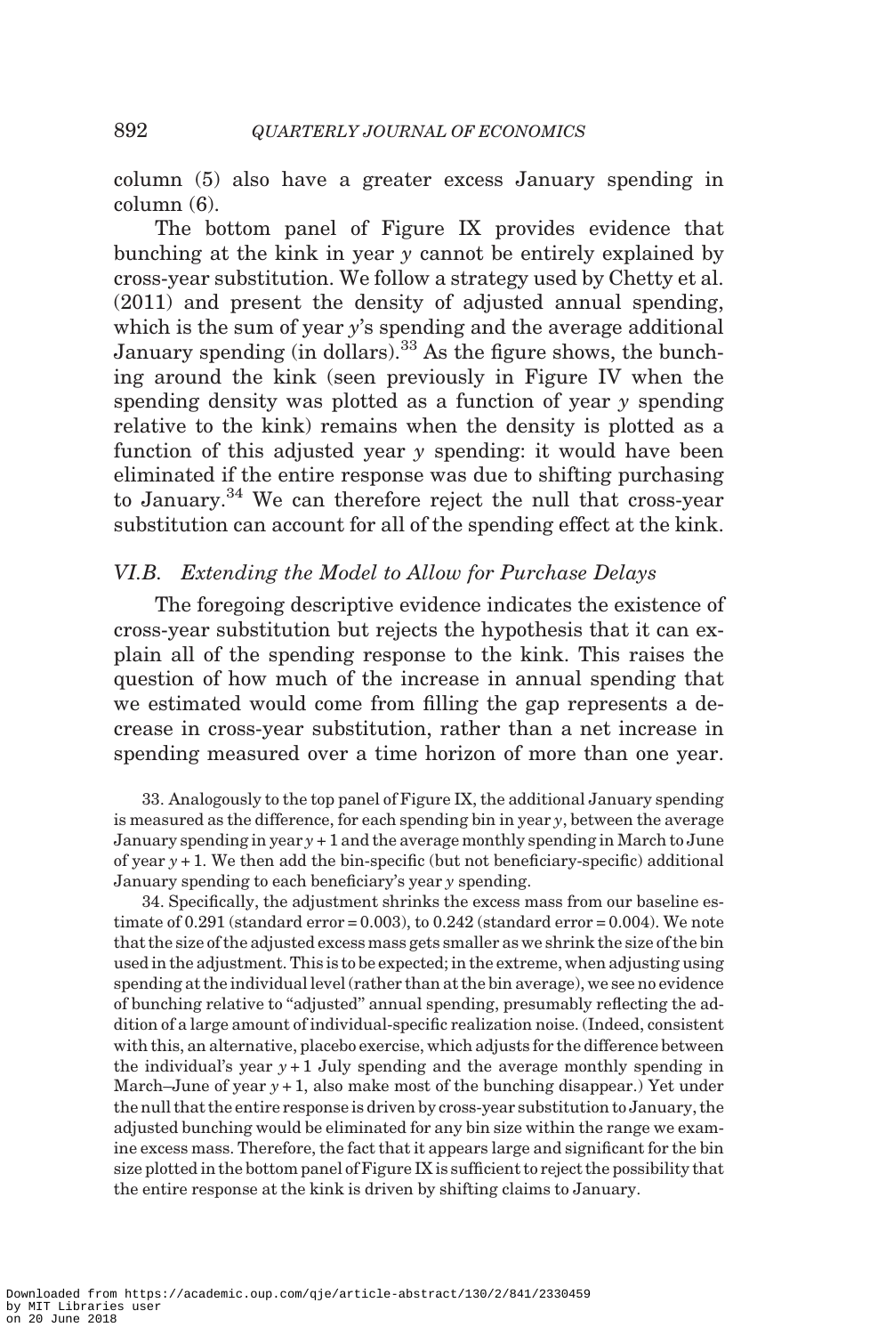column (5) also have a greater excess January spending in column (6).

The bottom panel of Figure IX provides evidence that bunching at the kink in year $y$ cannot be entirely explained by cross-year substitution. We follow a strategy used by Chetty et al. (2011) and present the density of adjusted annual spending, which is the sum of year $y$'s spending and the average additional January spending (in dollars).[33] As the figure shows, the bunching around the kink (seen previously in Figure IV when the spending density was plotted as a function of year $y$ spending relative to the kink) remains when the density is plotted as a function of this adjusted year $y$ spending: it would have been eliminated if the entire response was due to shifting purchasing to January.[34] We can therefore reject the null that cross-year substitution can account for all of the spending effect at the kink.

### VI.B. *Extending the Model to Allow for Purchase Delays*

The foregoing descriptive evidence indicates the existence of cross-year substitution but rejects the hypothesis that it can explain all of the spending response to the kink. This raises the question of how much of the increase in annual spending that we estimated would come from filling the gap represents a decrease in cross-year substitution, rather than a net increase in spending measured over a time horizon of more than one year.

33. Analogously to the top panel of Figure IX, the additional January spending is measured as the difference, for each spending bin in year $y$, between the average January spending in year $y + 1$ and the average monthly spending in March to June of year $y + 1$. We then add the bin-specific (but not beneficiary-specific) additional January spending to each beneficiary's year $y$ spending.

34. Specifically, the adjustment shrinks the excess mass from our baseline estimate of 0.291 (standard error = 0.003), to 0.242 (standard error = 0.004). We note that the size of the adjusted excess mass gets smaller as we shrink the size of the bin used in the adjustment. This is to be expected; in the extreme, when adjusting using spending at the individual level (rather than at the bin average), we see no evidence of bunching relative to "adjusted" annual spending, presumably reflecting the addition of a large amount of individual-specific realization noise. (Indeed, consistent with this, an alternative, placebo exercise, which adjusts for the difference between the individual's year $y + 1$ July spending and the average monthly spending in March–June of year $y + 1$, also make most of the bunching disappear.) Yet under the null that the entire response is driven by cross-year substitution to January, the adjusted bunching would be eliminated for any bin size within the range we examine excess mass. Therefore, the fact that it appears large and significant for the bin size plotted in the bottom panel of Figure IX is sufficient to reject the possibility that the entire response at the kink is driven by shifting claims to January.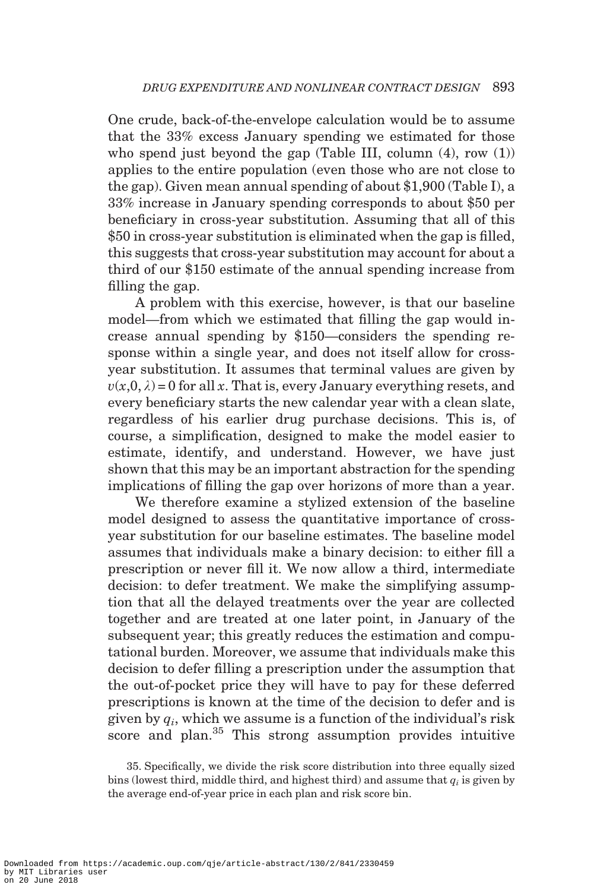One crude, back-of-the-envelope calculation would be to assume that the 33% excess January spending we estimated for those who spend just beyond the gap (Table III, column (4), row (1)) applies to the entire population (even those who are not close to the gap). Given mean annual spending of about $1,900 (Table I), a 33% increase in January spending corresponds to about $50 per beneficiary in cross-year substitution. Assuming that all of this $50 in cross-year substitution is eliminated when the gap is filled, this suggests that cross-year substitution may account for about a third of our $150 estimate of the annual spending increase from filling the gap.

A problem with this exercise, however, is that our baseline model—from which we estimated that filling the gap would increase annual spending by $150—considers the spending response within a single year, and does not itself allow for cross-year substitution. It assumes that terminal values are given by $v(x, 0, \lambda) = 0$ for all $x$. That is, every January everything resets, and every beneficiary starts the new calendar year with a clean slate, regardless of his earlier drug purchase decisions. This is, of course, a simplification, designed to make the model easier to estimate, identify, and understand. However, we have just shown that this may be an important abstraction for the spending implications of filling the gap over horizons of more than a year.

We therefore examine a stylized extension of the baseline model designed to assess the quantitative importance of cross-year substitution for our baseline estimates. The baseline model assumes that individuals make a binary decision: to either fill a prescription or never fill it. We now allow a third, intermediate decision: to defer treatment. We make the simplifying assumption that all the delayed treatments over the year are collected together and are treated at one later point, in January of the subsequent year; this greatly reduces the estimation and computational burden. Moreover, we assume that individuals make this decision to defer filling a prescription under the assumption that the out-of-pocket price they will have to pay for these deferred prescriptions is known at the time of the decision to defer and is given by $q_i$, which we assume is a function of the individual's risk score and plan.[35] This strong assumption provides intuitive

35. Specifically, we divide the risk score distribution into three equally sized bins (lowest third, middle third, and highest third) and assume that $q_i$ is given by the average end-of-year price in each plan and risk score bin.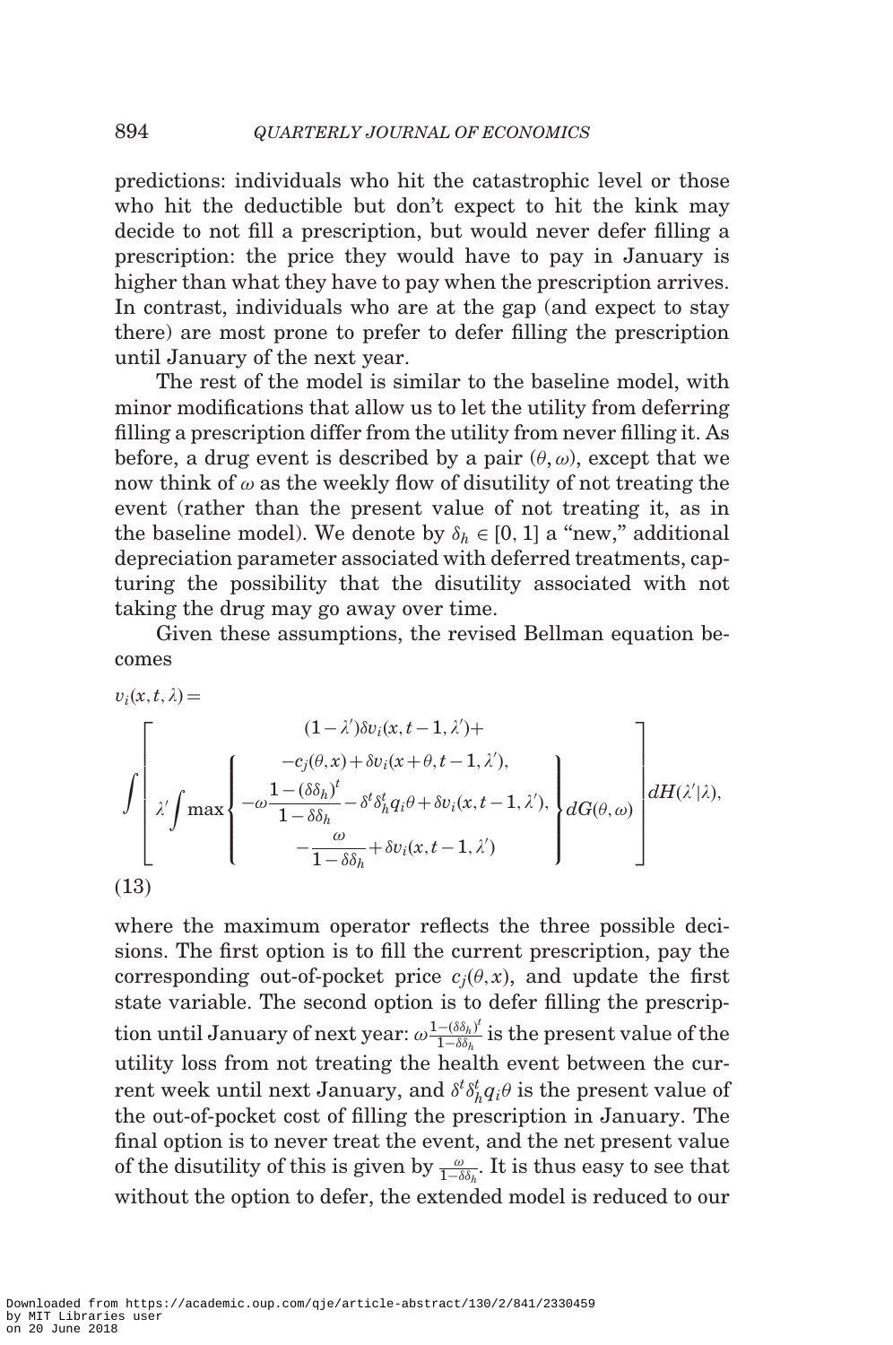predictions: individuals who hit the catastrophic level or those who hit the deductible but don't expect to hit the kink may decide to not fill a prescription, but would never defer filling a prescription: the price they would have to pay in January is higher than what they have to pay when the prescription arrives. In contrast, individuals who are at the gap (and expect to stay there) are most prone to prefer to defer filling the prescription until January of the next year.

The rest of the model is similar to the baseline model, with minor modifications that allow us to let the utility from deferring filling a prescription differ from the utility from never filling it. As before, a drug event is described by a pair $(\theta, \omega)$, except that we now think of $\omega$ as the weekly flow of disutility of not treating the event (rather than the present value of not treating it, as in the baseline model). We denote by $\delta_h \in [0, 1]$ a "new," additional depreciation parameter associated with deferred treatments, capturing the possibility that the disutility associated with not taking the drug may go away over time.

Given these assumptions, the revised Bellman equation becomes

$$v_i(x,t,\lambda) = \int \left[ \begin{array}{c} (1-\lambda')\delta v_i(x,t-1,\lambda') + \\ \lambda' \int \max \left\{ \begin{array}{c} -c_j(\theta,x) + \delta v_i(x+\theta,t-1,\lambda'), \\ -\omega \dfrac{1-(\delta\delta_h)^t}{1-\delta\delta_h} - \delta^t \delta_h^t q_i \theta + \delta v_i(x,t-1,\lambda'), \\ -\dfrac{\omega}{1-\delta\delta_h} + \delta v_i(x,t-1,\lambda') \end{array} \right\} dG(\theta,\omega) \end{array} \right] dH(\lambda'|\lambda), \tag{13}$$

where the maximum operator reflects the three possible decisions. The first option is to fill the current prescription, pay the corresponding out-of-pocket price $c_j(\theta, x)$, and update the first state variable. The second option is to defer filling the prescription until January of next year: $\omega \frac{1-(\delta\delta_h)^t}{1-\delta\delta_h}$ is the present value of the utility loss from not treating the health event between the current week until next January, and $\delta^t \delta_h^t q_i \theta$ is the present value of the out-of-pocket cost of filling the prescription in January. The final option is to never treat the event, and the net present value of the disutility of this is given by $\frac{\omega}{1-\delta\delta_h}$. It is thus easy to see that without the option to defer, the extended model is reduced to our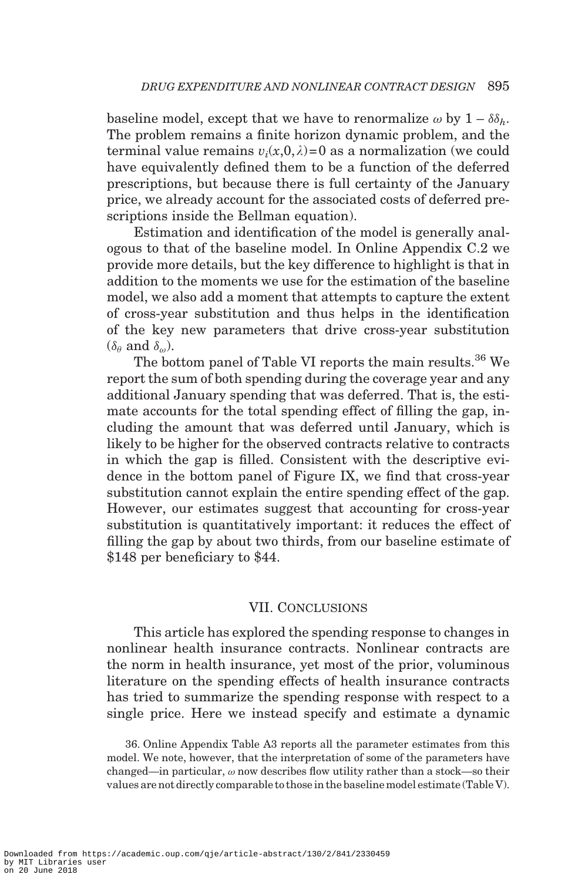baseline model, except that we have to renormalize $\omega$ by $1 - \delta\delta_h$. The problem remains a finite horizon dynamic problem, and the terminal value remains $v_i(x,0,\lambda)=0$ as a normalization (we could have equivalently defined them to be a function of the deferred prescriptions, but because there is full certainty of the January price, we already account for the associated costs of deferred prescriptions inside the Bellman equation).

Estimation and identification of the model is generally analogous to that of the baseline model. In Online Appendix C.2 we provide more details, but the key difference to highlight is that in addition to the moments we use for the estimation of the baseline model, we also add a moment that attempts to capture the extent of cross-year substitution and thus helps in the identification of the key new parameters that drive cross-year substitution ($\delta_\theta$ and $\delta_\omega$).

The bottom panel of Table VI reports the main results.[36] We report the sum of both spending during the coverage year and any additional January spending that was deferred. That is, the estimate accounts for the total spending effect of filling the gap, including the amount that was deferred until January, which is likely to be higher for the observed contracts relative to contracts in which the gap is filled. Consistent with the descriptive evidence in the bottom panel of Figure IX, we find that cross-year substitution cannot explain the entire spending effect of the gap. However, our estimates suggest that accounting for cross-year substitution is quantitatively important: it reduces the effect of filling the gap by about two thirds, from our baseline estimate of \$148 per beneficiary to \$44.

## VII. Conclusions

This article has explored the spending response to changes in nonlinear health insurance contracts. Nonlinear contracts are the norm in health insurance, yet most of the prior, voluminous literature on the spending effects of health insurance contracts has tried to summarize the spending response with respect to a single price. Here we instead specify and estimate a dynamic

36. Online Appendix Table A3 reports all the parameter estimates from this model. We note, however, that the interpretation of some of the parameters have changed—in particular, $\omega$ now describes flow utility rather than a stock—so their values are not directly comparable to those in the baseline model estimate (Table V).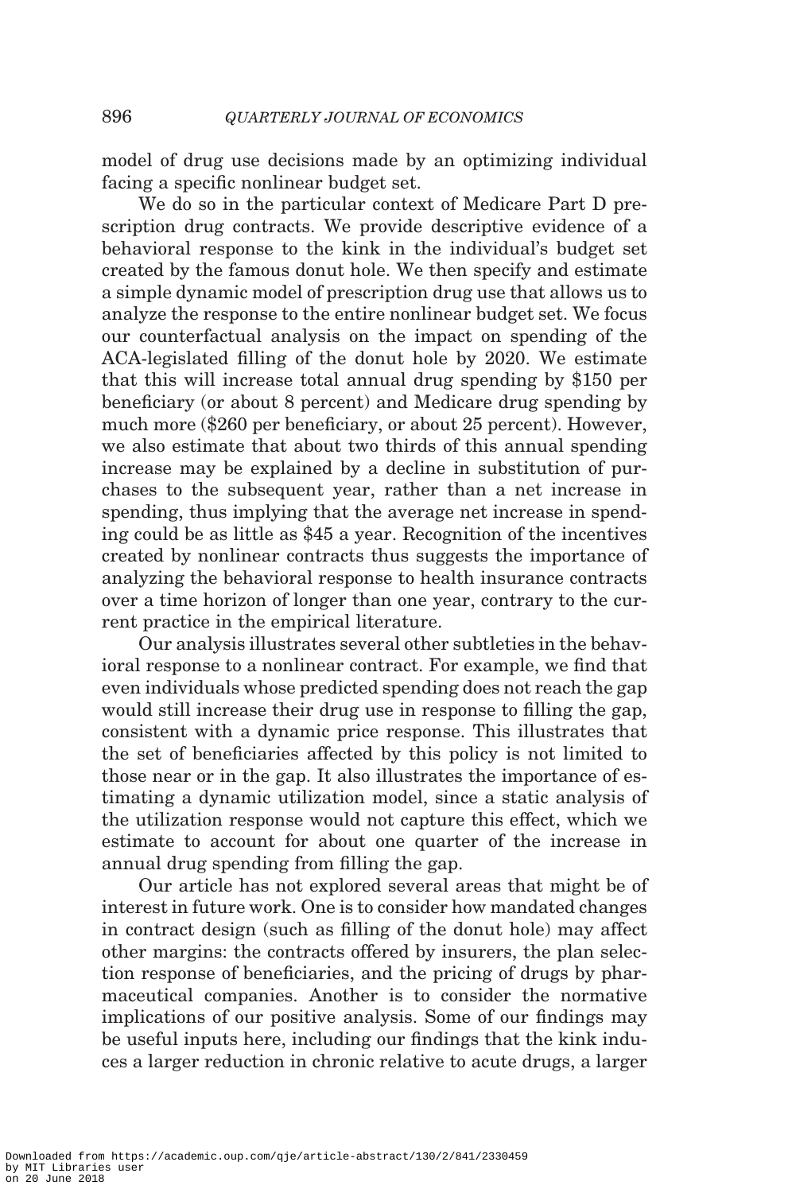model of drug use decisions made by an optimizing individual facing a specific nonlinear budget set.

We do so in the particular context of Medicare Part D prescription drug contracts. We provide descriptive evidence of a behavioral response to the kink in the individual's budget set created by the famous donut hole. We then specify and estimate a simple dynamic model of prescription drug use that allows us to analyze the response to the entire nonlinear budget set. We focus our counterfactual analysis on the impact on spending of the ACA-legislated filling of the donut hole by 2020. We estimate that this will increase total annual drug spending by $150 per beneficiary (or about 8 percent) and Medicare drug spending by much more ($260 per beneficiary, or about 25 percent). However, we also estimate that about two thirds of this annual spending increase may be explained by a decline in substitution of purchases to the subsequent year, rather than a net increase in spending, thus implying that the average net increase in spending could be as little as $45 a year. Recognition of the incentives created by nonlinear contracts thus suggests the importance of analyzing the behavioral response to health insurance contracts over a time horizon of longer than one year, contrary to the current practice in the empirical literature.

Our analysis illustrates several other subtleties in the behavioral response to a nonlinear contract. For example, we find that even individuals whose predicted spending does not reach the gap would still increase their drug use in response to filling the gap, consistent with a dynamic price response. This illustrates that the set of beneficiaries affected by this policy is not limited to those near or in the gap. It also illustrates the importance of estimating a dynamic utilization model, since a static analysis of the utilization response would not capture this effect, which we estimate to account for about one quarter of the increase in annual drug spending from filling the gap.

Our article has not explored several areas that might be of interest in future work. One is to consider how mandated changes in contract design (such as filling of the donut hole) may affect other margins: the contracts offered by insurers, the plan selection response of beneficiaries, and the pricing of drugs by pharmaceutical companies. Another is to consider the normative implications of our positive analysis. Some of our findings may be useful inputs here, including our findings that the kink induces a larger reduction in chronic relative to acute drugs, a larger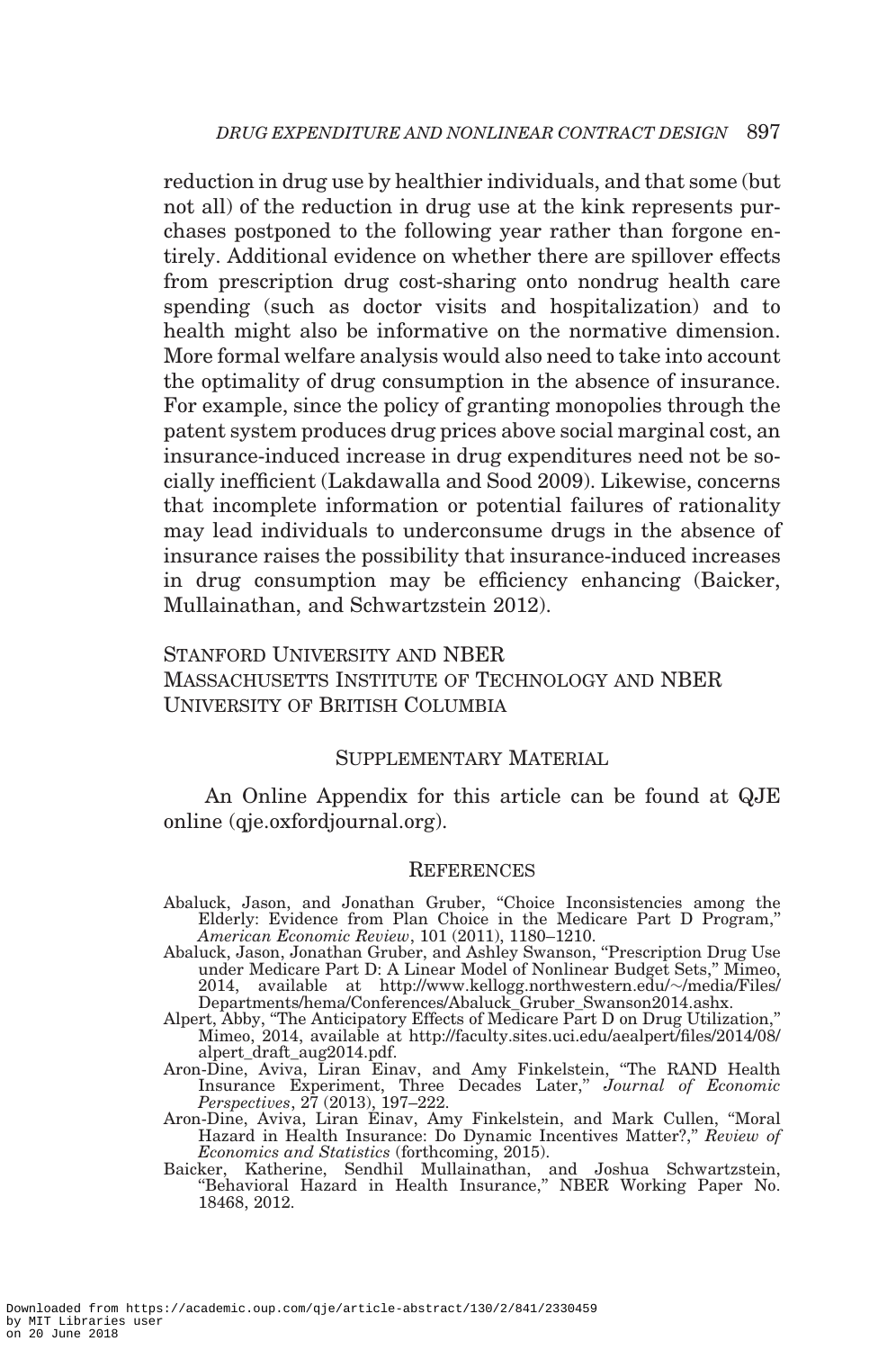reduction in drug use by healthier individuals, and that some (but not all) of the reduction in drug use at the kink represents purchases postponed to the following year rather than forgone entirely. Additional evidence on whether there are spillover effects from prescription drug cost-sharing onto nondrug health care spending (such as doctor visits and hospitalization) and to health might also be informative on the normative dimension. More formal welfare analysis would also need to take into account the optimality of drug consumption in the absence of insurance. For example, since the policy of granting monopolies through the patent system produces drug prices above social marginal cost, an insurance-induced increase in drug expenditures need not be socially inefficient (Lakdawalla and Sood 2009). Likewise, concerns that incomplete information or potential failures of rationality may lead individuals to underconsume drugs in the absence of insurance raises the possibility that insurance-induced increases in drug consumption may be efficiency enhancing (Baicker, Mullainathan, and Schwartzstein 2012).

Stanford University and NBER
Massachusetts Institute of Technology and NBER
University of British Columbia

## Supplementary Material

An Online Appendix for this article can be found at QJE online (qje.oxfordjournal.org).

## References

Abaluck, Jason, and Jonathan Gruber, "Choice Inconsistencies among the Elderly: Evidence from Plan Choice in the Medicare Part D Program," *American Economic Review*, 101 (2011), 1180–1210.

Abaluck, Jason, Jonathan Gruber, and Ashley Swanson, "Prescription Drug Use under Medicare Part D: A Linear Model of Nonlinear Budget Sets," Mimeo, 2014, available at http://www.kellogg.northwestern.edu/~/media/Files/Departments/hema/Conferences/Abaluck_Gruber_Swanson2014.ashx.

Alpert, Abby, "The Anticipatory Effects of Medicare Part D on Drug Utilization," Mimeo, 2014, available at http://faculty.sites.uci.edu/aealpert/files/2014/08/alpert_draft_aug2014.pdf.

Aron-Dine, Aviva, Liran Einav, and Amy Finkelstein, "The RAND Health Insurance Experiment, Three Decades Later," *Journal of Economic Perspectives*, 27 (2013), 197–222.

Aron-Dine, Aviva, Liran Einav, Amy Finkelstein, and Mark Cullen, "Moral Hazard in Health Insurance: Do Dynamic Incentives Matter?," *Review of Economics and Statistics* (forthcoming, 2015).

Baicker, Katherine, Sendhil Mullainathan, and Joshua Schwartzstein, "Behavioral Hazard in Health Insurance," NBER Working Paper No. 18468, 2012.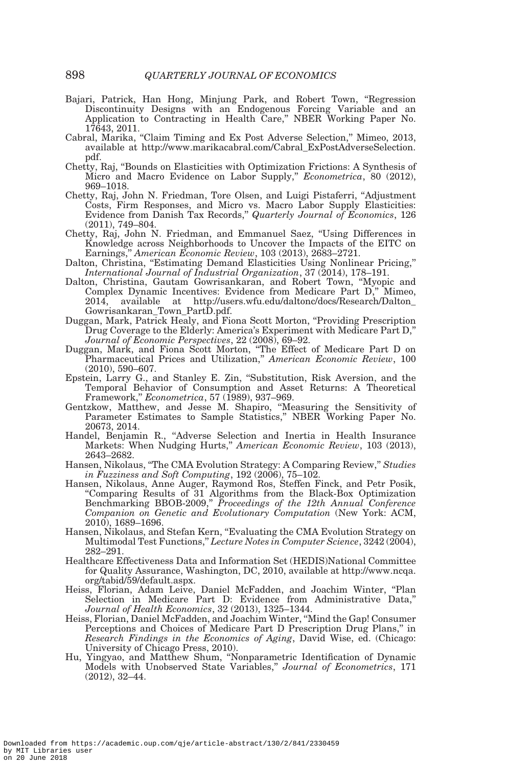Bajari, Patrick, Han Hong, Minjung Park, and Robert Town, "Regression Discontinuity Designs with an Endogenous Forcing Variable and an Application to Contracting in Health Care," NBER Working Paper No. 17643, 2011.

Cabral, Marika, "Claim Timing and Ex Post Adverse Selection," Mimeo, 2013, available at http://www.marikacabral.com/Cabral_ExPostAdverseSelection.pdf.

Chetty, Raj, "Bounds on Elasticities with Optimization Frictions: A Synthesis of Micro and Macro Evidence on Labor Supply," *Econometrica*, 80 (2012), 969–1018.

Chetty, Raj, John N. Friedman, Tore Olsen, and Luigi Pistaferri, "Adjustment Costs, Firm Responses, and Micro vs. Macro Labor Supply Elasticities: Evidence from Danish Tax Records," *Quarterly Journal of Economics*, 126 (2011), 749–804.

Chetty, Raj, John N. Friedman, and Emmanuel Saez, "Using Differences in Knowledge across Neighborhoods to Uncover the Impacts of the EITC on Earnings," *American Economic Review*, 103 (2013), 2683–2721.

Dalton, Christina, "Estimating Demand Elasticities Using Nonlinear Pricing," *International Journal of Industrial Organization*, 37 (2014), 178–191.

Dalton, Christina, Gautam Gowrisankaran, and Robert Town, "Myopic and Complex Dynamic Incentives: Evidence from Medicare Part D," Mimeo, 2014, available at http://users.wfu.edu/daltonc/docs/Research/Dalton_Gowrisankaran_Town_PartD.pdf.

Duggan, Mark, Patrick Healy, and Fiona Scott Morton, "Providing Prescription Drug Coverage to the Elderly: America's Experiment with Medicare Part D," *Journal of Economic Perspectives*, 22 (2008), 69–92.

Duggan, Mark, and Fiona Scott Morton, "The Effect of Medicare Part D on Pharmaceutical Prices and Utilization," *American Economic Review*, 100 (2010), 590–607.

Epstein, Larry G., and Stanley E. Zin, "Substitution, Risk Aversion, and the Temporal Behavior of Consumption and Asset Returns: A Theoretical Framework," *Econometrica*, 57 (1989), 937–969.

Gentzkow, Matthew, and Jesse M. Shapiro, "Measuring the Sensitivity of Parameter Estimates to Sample Statistics," NBER Working Paper No. 20673, 2014.

Handel, Benjamin R., "Adverse Selection and Inertia in Health Insurance Markets: When Nudging Hurts," *American Economic Review*, 103 (2013), 2643–2682.

Hansen, Nikolaus, "The CMA Evolution Strategy: A Comparing Review," *Studies in Fuzziness and Soft Computing*, 192 (2006), 75–102.

Hansen, Nikolaus, Anne Auger, Raymond Ros, Steffen Finck, and Petr Posik, "Comparing Results of 31 Algorithms from the Black-Box Optimization Benchmarking BBOB-2009," *Proceedings of the 12th Annual Conference Companion on Genetic and Evolutionary Computation* (New York: ACM, 2010), 1689–1696.

Hansen, Nikolaus, and Stefan Kern, "Evaluating the CMA Evolution Strategy on Multimodal Test Functions," *Lecture Notes in Computer Science*, 3242 (2004), 282–291.

Healthcare Effectiveness Data and Information Set (HEDIS)National Committee for Quality Assurance, Washington, DC, 2010, available at http://www.ncqa.org/tabid/59/default.aspx.

Heiss, Florian, Adam Leive, Daniel McFadden, and Joachim Winter, "Plan Selection in Medicare Part D: Evidence from Administrative Data," *Journal of Health Economics*, 32 (2013), 1325–1344.

Heiss, Florian, Daniel McFadden, and Joachim Winter, "Mind the Gap! Consumer Perceptions and Choices of Medicare Part D Prescription Drug Plans," in *Research Findings in the Economics of Aging*, David Wise, ed. (Chicago: University of Chicago Press, 2010).

Hu, Yingyao, and Matthew Shum, "Nonparametric Identification of Dynamic Models with Unobserved State Variables," *Journal of Econometrics*, 171 (2012), 32–44.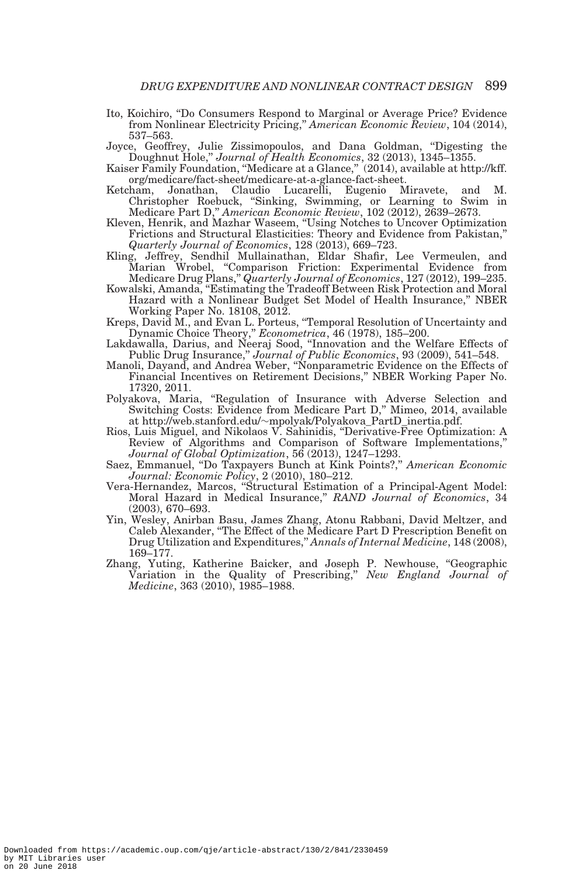Ito, Koichiro, "Do Consumers Respond to Marginal or Average Price? Evidence from Nonlinear Electricity Pricing," *American Economic Review*, 104 (2014), 537–563.

Joyce, Geoffrey, Julie Zissimopoulos, and Dana Goldman, "Digesting the Doughnut Hole," *Journal of Health Economics*, 32 (2013), 1345–1355.

Kaiser Family Foundation, "Medicare at a Glance," (2014), available at http://kff.org/medicare/fact-sheet/medicare-at-a-glance-fact-sheet.

Ketcham, Jonathan, Claudio Lucarelli, Eugenio Miravete, and M. Christopher Roebuck, "Sinking, Swimming, or Learning to Swim in Medicare Part D," *American Economic Review*, 102 (2012), 2639–2673.

Kleven, Henrik, and Mazhar Waseem, "Using Notches to Uncover Optimization Frictions and Structural Elasticities: Theory and Evidence from Pakistan," *Quarterly Journal of Economics*, 128 (2013), 669–723.

Kling, Jeffrey, Sendhil Mullainathan, Eldar Shafir, Lee Vermeulen, and Marian Wrobel, "Comparison Friction: Experimental Evidence from Medicare Drug Plans," *Quarterly Journal of Economics*, 127 (2012), 199–235.

Kowalski, Amanda, "Estimating the Tradeoff Between Risk Protection and Moral Hazard with a Nonlinear Budget Set Model of Health Insurance," NBER Working Paper No. 18108, 2012.

Kreps, David M., and Evan L. Porteus, "Temporal Resolution of Uncertainty and Dynamic Choice Theory," *Econometrica*, 46 (1978), 185–200.

Lakdawalla, Darius, and Neeraj Sood, "Innovation and the Welfare Effects of Public Drug Insurance," *Journal of Public Economics*, 93 (2009), 541–548.

Manoli, Dayand, and Andrea Weber, "Nonparametric Evidence on the Effects of Financial Incentives on Retirement Decisions," NBER Working Paper No. 17320, 2011.

Polyakova, Maria, "Regulation of Insurance with Adverse Selection and Switching Costs: Evidence from Medicare Part D," Mimeo, 2014, available at http://web.stanford.edu/~mpolyak/Polyakova_PartD_inertia.pdf.

Rios, Luis Miguel, and Nikolaos V. Sahinidis, "Derivative-Free Optimization: A Review of Algorithms and Comparison of Software Implementations," *Journal of Global Optimization*, 56 (2013), 1247–1293.

Saez, Emmanuel, "Do Taxpayers Bunch at Kink Points?," *American Economic Journal: Economic Policy*, 2 (2010), 180–212.

Vera-Hernandez, Marcos, "Structural Estimation of a Principal-Agent Model: Moral Hazard in Medical Insurance," *RAND Journal of Economics*, 34 (2003), 670–693.

Yin, Wesley, Anirban Basu, James Zhang, Atonu Rabbani, David Meltzer, and Caleb Alexander, "The Effect of the Medicare Part D Prescription Benefit on Drug Utilization and Expenditures," *Annals of Internal Medicine*, 148 (2008), 169–177.

Zhang, Yuting, Katherine Baicker, and Joseph P. Newhouse, "Geographic Variation in the Quality of Prescribing," *New England Journal of Medicine*, 363 (2010), 1985–1988.